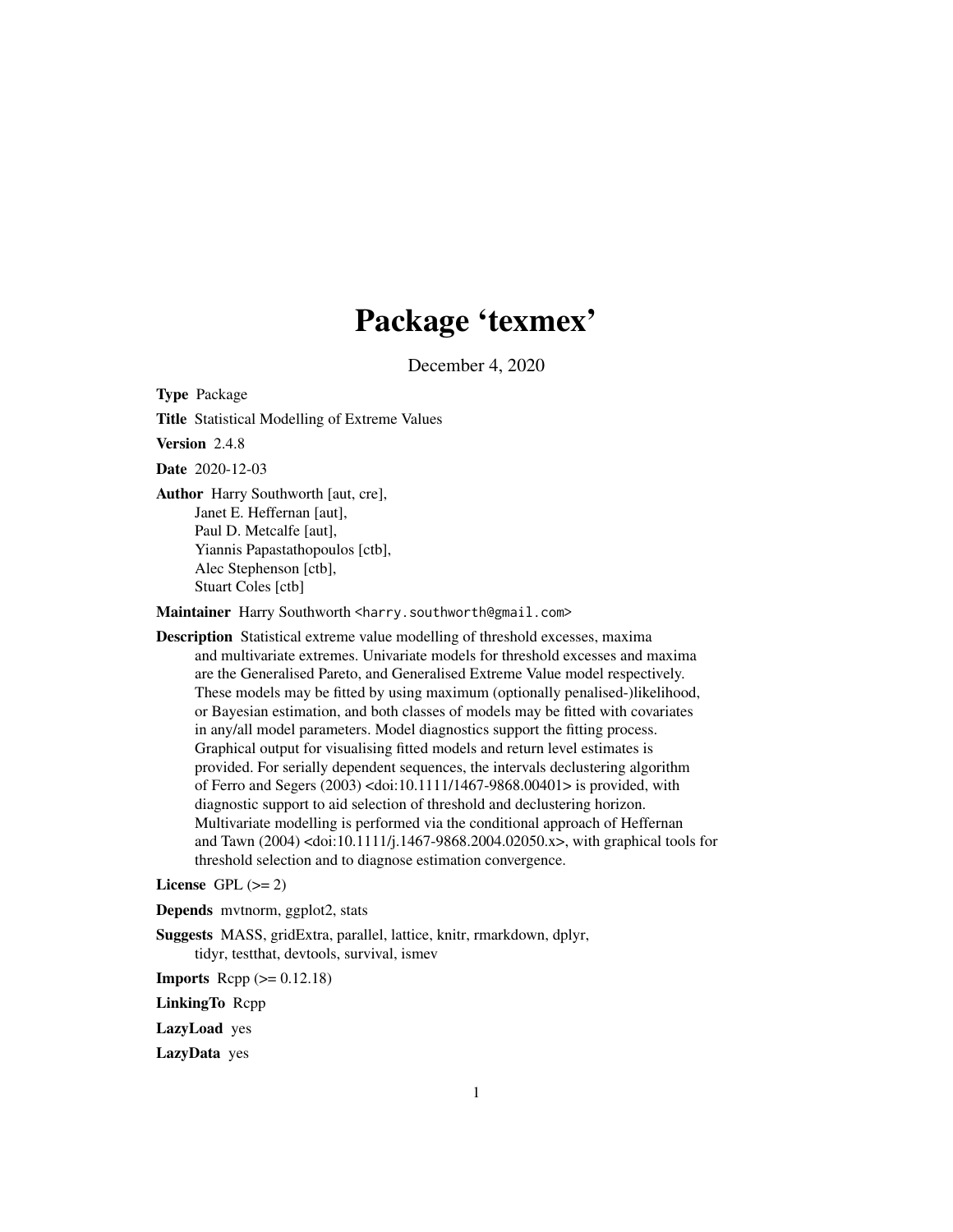# Package 'texmex'

December 4, 2020

**Type** Package

**Title** Statistical Modelling of Extreme Values

**Version** 2.4.8

**Date** 2020-12-03

**Author** Harry Southworth [aut, cre],
Janet E. Heffernan [aut],
Paul D. Metcalfe [aut],
Yiannis Papastathopoulos [ctb],
Alec Stephenson [ctb],
Stuart Coles [ctb]

**Maintainer** Harry Southworth <harry.southworth@gmail.com>

**Description** Statistical extreme value modelling of threshold excesses, maxima and multivariate extremes. Univariate models for threshold excesses and maxima are the Generalised Pareto, and Generalised Extreme Value model respectively. These models may be fitted by using maximum (optionally penalised-)likelihood, or Bayesian estimation, and both classes of models may be fitted with covariates in any/all model parameters. Model diagnostics support the fitting process. Graphical output for visualising fitted models and return level estimates is provided. For serially dependent sequences, the intervals declustering algorithm of Ferro and Segers (2003) <doi:10.1111/1467-9868.00401> is provided, with diagnostic support to aid selection of threshold and declustering horizon. Multivariate modelling is performed via the conditional approach of Heffernan and Tawn (2004) <doi:10.1111/j.1467-9868.2004.02050.x>, with graphical tools for threshold selection and to diagnose estimation convergence.

**License** GPL (>= 2)

**Depends** mvtnorm, ggplot2, stats

**Suggests** MASS, gridExtra, parallel, lattice, knitr, rmarkdown, dplyr, tidyr, testthat, devtools, survival, ismev

**Imports** Rcpp (>= 0.12.18)

**LinkingTo** Rcpp

**LazyLoad** yes

**LazyData** yes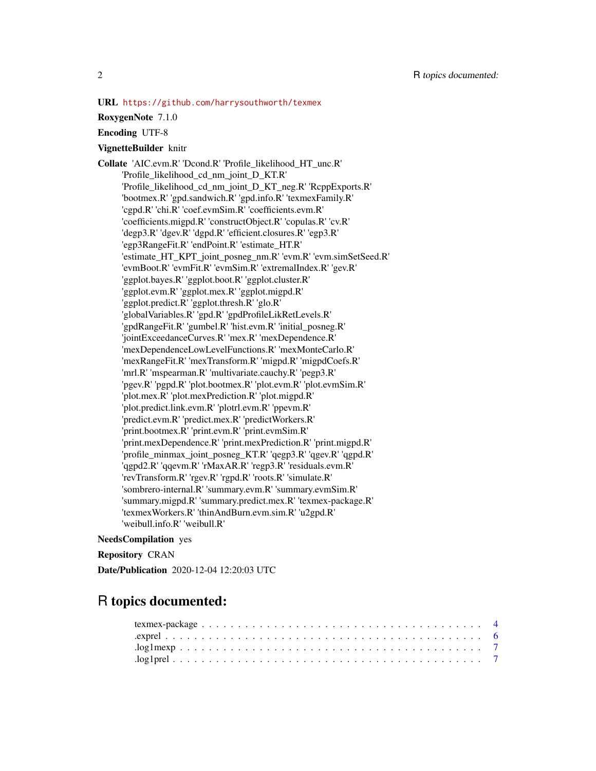**URL** https://github.com/harrysouthworth/texmex

**RoxygenNote** 7.1.0

**Encoding** UTF-8

**VignetteBuilder** knitr

**Collate** 'AIC.evm.R' 'Dcond.R' 'Profile_likelihood_HT_unc.R' 'Profile_likelihood_cd_nm_joint_D_KT.R' 'Profile_likelihood_cd_nm_joint_D_KT_neg.R' 'RcppExports.R' 'bootmex.R' 'gpd.sandwich.R' 'gpd.info.R' 'texmexFamily.R' 'cgpd.R' 'chi.R' 'coef.evmSim.R' 'coefficients.evm.R' 'coefficients.migpd.R' 'constructObject.R' 'copulas.R' 'cv.R' 'degp3.R' 'dgev.R' 'dgpd.R' 'efficient.closures.R' 'egp3.R' 'egp3RangeFit.R' 'endPoint.R' 'estimate_HT.R' 'estimate_HT_KPT_joint_posneg_nm.R' 'evm.R' 'evm.simSetSeed.R' 'evmBoot.R' 'evmFit.R' 'evmSim.R' 'extremalIndex.R' 'gev.R' 'ggplot.bayes.R' 'ggplot.boot.R' 'ggplot.cluster.R' 'ggplot.evm.R' 'ggplot.mex.R' 'ggplot.migpd.R' 'ggplot.predict.R' 'ggplot.thresh.R' 'glo.R' 'globalVariables.R' 'gpd.R' 'gpdProfileLikRetLevels.R' 'gpdRangeFit.R' 'gumbel.R' 'hist.evm.R' 'initial_posneg.R' 'jointExceedanceCurves.R' 'mex.R' 'mexDependence.R' 'mexDependenceLowLevelFunctions.R' 'mexMonteCarlo.R' 'mexRangeFit.R' 'mexTransform.R' 'migpd.R' 'migpdCoefs.R' 'mrl.R' 'mspearman.R' 'multivariate.cauchy.R' 'pegp3.R' 'pgev.R' 'pgpd.R' 'plot.bootmex.R' 'plot.evm.R' 'plot.evmSim.R' 'plot.mex.R' 'plot.mexPrediction.R' 'plot.migpd.R' 'plot.predict.link.evm.R' 'plotrl.evm.R' 'ppevm.R' 'predict.evm.R' 'predict.mex.R' 'predictWorkers.R' 'print.bootmex.R' 'print.evm.R' 'print.evmSim.R' 'print.mexDependence.R' 'print.mexPrediction.R' 'print.migpd.R' 'profile_minmax_joint_posneg_KT.R' 'qegp3.R' 'qgev.R' 'qgpd.R' 'qgpd2.R' 'qqevm.R' 'rMaxAR.R' 'regp3.R' 'residuals.evm.R' 'revTransform.R' 'rgev.R' 'rgpd.R' 'roots.R' 'simulate.R' 'sombrero-internal.R' 'summary.evm.R' 'summary.evmSim.R' 'summary.migpd.R' 'summary.predict.mex.R' 'texmex-package.R' 'texmexWorkers.R' 'thinAndBurn.evm.sim.R' 'u2gpd.R' 'weibull.info.R' 'weibull.R'

**NeedsCompilation** yes

**Repository** CRAN

**Date/Publication** 2020-12-04 12:20:03 UTC

# R topics documented:

texmex-package . . . . . . . . . . . . . . . . . . . . . . . . . . . . . . . . . . . . 4
.exprel . . . . . . . . . . . . . . . . . . . . . . . . . . . . . . . . . . . . . . . . 6
.log1mexp . . . . . . . . . . . . . . . . . . . . . . . . . . . . . . . . . . . . . . 7
.log1prel . . . . . . . . . . . . . . . . . . . . . . . . . . . . . . . . . . . . . . . 7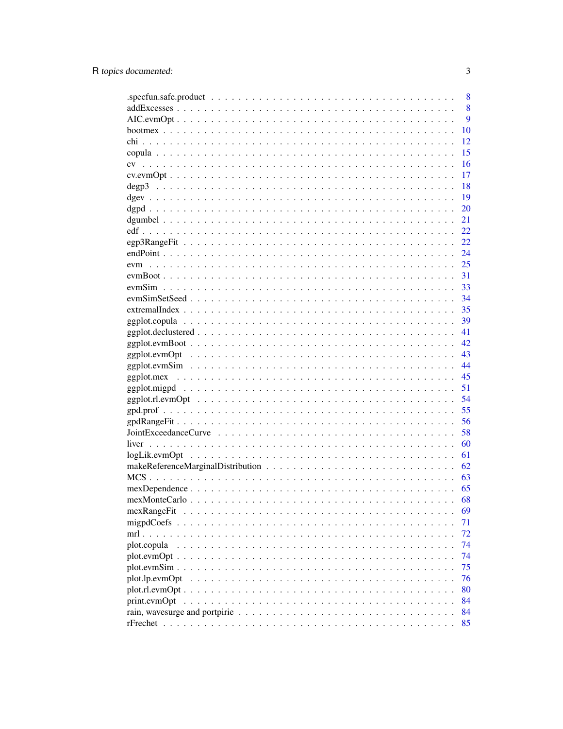| | |
|---|---|
| .specfun.safe.product | 8 |
| addExcesses | 8 |
| AIC.evmOpt | 9 |
| bootmex | 10 |
| chi | 12 |
| copula | 15 |
| cv | 16 |
| cv.evmOpt | 17 |
| degp3 | 18 |
| dgev | 19 |
| dgpd | 20 |
| dgumbel | 21 |
| edf | 22 |
| egp3RangeFit | 22 |
| endPoint | 24 |
| evm | 25 |
| evmBoot | 31 |
| evmSim | 33 |
| evmSimSetSeed | 34 |
| extremalIndex | 35 |
| ggplot.copula | 39 |
| ggplot.declustered | 41 |
| ggplot.evmBoot | 42 |
| ggplot.evmOpt | 43 |
| ggplot.evmSim | 44 |
| ggplot.mex | 45 |
| ggplot.migpd | 51 |
| ggplot.rl.evmOpt | 54 |
| gpd.prof | 55 |
| gpdRangeFit | 56 |
| JointExceedanceCurve | 58 |
| liver | 60 |
| logLik.evmOpt | 61 |
| makeReferenceMarginalDistribution | 62 |
| MCS | 63 |
| mexDependence | 65 |
| mexMonteCarlo | 68 |
| mexRangeFit | 69 |
| migpdCoefs | 71 |
| mrl | 72 |
| plot.copula | 74 |
| plot.evmOpt | 74 |
| plot.evmSim | 75 |
| plot.lp.evmOpt | 76 |
| plot.rl.evmOpt | 80 |
| print.evmOpt | 84 |
| rain, wavesurge and portpirie | 84 |
| rFrechet | 85 |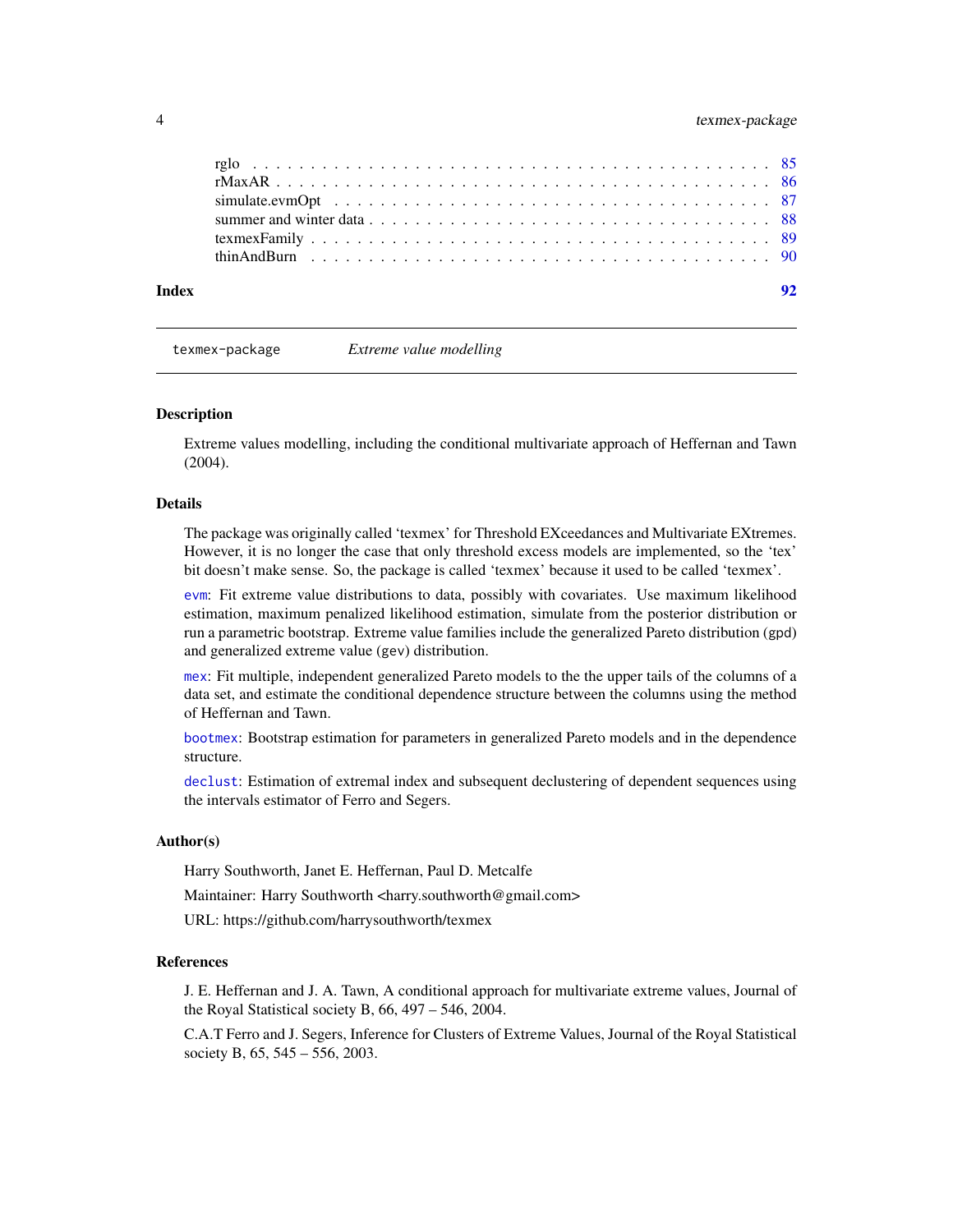rglo . . . . . . . . . . . . . . . . . . . . . . . . . . . . . . . . . . . . . . . . . 85
rMaxAR . . . . . . . . . . . . . . . . . . . . . . . . . . . . . . . . . . . . . . . . 86
simulate.evmOpt . . . . . . . . . . . . . . . . . . . . . . . . . . . . . . . . . . . . 87
summer and winter data . . . . . . . . . . . . . . . . . . . . . . . . . . . . . . . . 88
texmexFamily . . . . . . . . . . . . . . . . . . . . . . . . . . . . . . . . . . . . . 89
thinAndBurn . . . . . . . . . . . . . . . . . . . . . . . . . . . . . . . . . . . . . . 90

**Index** **92**

---

`texmex-package` *Extreme value modelling*

---

### Description

Extreme values modelling, including the conditional multivariate approach of Heffernan and Tawn (2004).

### Details

The package was originally called 'texmex' for Threshold EXceedances and Multivariate EXtremes. However, it is no longer the case that only threshold excess models are implemented, so the 'tex' bit doesn't make sense. So, the package is called 'texmex' because it used to be called 'texmex'.

`evm`: Fit extreme value distributions to data, possibly with covariates. Use maximum likelihood estimation, maximum penalized likelihood estimation, simulate from the posterior distribution or run a parametric bootstrap. Extreme value families include the generalized Pareto distribution (gpd) and generalized extreme value (gev) distribution.

`mex`: Fit multiple, independent generalized Pareto models to the the upper tails of the columns of a data set, and estimate the conditional dependence structure between the columns using the method of Heffernan and Tawn.

`bootmex`: Bootstrap estimation for parameters in generalized Pareto models and in the dependence structure.

`declust`: Estimation of extremal index and subsequent declustering of dependent sequences using the intervals estimator of Ferro and Segers.

### Author(s)

Harry Southworth, Janet E. Heffernan, Paul D. Metcalfe

Maintainer: Harry Southworth <harry.southworth@gmail.com>

URL: https://github.com/harrysouthworth/texmex

### References

J. E. Heffernan and J. A. Tawn, A conditional approach for multivariate extreme values, Journal of the Royal Statistical society B, 66, 497 – 546, 2004.

C.A.T Ferro and J. Segers, Inference for Clusters of Extreme Values, Journal of the Royal Statistical society B, 65, 545 – 556, 2003.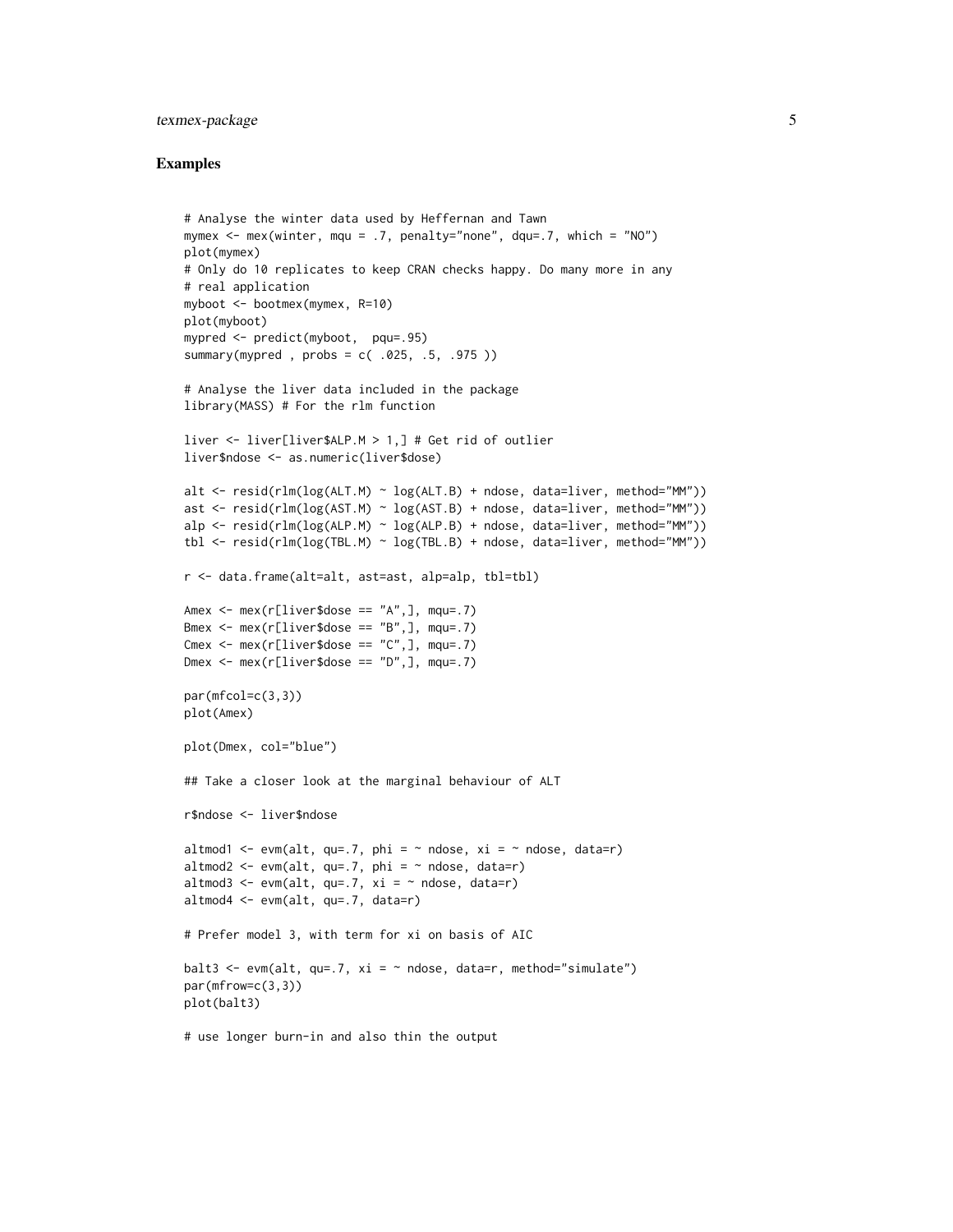## Examples

```
# Analyse the winter data used by Heffernan and Tawn
mymex <- mex(winter, mqu = .7, penalty="none", dqu=.7, which = "NO")
plot(mymex)
# Only do 10 replicates to keep CRAN checks happy. Do many more in any
# real application
myboot <- bootmex(mymex, R=10)
plot(myboot)
mypred <- predict(myboot,  pqu=.95)
summary(mypred , probs = c( .025, .5, .975 ))

# Analyse the liver data included in the package
library(MASS) # For the rlm function

liver <- liver[liver$ALP.M > 1,] # Get rid of outlier
liver$ndose <- as.numeric(liver$dose)

alt <- resid(rlm(log(ALT.M) ~ log(ALT.B) + ndose, data=liver, method="MM"))
ast <- resid(rlm(log(AST.M) ~ log(AST.B) + ndose, data=liver, method="MM"))
alp <- resid(rlm(log(ALP.M) ~ log(ALP.B) + ndose, data=liver, method="MM"))
tbl <- resid(rlm(log(TBL.M) ~ log(TBL.B) + ndose, data=liver, method="MM"))

r <- data.frame(alt=alt, ast=ast, alp=alp, tbl=tbl)

Amex <- mex(r[liver$dose == "A",], mqu=.7)
Bmex <- mex(r[liver$dose == "B",], mqu=.7)
Cmex <- mex(r[liver$dose == "C",], mqu=.7)
Dmex <- mex(r[liver$dose == "D",], mqu=.7)

par(mfcol=c(3,3))
plot(Amex)

plot(Dmex, col="blue")

## Take a closer look at the marginal behaviour of ALT

r$ndose <- liver$ndose

altmod1 <- evm(alt, qu=.7, phi = ~ ndose, xi = ~ ndose, data=r)
altmod2 <- evm(alt, qu=.7, phi = ~ ndose, data=r)
altmod3 <- evm(alt, qu=.7, xi = ~ ndose, data=r)
altmod4 <- evm(alt, qu=.7, data=r)

# Prefer model 3, with term for xi on basis of AIC

balt3 <- evm(alt, qu=.7, xi = ~ ndose, data=r, method="simulate")
par(mfrow=c(3,3))
plot(balt3)

# use longer burn-in and also thin the output
```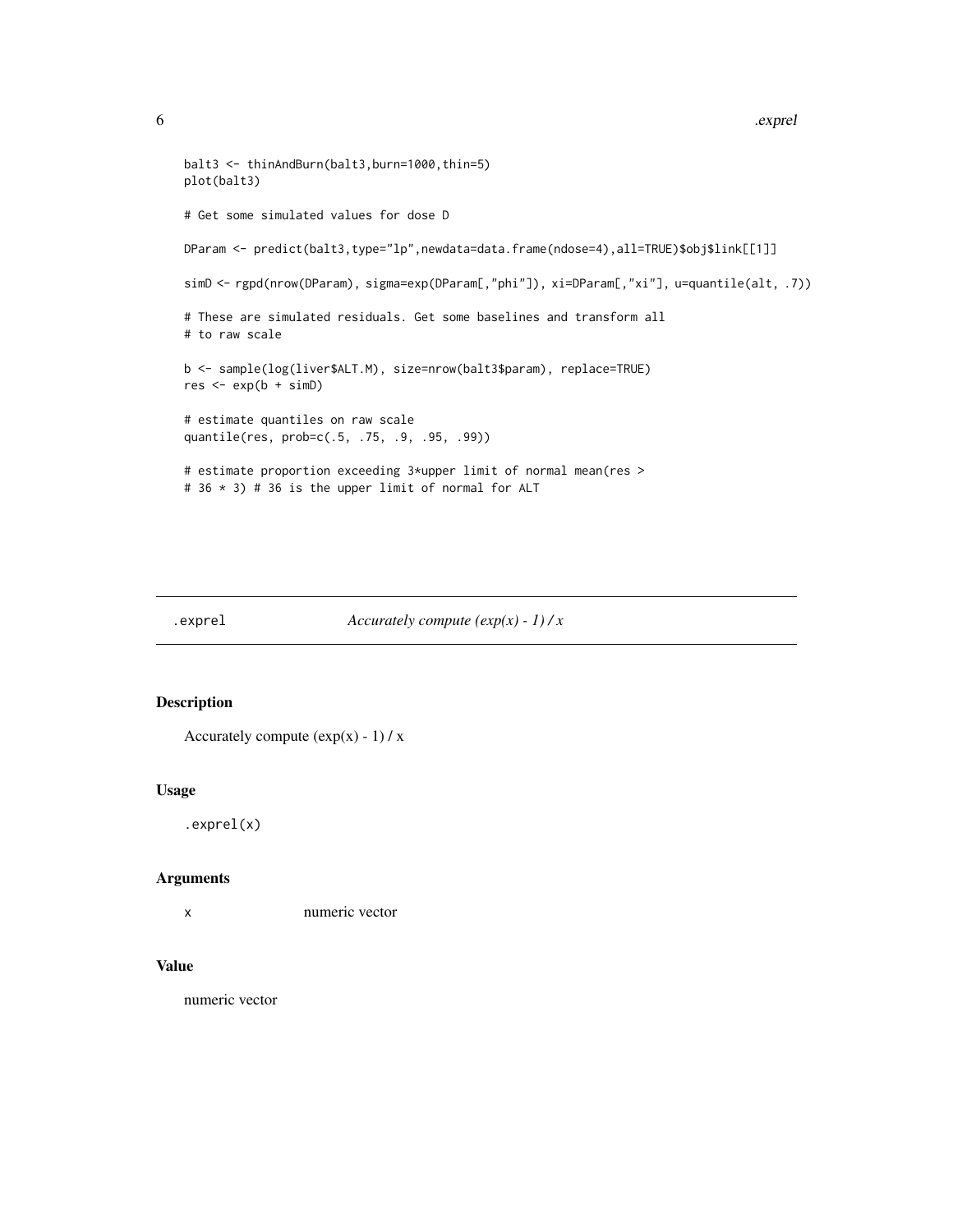```
balt3 <- thinAndBurn(balt3,burn=1000,thin=5)
plot(balt3)

# Get some simulated values for dose D

DParam <- predict(balt3,type="lp",newdata=data.frame(ndose=4),all=TRUE)$obj$link[[1]]

simD <- rgpd(nrow(DParam), sigma=exp(DParam[,"phi"]), xi=DParam[,"xi"], u=quantile(alt, .7))

# These are simulated residuals. Get some baselines and transform all
# to raw scale

b <- sample(log(liver$ALT.M), size=nrow(balt3$param), replace=TRUE)
res <- exp(b + simD)

# estimate quantiles on raw scale
quantile(res, prob=c(.5, .75, .9, .95, .99))

# estimate proportion exceeding 3*upper limit of normal mean(res >
# 36 * 3) # 36 is the upper limit of normal for ALT
```

## .exprel *Accurately compute (exp(x) - 1) / x*

### Description

Accurately compute (exp(x) - 1) / x

### Usage

```
.exprel(x)
```

### Arguments

| | |
|---|---|
| x | numeric vector |

### Value

numeric vector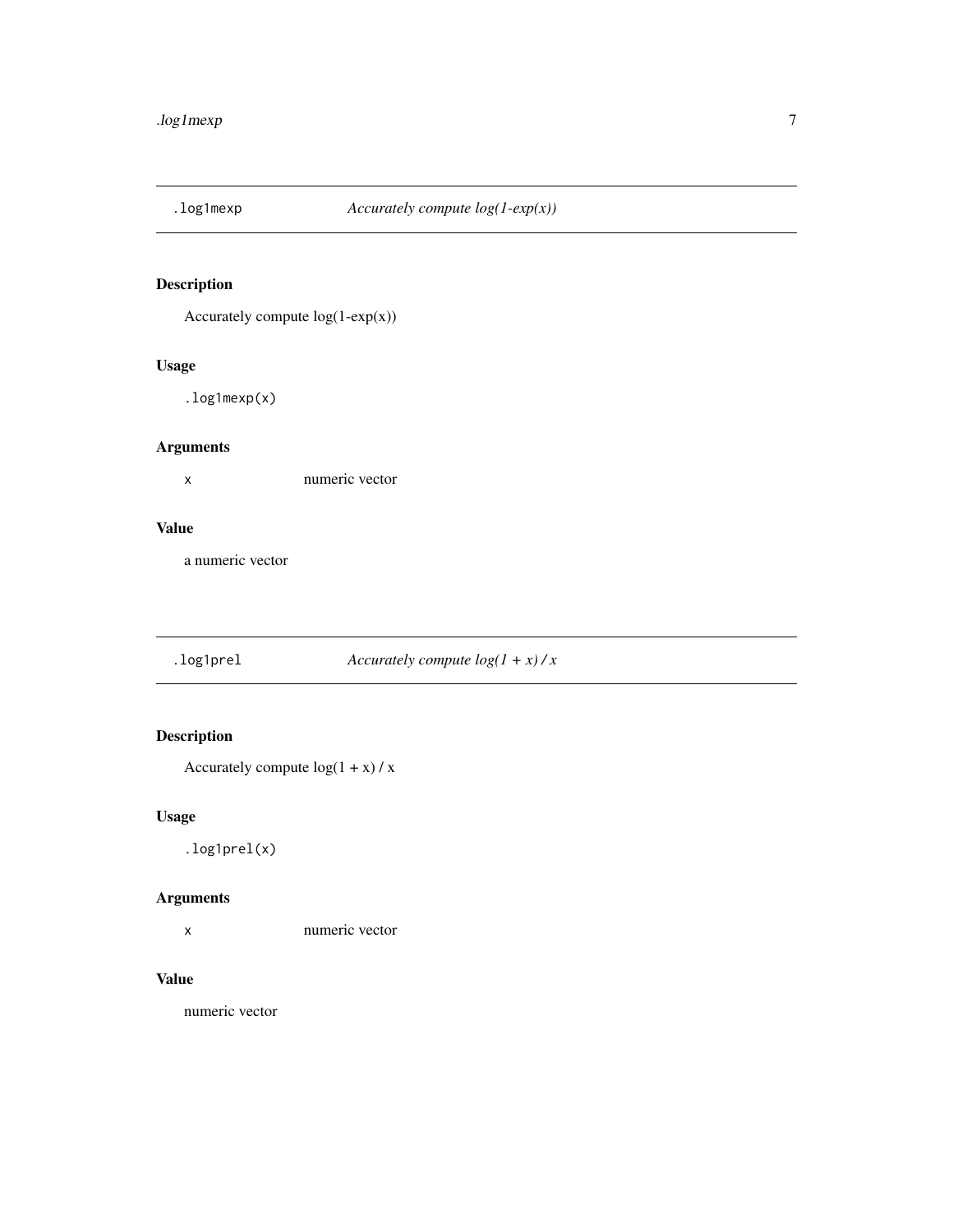## .log1mexp — *Accurately compute log(1-exp(x))*

### Description

Accurately compute log(1-exp(x))

### Usage

```
.log1mexp(x)
```

### Arguments

| | |
|---|---|
| x | numeric vector |

### Value

a numeric vector

## .log1prel — *Accurately compute log(1 + x) / x*

### Description

Accurately compute log(1 + x) / x

### Usage

```
.log1prel(x)
```

### Arguments

| | |
|---|---|
| x | numeric vector |

### Value

numeric vector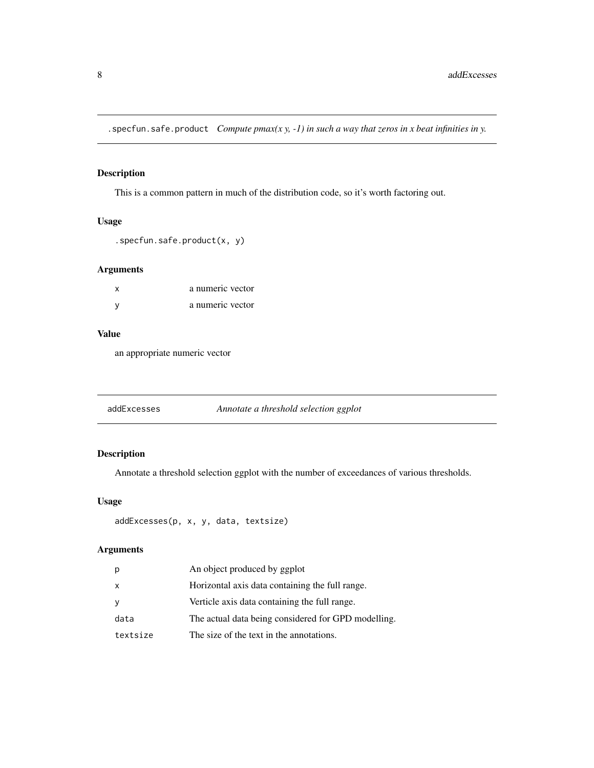## .specfun.safe.product *Compute pmax(x y, -1) in such a way that zeros in x beat infinities in y.*

### Description

This is a common pattern in much of the distribution code, so it's worth factoring out.

### Usage

```
.specfun.safe.product(x, y)
```

### Arguments

| | |
|---|---|
| x | a numeric vector |
| y | a numeric vector |

### Value

an appropriate numeric vector

## addExcesses *Annotate a threshold selection ggplot*

### Description

Annotate a threshold selection ggplot with the number of exceedances of various thresholds.

### Usage

```
addExcesses(p, x, y, data, textsize)
```

### Arguments

| | |
|---|---|
| p | An object produced by ggplot |
| x | Horizontal axis data containing the full range. |
| y | Verticle axis data containing the full range. |
| data | The actual data being considered for GPD modelling. |
| textsize | The size of the text in the annotations. |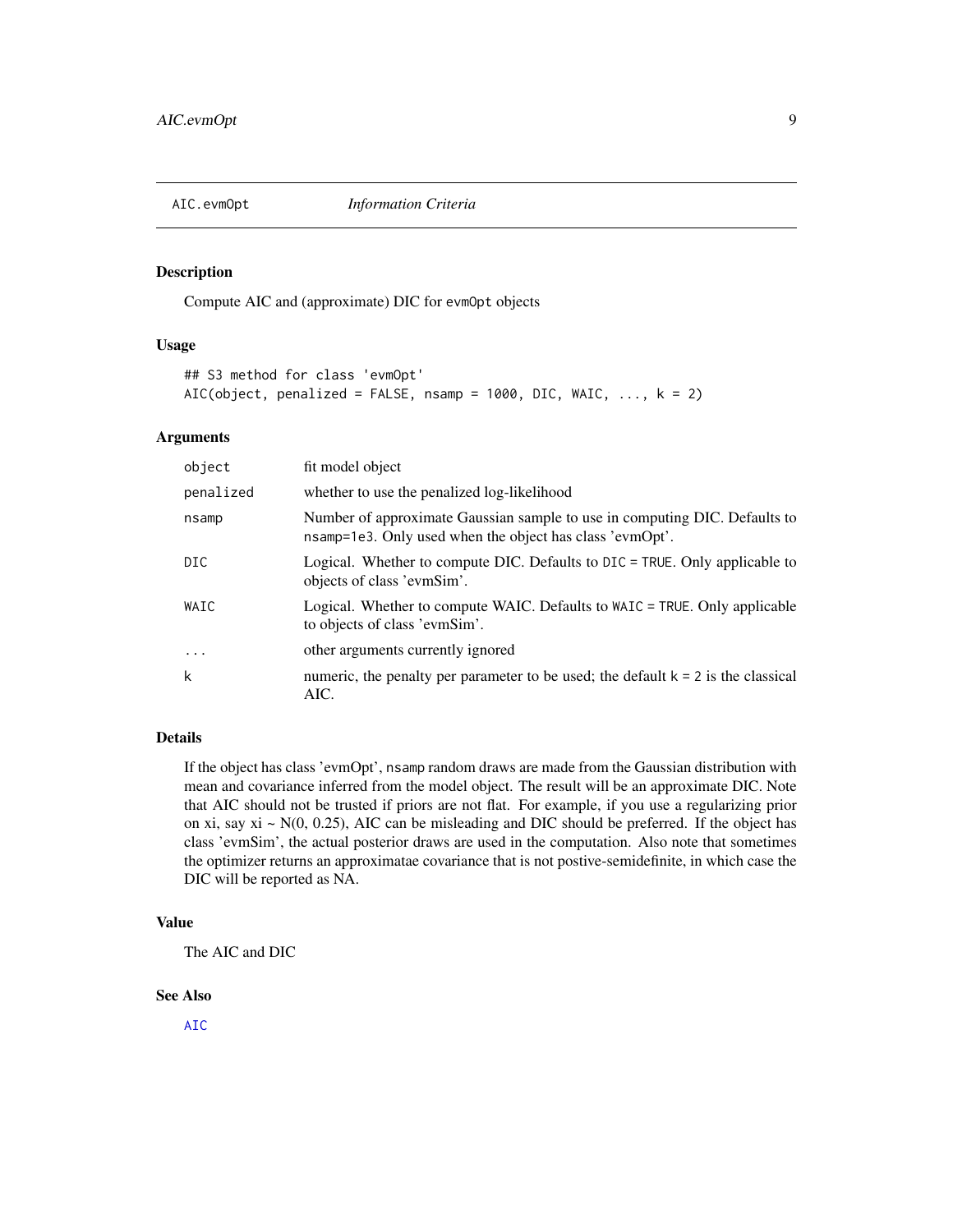## AIC.evmOpt *Information Criteria*

### Description

Compute AIC and (approximate) DIC for `evmOpt` objects

### Usage

```
## S3 method for class 'evmOpt'
AIC(object, penalized = FALSE, nsamp = 1000, DIC, WAIC, ..., k = 2)
```

### Arguments

| | |
|---|---|
| `object` | fit model object |
| `penalized` | whether to use the penalized log-likelihood |
| `nsamp` | Number of approximate Gaussian sample to use in computing DIC. Defaults to `nsamp=1e3`. Only used when the object has class 'evmOpt'. |
| `DIC` | Logical. Whether to compute DIC. Defaults to `DIC = TRUE`. Only applicable to objects of class 'evmSim'. |
| `WAIC` | Logical. Whether to compute WAIC. Defaults to `WAIC = TRUE`. Only applicable to objects of class 'evmSim'. |
| `...` | other arguments currently ignored |
| `k` | numeric, the penalty per parameter to be used; the default `k = 2` is the classical AIC. |

### Details

If the object has class 'evmOpt', `nsamp` random draws are made from the Gaussian distribution with mean and covariance inferred from the model object. The result will be an approximate DIC. Note that AIC should not be trusted if priors are not flat. For example, if you use a regularizing prior on xi, say xi ~ N(0, 0.25), AIC can be misleading and DIC should be preferred. If the object has class 'evmSim', the actual posterior draws are used in the computation. Also note that sometimes the optimizer returns an approximatae covariance that is not postive-semidefinite, in which case the DIC will be reported as NA.

### Value

The AIC and DIC

### See Also

AIC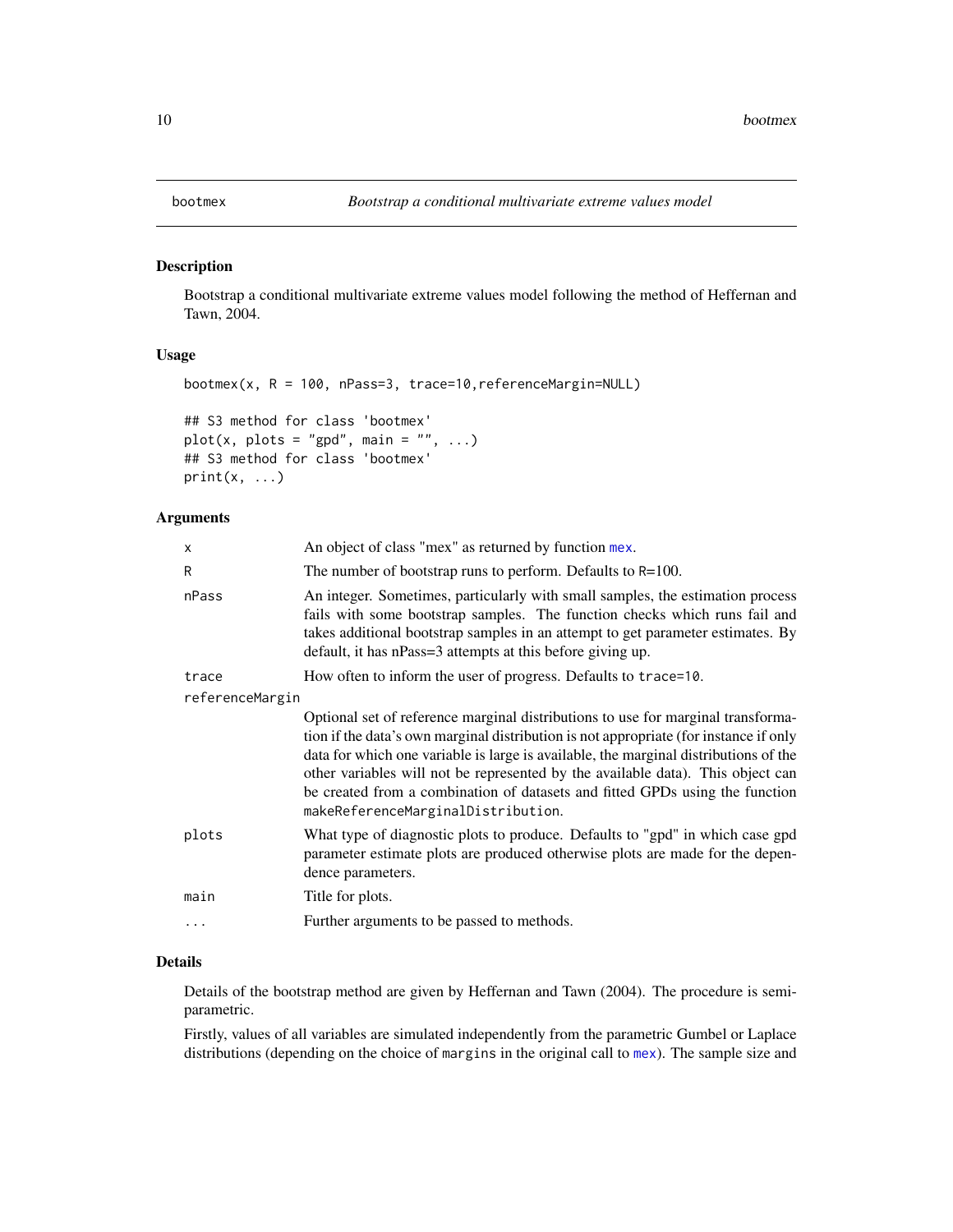# bootmex — *Bootstrap a conditional multivariate extreme values model*

## Description

Bootstrap a conditional multivariate extreme values model following the method of Heffernan and Tawn, 2004.

## Usage

```
bootmex(x, R = 100, nPass=3, trace=10,referenceMargin=NULL)

## S3 method for class 'bootmex'
plot(x, plots = "gpd", main = "", ...)
## S3 method for class 'bootmex'
print(x, ...)
```

## Arguments

| | |
|---|---|
| `x` | An object of class "mex" as returned by function `mex`. |
| `R` | The number of bootstrap runs to perform. Defaults to R=100. |
| `nPass` | An integer. Sometimes, particularly with small samples, the estimation process fails with some bootstrap samples. The function checks which runs fail and takes additional bootstrap samples in an attempt to get parameter estimates. By default, it has nPass=3 attempts at this before giving up. |
| `trace` | How often to inform the user of progress. Defaults to `trace=10`. |
| `referenceMargin` | Optional set of reference marginal distributions to use for marginal transformation if the data's own marginal distribution is not appropriate (for instance if only data for which one variable is large is available, the marginal distributions of the other variables will not be represented by the available data). This object can be created from a combination of datasets and fitted GPDs using the function `makeReferenceMarginalDistribution`. |
| `plots` | What type of diagnostic plots to produce. Defaults to "gpd" in which case gpd parameter estimate plots are produced otherwise plots are made for the dependence parameters. |
| `main` | Title for plots. |
| `...` | Further arguments to be passed to methods. |

## Details

Details of the bootstrap method are given by Heffernan and Tawn (2004). The procedure is semi-parametric.

Firstly, values of all variables are simulated independently from the parametric Gumbel or Laplace distributions (depending on the choice of `margins` in the original call to `mex`). The sample size and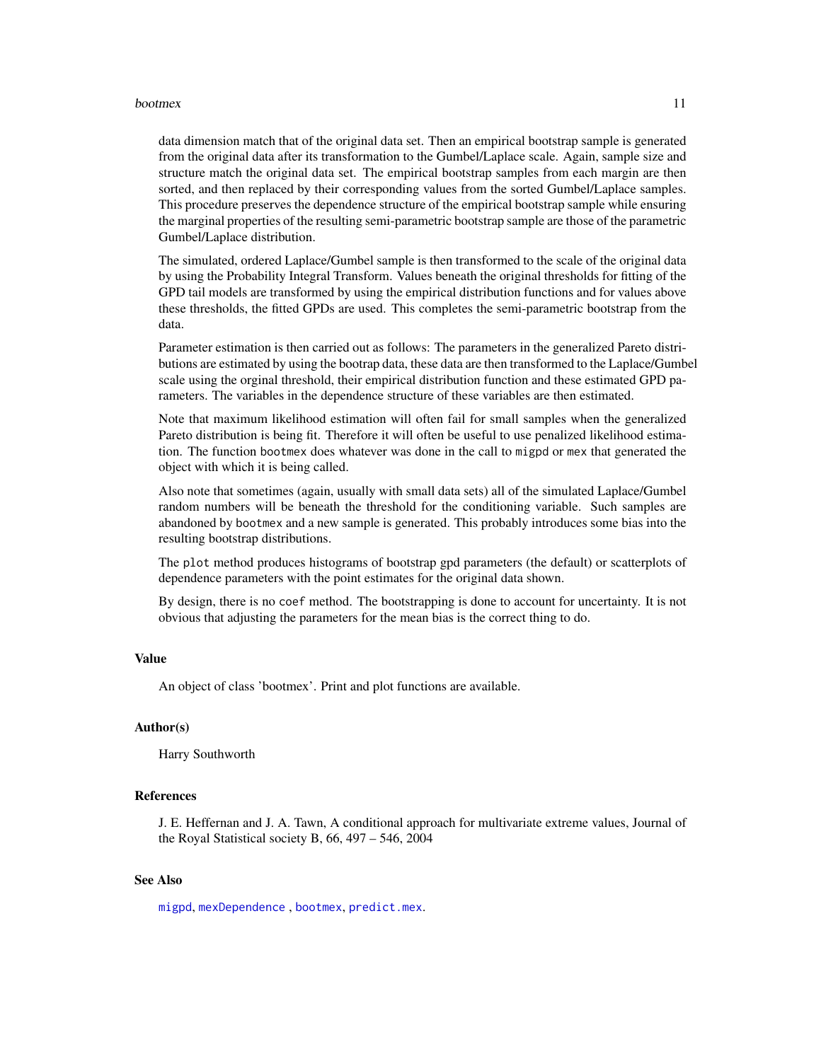data dimension match that of the original data set. Then an empirical bootstrap sample is generated from the original data after its transformation to the Gumbel/Laplace scale. Again, sample size and structure match the original data set. The empirical bootstrap samples from each margin are then sorted, and then replaced by their corresponding values from the sorted Gumbel/Laplace samples. This procedure preserves the dependence structure of the empirical bootstrap sample while ensuring the marginal properties of the resulting semi-parametric bootstrap sample are those of the parametric Gumbel/Laplace distribution.

The simulated, ordered Laplace/Gumbel sample is then transformed to the scale of the original data by using the Probability Integral Transform. Values beneath the original thresholds for fitting of the GPD tail models are transformed by using the empirical distribution functions and for values above these thresholds, the fitted GPDs are used. This completes the semi-parametric bootstrap from the data.

Parameter estimation is then carried out as follows: The parameters in the generalized Pareto distributions are estimated by using the bootrap data, these data are then transformed to the Laplace/Gumbel scale using the orginal threshold, their empirical distribution function and these estimated GPD parameters. The variables in the dependence structure of these variables are then estimated.

Note that maximum likelihood estimation will often fail for small samples when the generalized Pareto distribution is being fit. Therefore it will often be useful to use penalized likelihood estimation. The function `bootmex` does whatever was done in the call to `migpd` or `mex` that generated the object with which it is being called.

Also note that sometimes (again, usually with small data sets) all of the simulated Laplace/Gumbel random numbers will be beneath the threshold for the conditioning variable. Such samples are abandoned by `bootmex` and a new sample is generated. This probably introduces some bias into the resulting bootstrap distributions.

The `plot` method produces histograms of bootstrap gpd parameters (the default) or scatterplots of dependence parameters with the point estimates for the original data shown.

By design, there is no `coef` method. The bootstrapping is done to account for uncertainty. It is not obvious that adjusting the parameters for the mean bias is the correct thing to do.

### Value

An object of class 'bootmex'. Print and plot functions are available.

### Author(s)

Harry Southworth

### References

J. E. Heffernan and J. A. Tawn, A conditional approach for multivariate extreme values, Journal of the Royal Statistical society B, 66, 497 – 546, 2004

### See Also

`migpd`, `mexDependence` , `bootmex`, `predict.mex`.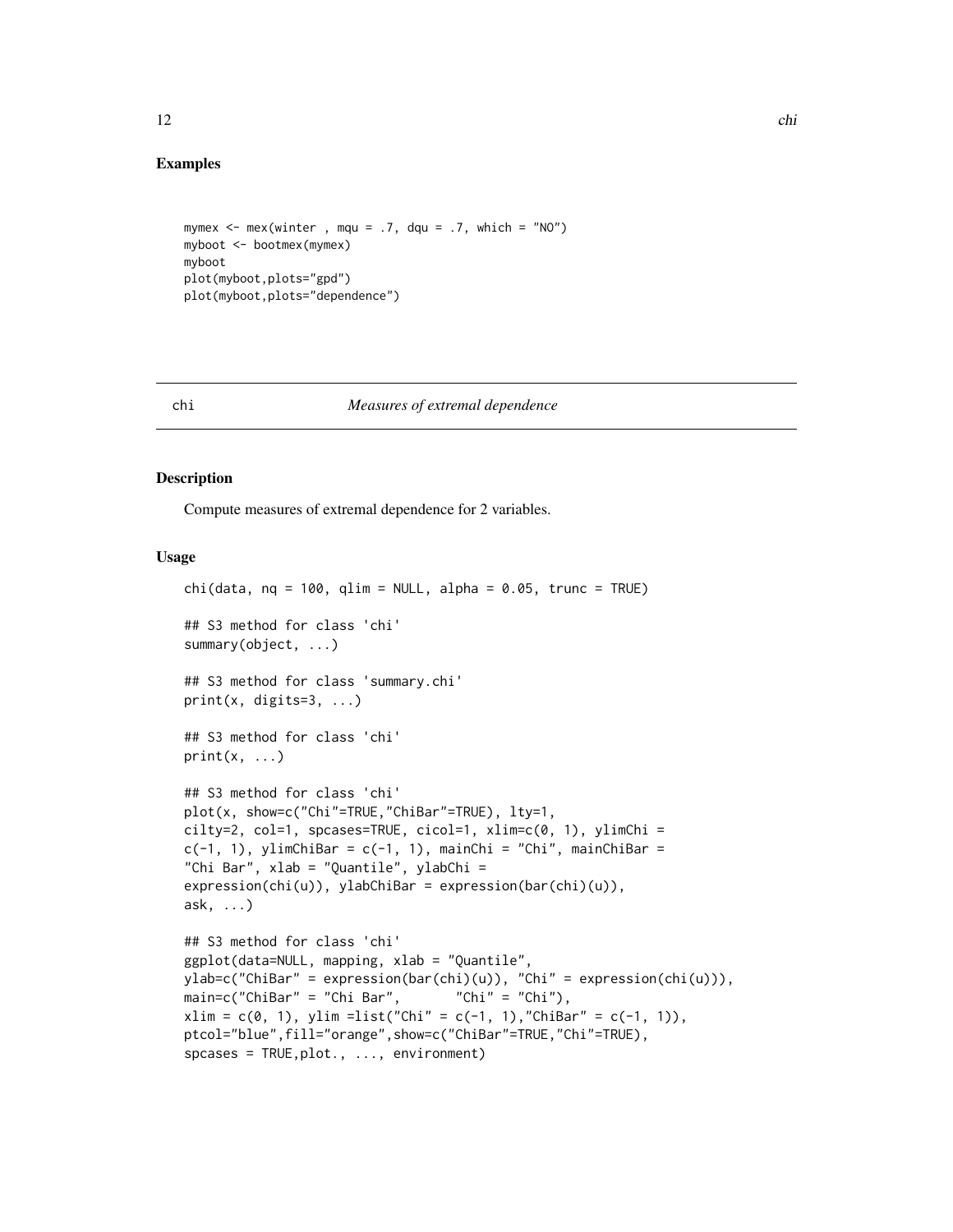## Examples

```
mymex <- mex(winter , mqu = .7, dqu = .7, which = "NO")
myboot <- bootmex(mymex)
myboot
plot(myboot,plots="gpd")
plot(myboot,plots="dependence")
```

---

chi *Measures of extremal dependence*

---

## Description

Compute measures of extremal dependence for 2 variables.

## Usage

```
chi(data, nq = 100, qlim = NULL, alpha = 0.05, trunc = TRUE)

## S3 method for class 'chi'
summary(object, ...)

## S3 method for class 'summary.chi'
print(x, digits=3, ...)

## S3 method for class 'chi'
print(x, ...)

## S3 method for class 'chi'
plot(x, show=c("Chi"=TRUE,"ChiBar"=TRUE), lty=1,
cilty=2, col=1, spcases=TRUE, cicol=1, xlim=c(0, 1), ylimChi =
c(-1, 1), ylimChiBar = c(-1, 1), mainChi = "Chi", mainChiBar =
"Chi Bar", xlab = "Quantile", ylabChi =
expression(chi(u)), ylabChiBar = expression(bar(chi)(u)),
ask, ...)

## S3 method for class 'chi'
ggplot(data=NULL, mapping, xlab = "Quantile",
ylab=c("ChiBar" = expression(bar(chi)(u)), "Chi" = expression(chi(u))),
main=c("ChiBar" = "Chi Bar",       "Chi" = "Chi"),
xlim = c(0, 1), ylim =list("Chi" = c(-1, 1),"ChiBar" = c(-1, 1)),
ptcol="blue",fill="orange",show=c("ChiBar"=TRUE,"Chi"=TRUE),
spcases = TRUE,plot., ..., environment)
```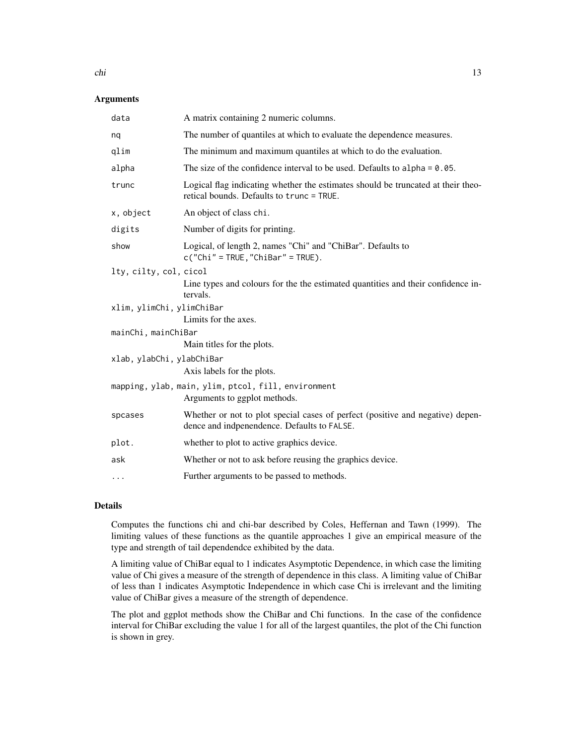### Arguments

| | |
|---|---|
| `data` | A matrix containing 2 numeric columns. |
| `nq` | The number of quantiles at which to evaluate the dependence measures. |
| `qlim` | The minimum and maximum quantiles at which to do the evaluation. |
| `alpha` | The size of the confidence interval to be used. Defaults to `alpha = 0.05`. |
| `trunc` | Logical flag indicating whether the estimates should be truncated at their theoretical bounds. Defaults to `trunc = TRUE`. |
| `x, object` | An object of class `chi`. |
| `digits` | Number of digits for printing. |
| `show` | Logical, of length 2, names "Chi" and "ChiBar". Defaults to `c("Chi" = TRUE, "ChiBar" = TRUE)`. |
| `lty, cilty, col, cicol` | Line types and colours for the the estimated quantities and their confidence intervals. |
| `xlim, ylimChi, ylimChiBar` | Limits for the axes. |
| `mainChi, mainChiBar` | Main titles for the plots. |
| `xlab, ylabChi, ylabChiBar` | Axis labels for the plots. |
| `mapping, ylab, main, ylim, ptcol, fill, environment` | Arguments to ggplot methods. |
| `spcases` | Whether or not to plot special cases of perfect (positive and negative) dependence and indpenendence. Defaults to `FALSE`. |
| `plot.` | whether to plot to active graphics device. |
| `ask` | Whether or not to ask before reusing the graphics device. |
| `...` | Further arguments to be passed to methods. |

### Details

Computes the functions chi and chi-bar described by Coles, Heffernan and Tawn (1999). The limiting values of these functions as the quantile approaches 1 give an empirical measure of the type and strength of tail dependendce exhibited by the data.

A limiting value of ChiBar equal to 1 indicates Asymptotic Dependence, in which case the limiting value of Chi gives a measure of the strength of dependence in this class. A limiting value of ChiBar of less than 1 indicates Asymptotic Independence in which case Chi is irrelevant and the limiting value of ChiBar gives a measure of the strength of dependence.

The plot and ggplot methods show the ChiBar and Chi functions. In the case of the confidence interval for ChiBar excluding the value 1 for all of the largest quantiles, the plot of the Chi function is shown in grey.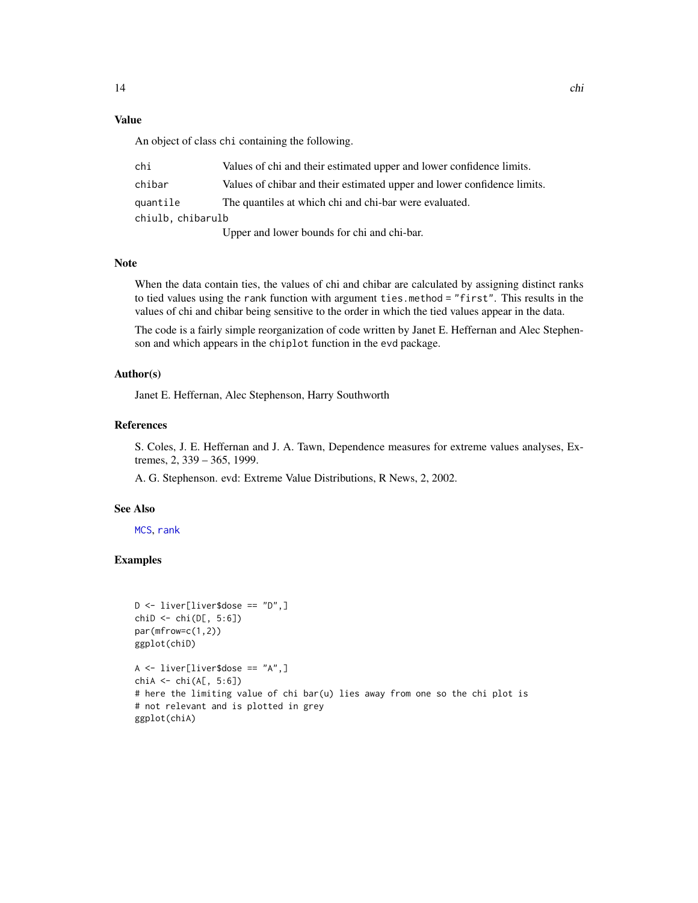### Value

An object of class `chi` containing the following.

| | |
|---|---|
| `chi` | Values of chi and their estimated upper and lower confidence limits. |
| `chibar` | Values of chibar and their estimated upper and lower confidence limits. |
| `quantile` | The quantiles at which chi and chi-bar were evaluated. |
| `chiulb, chibarulb` | Upper and lower bounds for chi and chi-bar. |

### Note

When the data contain ties, the values of chi and chibar are calculated by assigning distinct ranks to tied values using the `rank` function with argument `ties.method = "first"`. This results in the values of chi and chibar being sensitive to the order in which the tied values appear in the data.

The code is a fairly simple reorganization of code written by Janet E. Heffernan and Alec Stephenson and which appears in the `chiplot` function in the `evd` package.

### Author(s)

Janet E. Heffernan, Alec Stephenson, Harry Southworth

### References

S. Coles, J. E. Heffernan and J. A. Tawn, Dependence measures for extreme values analyses, Extremes, 2, 339 – 365, 1999.

A. G. Stephenson. evd: Extreme Value Distributions, R News, 2, 2002.

### See Also

`MCS`, `rank`

### Examples

```
D <- liver[liver$dose == "D",]
chiD <- chi(D[, 5:6])
par(mfrow=c(1,2))
ggplot(chiD)

A <- liver[liver$dose == "A",]
chiA <- chi(A[, 5:6])
# here the limiting value of chi bar(u) lies away from one so the chi plot is
# not relevant and is plotted in grey
ggplot(chiA)
```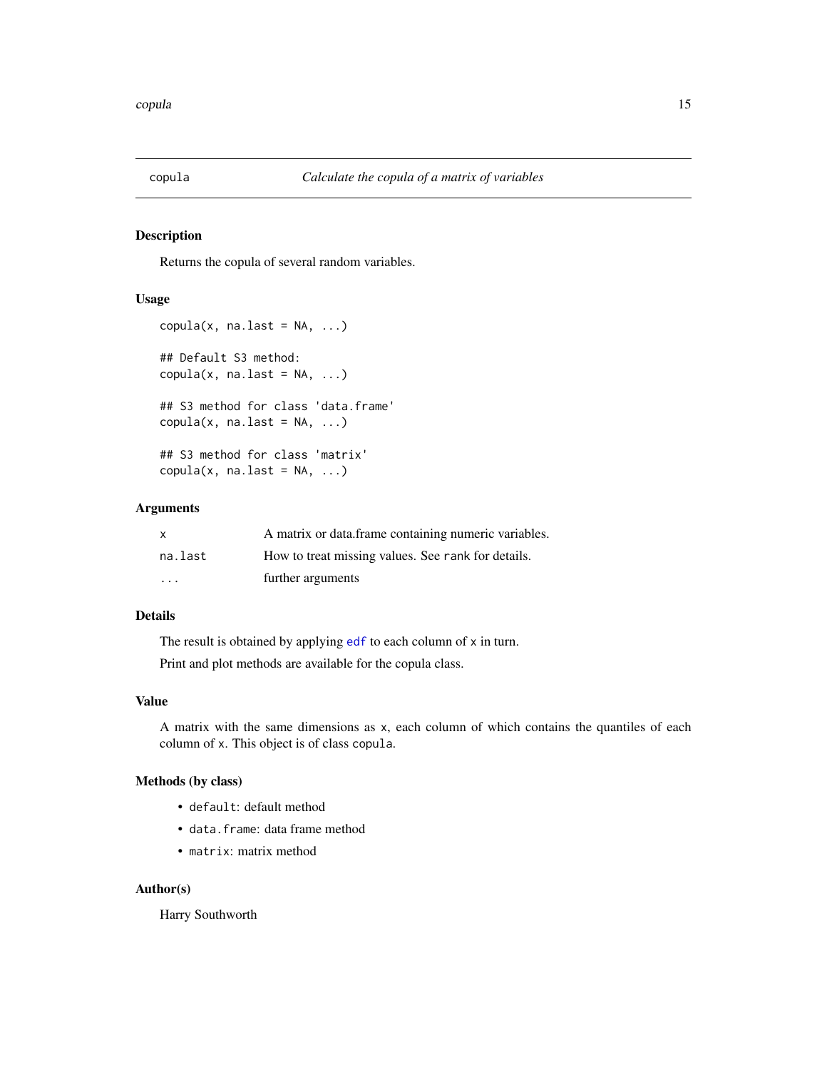## copula — *Calculate the copula of a matrix of variables*

### Description

Returns the copula of several random variables.

### Usage

```
copula(x, na.last = NA, ...)

## Default S3 method:
copula(x, na.last = NA, ...)

## S3 method for class 'data.frame'
copula(x, na.last = NA, ...)

## S3 method for class 'matrix'
copula(x, na.last = NA, ...)
```

### Arguments

| | |
|---|---|
| `x` | A matrix or data.frame containing numeric variables. |
| `na.last` | How to treat missing values. See `rank` for details. |
| `...` | further arguments |

### Details

The result is obtained by applying `edf` to each column of `x` in turn.

Print and plot methods are available for the copula class.

### Value

A matrix with the same dimensions as `x`, each column of which contains the quantiles of each column of `x`. This object is of class `copula`.

### Methods (by class)

- `default`: default method
- `data.frame`: data frame method
- `matrix`: matrix method

### Author(s)

Harry Southworth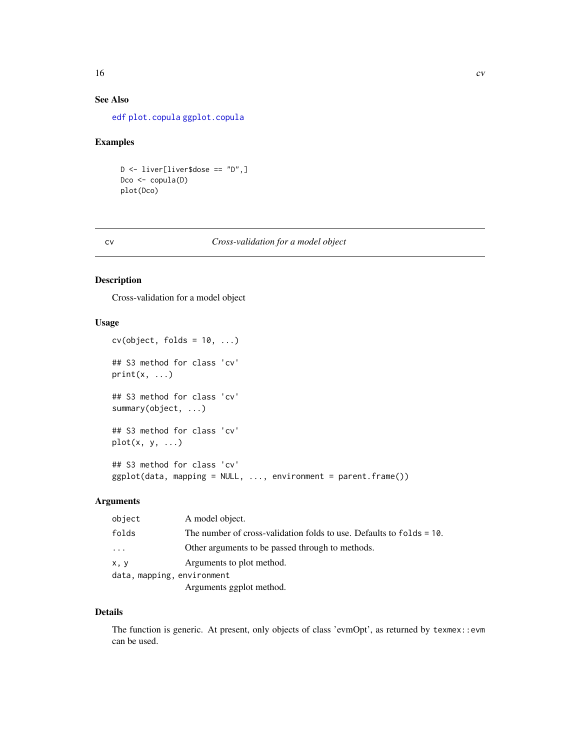## See Also

edf plot.copula ggplot.copula

## Examples

```
D <- liver[liver$dose == "D",]
Dco <- copula(D)
plot(Dco)
```

---

cv *Cross-validation for a model object*

---

## Description

Cross-validation for a model object

## Usage

```
cv(object, folds = 10, ...)

## S3 method for class 'cv'
print(x, ...)

## S3 method for class 'cv'
summary(object, ...)

## S3 method for class 'cv'
plot(x, y, ...)

## S3 method for class 'cv'
ggplot(data, mapping = NULL, ..., environment = parent.frame())
```

## Arguments

| | |
|---|---|
| `object` | A model object. |
| `folds` | The number of cross-validation folds to use. Defaults to `folds = 10`. |
| `...` | Other arguments to be passed through to methods. |
| `x, y` | Arguments to plot method. |
| `data, mapping, environment` | Arguments ggplot method. |

## Details

The function is generic. At present, only objects of class 'evmOpt', as returned by `texmex::evm` can be used.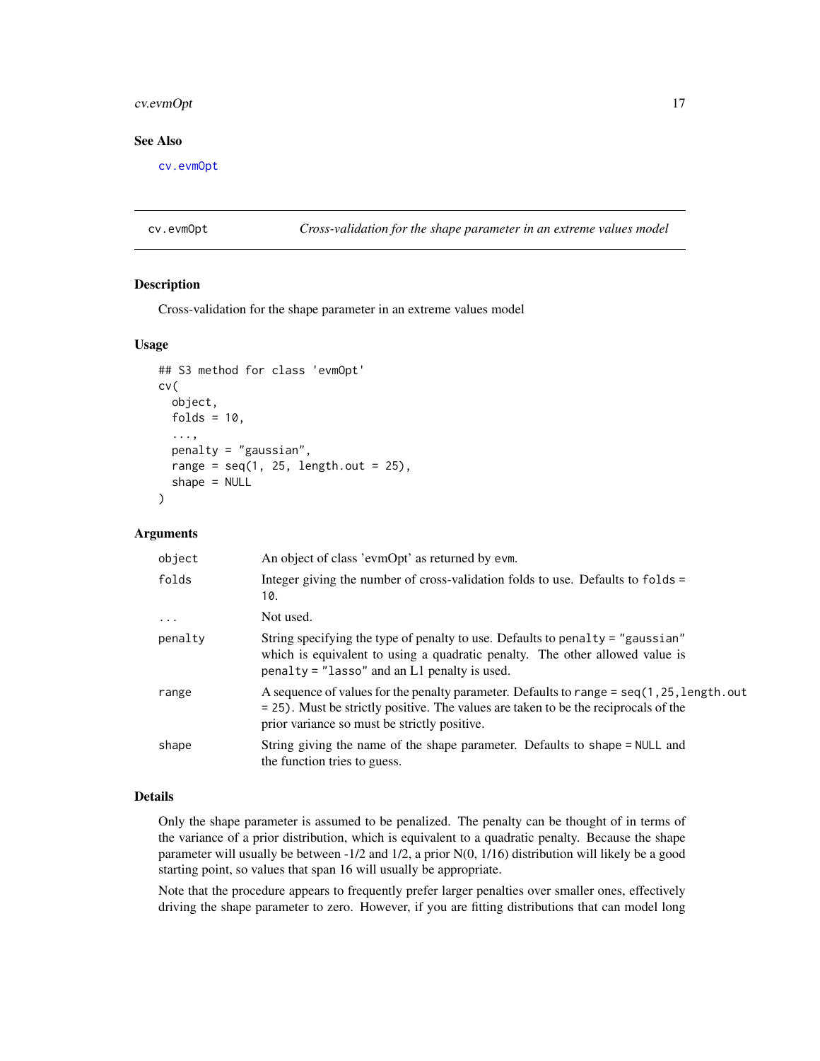## See Also

cv.evmOpt

---

# cv.evmOpt — *Cross-validation for the shape parameter in an extreme values model*

## Description

Cross-validation for the shape parameter in an extreme values model

## Usage

```
## S3 method for class 'evmOpt'
cv(
  object,
  folds = 10,
  ...,
  penalty = "gaussian",
  range = seq(1, 25, length.out = 25),
  shape = NULL
)
```

## Arguments

| | |
|---|---|
| `object` | An object of class 'evmOpt' as returned by `evm`. |
| `folds` | Integer giving the number of cross-validation folds to use. Defaults to `folds = 10`. |
| `...` | Not used. |
| `penalty` | String specifying the type of penalty to use. Defaults to `penalty = "gaussian"` which is equivalent to using a quadratic penalty. The other allowed value is `penalty = "lasso"` and an L1 penalty is used. |
| `range` | A sequence of values for the penalty parameter. Defaults to `range = seq(1,25,length.out = 25)`. Must be strictly positive. The values are taken to be the reciprocals of the prior variance so must be strictly positive. |
| `shape` | String giving the name of the shape parameter. Defaults to `shape = NULL` and the function tries to guess. |

## Details

Only the shape parameter is assumed to be penalized. The penalty can be thought of in terms of the variance of a prior distribution, which is equivalent to a quadratic penalty. Because the shape parameter will usually be between -1/2 and 1/2, a prior N(0, 1/16) distribution will likely be a good starting point, so values that span 16 will usually be appropriate.

Note that the procedure appears to frequently prefer larger penalties over smaller ones, effectively driving the shape parameter to zero. However, if you are fitting distributions that can model long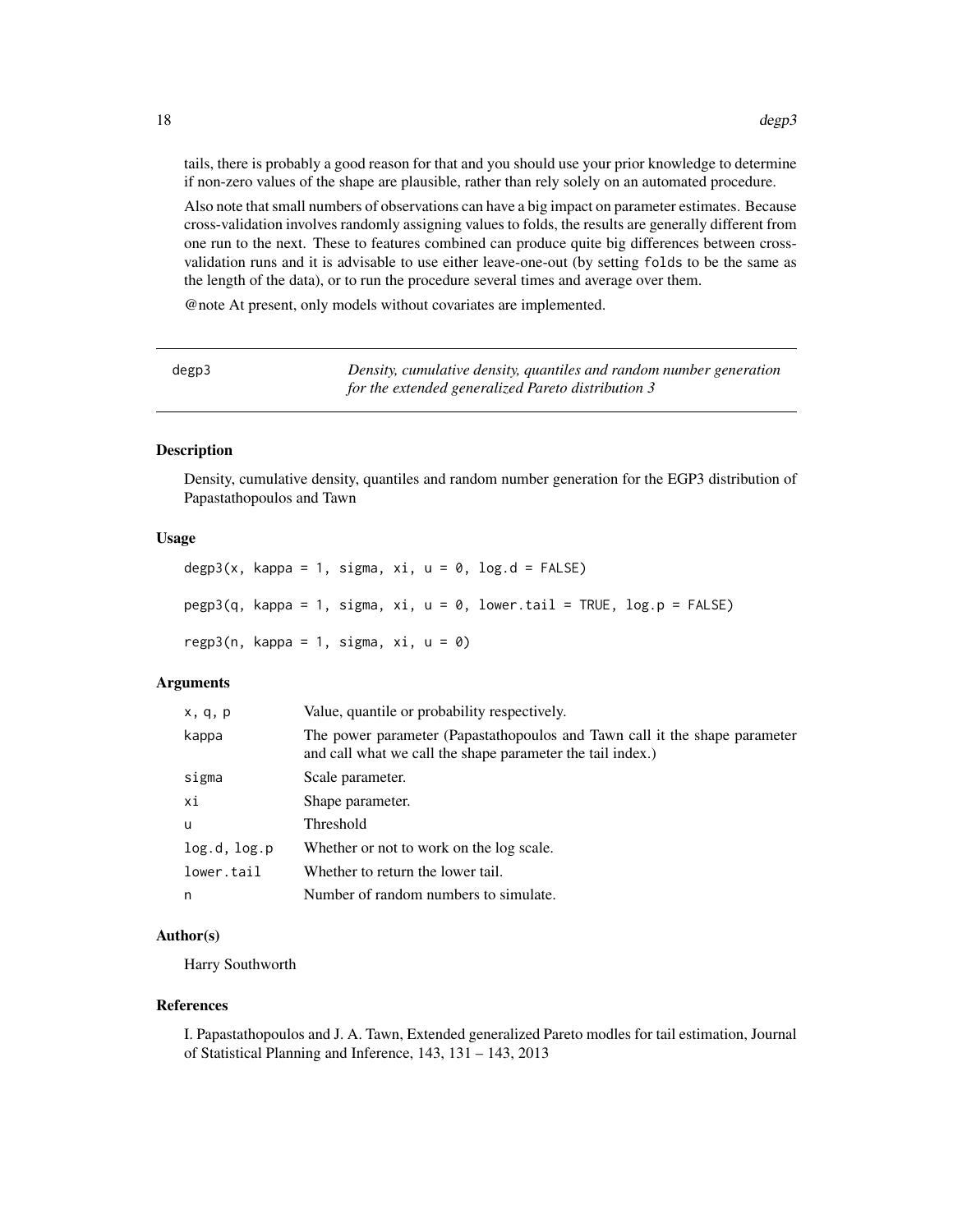tails, there is probably a good reason for that and you should use your prior knowledge to determine if non-zero values of the shape are plausible, rather than rely solely on an automated procedure.

Also note that small numbers of observations can have a big impact on parameter estimates. Because cross-validation involves randomly assigning values to folds, the results are generally different from one run to the next. These to features combined can produce quite big differences between cross-validation runs and it is advisable to use either leave-one-out (by setting `folds` to be the same as the length of the data), or to run the procedure several times and average over them.

@note At present, only models without covariates are implemented.

---

## degp3 — *Density, cumulative density, quantiles and random number generation for the extended generalized Pareto distribution 3*

### Description

Density, cumulative density, quantiles and random number generation for the EGP3 distribution of Papastathopoulos and Tawn

### Usage

```
degp3(x, kappa = 1, sigma, xi, u = 0, log.d = FALSE)

pegp3(q, kappa = 1, sigma, xi, u = 0, lower.tail = TRUE, log.p = FALSE)

regp3(n, kappa = 1, sigma, xi, u = 0)
```

### Arguments

| | |
|---|---|
| `x, q, p` | Value, quantile or probability respectively. |
| `kappa` | The power parameter (Papastathopoulos and Tawn call it the shape parameter and call what we call the shape parameter the tail index.) |
| `sigma` | Scale parameter. |
| `xi` | Shape parameter. |
| `u` | Threshold |
| `log.d, log.p` | Whether or not to work on the log scale. |
| `lower.tail` | Whether to return the lower tail. |
| `n` | Number of random numbers to simulate. |

### Author(s)

Harry Southworth

### References

I. Papastathopoulos and J. A. Tawn, Extended generalized Pareto modles for tail estimation, Journal of Statistical Planning and Inference, 143, 131 – 143, 2013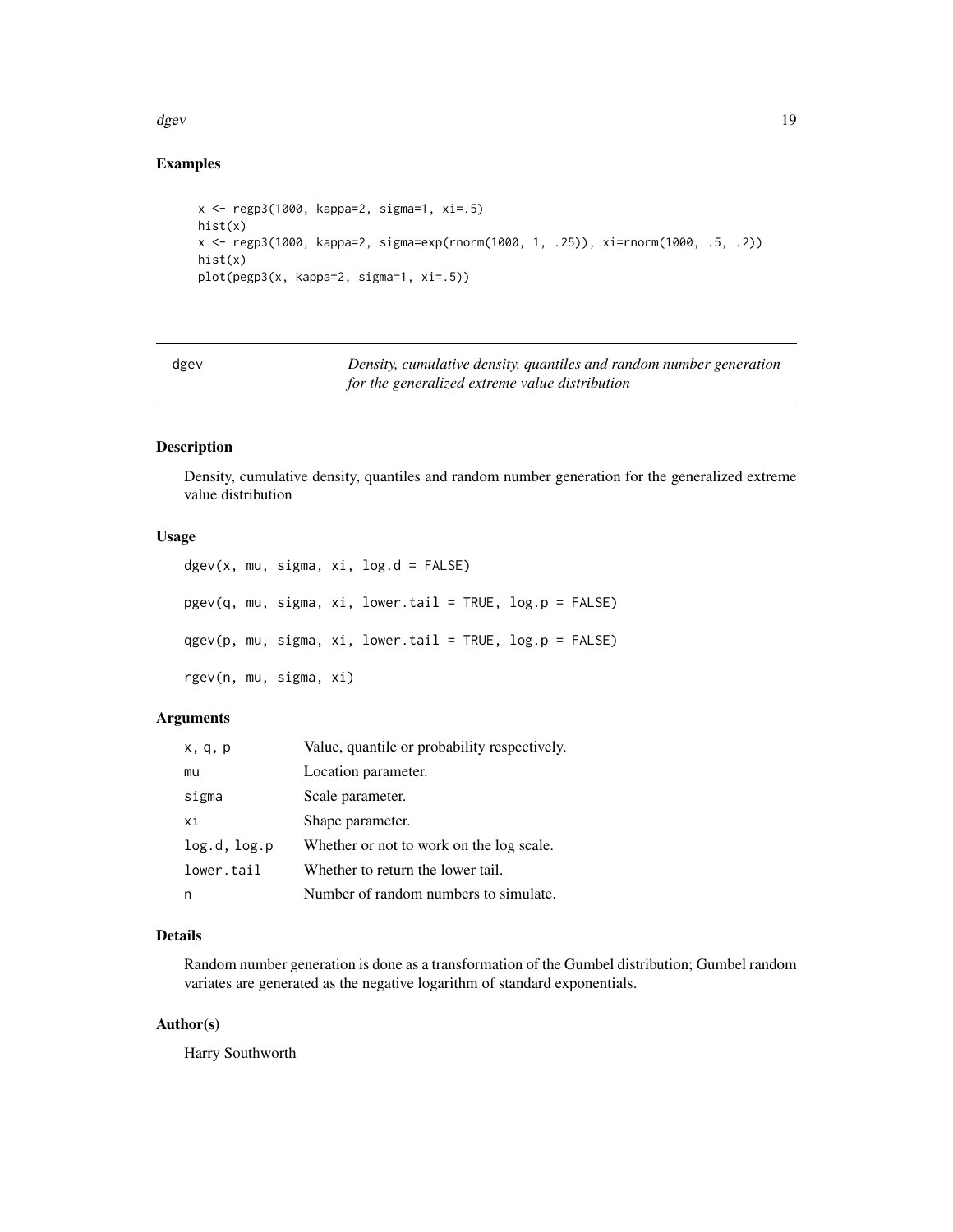### Examples

```
x <- regp3(1000, kappa=2, sigma=1, xi=.5)
hist(x)
x <- regp3(1000, kappa=2, sigma=exp(rnorm(1000, 1, .25)), xi=rnorm(1000, .5, .2))
hist(x)
plot(pegp3(x, kappa=2, sigma=1, xi=.5))
```

---

## dgev — *Density, cumulative density, quantiles and random number generation for the generalized extreme value distribution*

---

### Description

Density, cumulative density, quantiles and random number generation for the generalized extreme value distribution

### Usage

```
dgev(x, mu, sigma, xi, log.d = FALSE)

pgev(q, mu, sigma, xi, lower.tail = TRUE, log.p = FALSE)

qgev(p, mu, sigma, xi, lower.tail = TRUE, log.p = FALSE)

rgev(n, mu, sigma, xi)
```

### Arguments

| | |
|---|---|
| `x, q, p` | Value, quantile or probability respectively. |
| `mu` | Location parameter. |
| `sigma` | Scale parameter. |
| `xi` | Shape parameter. |
| `log.d, log.p` | Whether or not to work on the log scale. |
| `lower.tail` | Whether to return the lower tail. |
| `n` | Number of random numbers to simulate. |

### Details

Random number generation is done as a transformation of the Gumbel distribution; Gumbel random variates are generated as the negative logarithm of standard exponentials.

### Author(s)

Harry Southworth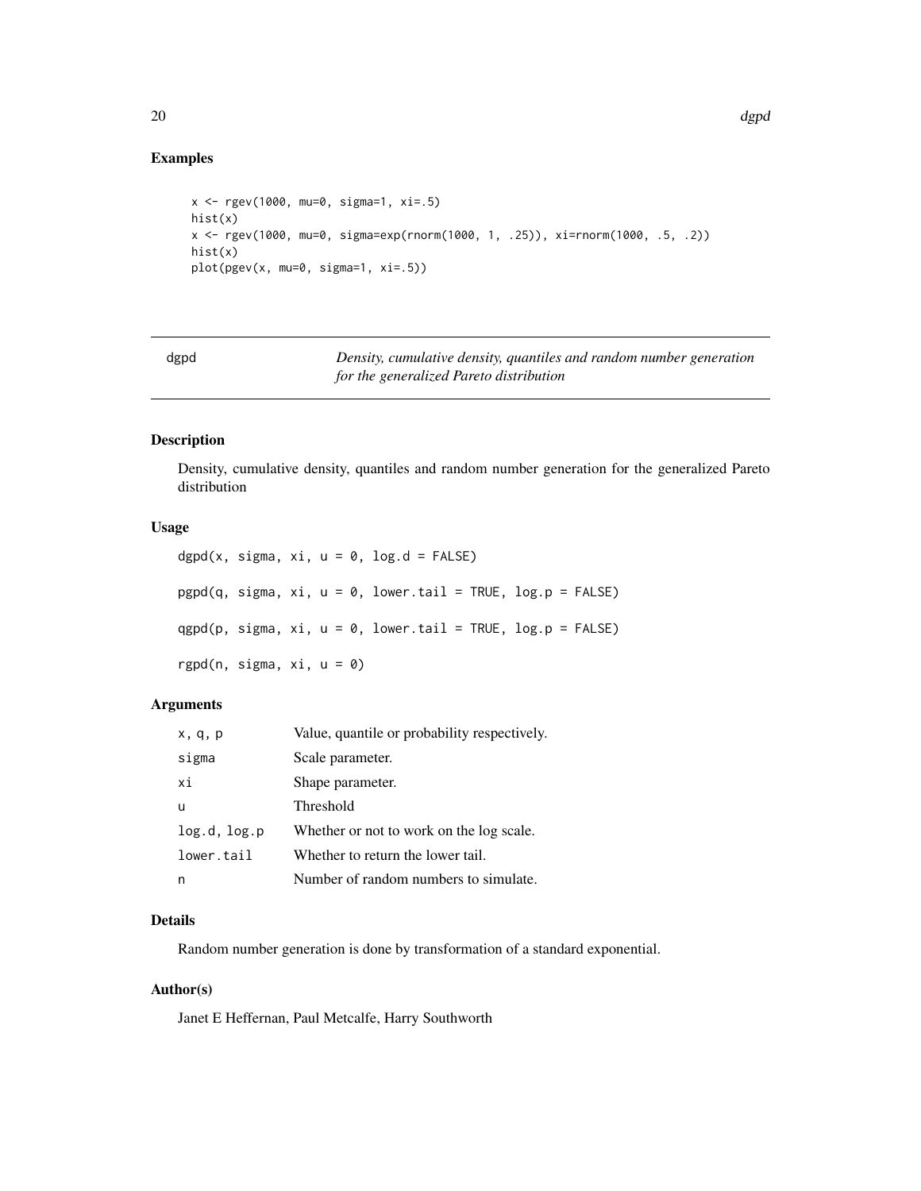## Examples

```
x <- rgev(1000, mu=0, sigma=1, xi=.5)
hist(x)
x <- rgev(1000, mu=0, sigma=exp(rnorm(1000, 1, .25)), xi=rnorm(1000, .5, .2))
hist(x)
plot(pgev(x, mu=0, sigma=1, xi=.5))
```

---

dgpd — *Density, cumulative density, quantiles and random number generation for the generalized Pareto distribution*

---

## Description

Density, cumulative density, quantiles and random number generation for the generalized Pareto distribution

## Usage

```
dgpd(x, sigma, xi, u = 0, log.d = FALSE)

pgpd(q, sigma, xi, u = 0, lower.tail = TRUE, log.p = FALSE)

qgpd(p, sigma, xi, u = 0, lower.tail = TRUE, log.p = FALSE)

rgpd(n, sigma, xi, u = 0)
```

## Arguments

| | |
|---|---|
| x, q, p | Value, quantile or probability respectively. |
| sigma | Scale parameter. |
| xi | Shape parameter. |
| u | Threshold |
| log.d, log.p | Whether or not to work on the log scale. |
| lower.tail | Whether to return the lower tail. |
| n | Number of random numbers to simulate. |

## Details

Random number generation is done by transformation of a standard exponential.

## Author(s)

Janet E Heffernan, Paul Metcalfe, Harry Southworth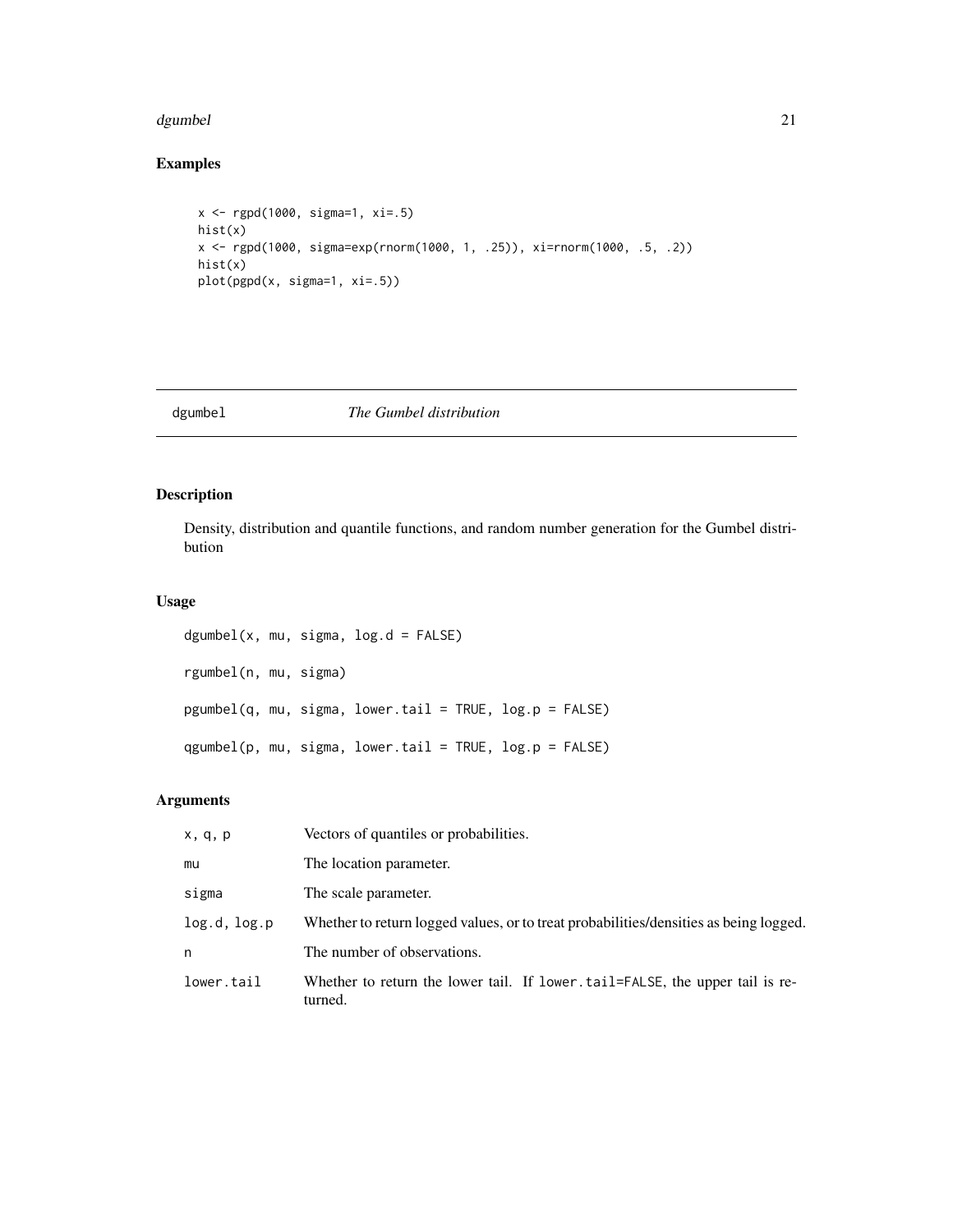## Examples

```
x <- rgpd(1000, sigma=1, xi=.5)
hist(x)
x <- rgpd(1000, sigma=exp(rnorm(1000, 1, .25)), xi=rnorm(1000, .5, .2))
hist(x)
plot(pgpd(x, sigma=1, xi=.5))
```

---

# dgumbel — *The Gumbel distribution*

---

## Description

Density, distribution and quantile functions, and random number generation for the Gumbel distribution

## Usage

```
dgumbel(x, mu, sigma, log.d = FALSE)

rgumbel(n, mu, sigma)

pgumbel(q, mu, sigma, lower.tail = TRUE, log.p = FALSE)

qgumbel(p, mu, sigma, lower.tail = TRUE, log.p = FALSE)
```

## Arguments

| | |
|---|---|
| `x, q, p` | Vectors of quantiles or probabilities. |
| `mu` | The location parameter. |
| `sigma` | The scale parameter. |
| `log.d, log.p` | Whether to return logged values, or to treat probabilities/densities as being logged. |
| `n` | The number of observations. |
| `lower.tail` | Whether to return the lower tail. If `lower.tail=FALSE`, the upper tail is returned. |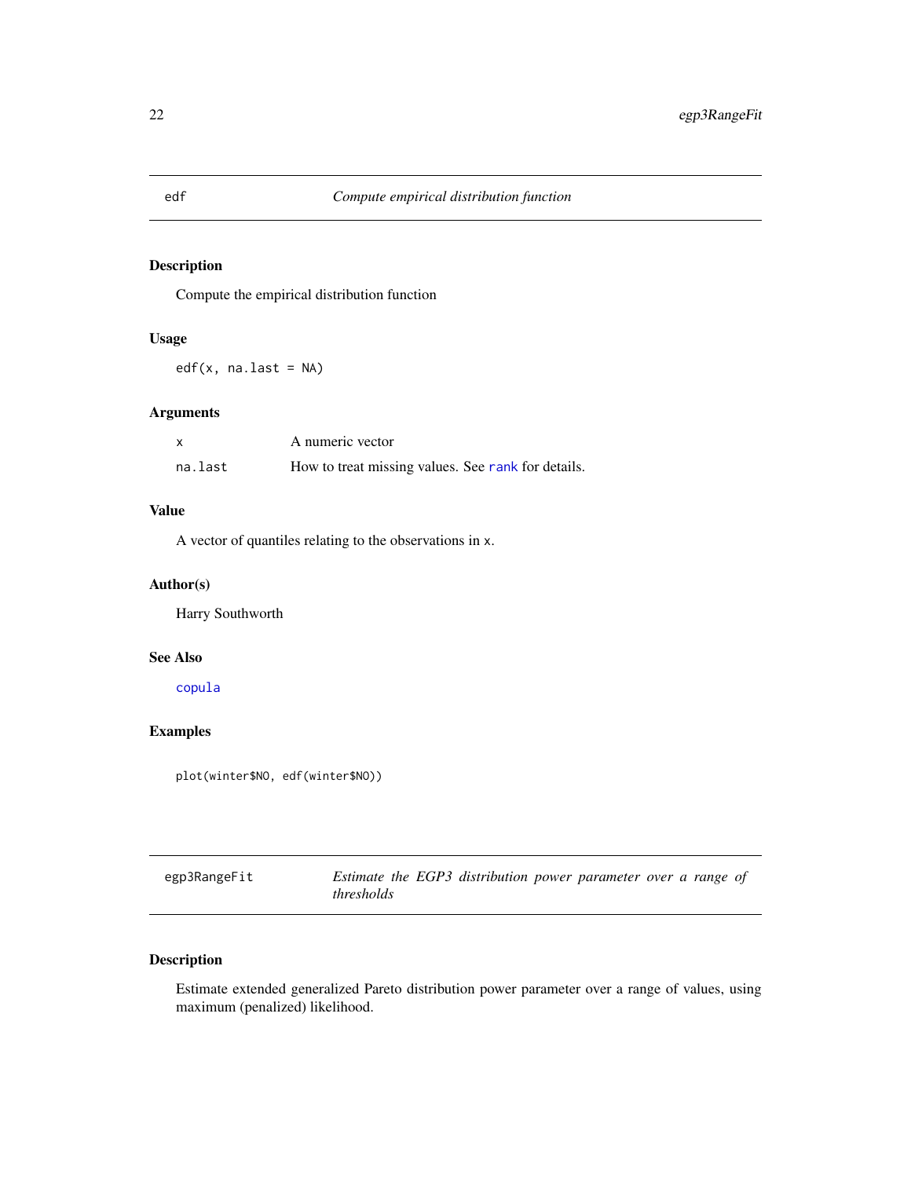## edf — *Compute empirical distribution function*

### Description

Compute the empirical distribution function

### Usage

```
edf(x, na.last = NA)
```

### Arguments

| | |
|---|---|
| x | A numeric vector |
| na.last | How to treat missing values. See rank for details. |

### Value

A vector of quantiles relating to the observations in x.

### Author(s)

Harry Southworth

### See Also

copula

### Examples

```
plot(winter$NO, edf(winter$NO))
```

## egp3RangeFit — *Estimate the EGP3 distribution power parameter over a range of thresholds*

### Description

Estimate extended generalized Pareto distribution power parameter over a range of values, using maximum (penalized) likelihood.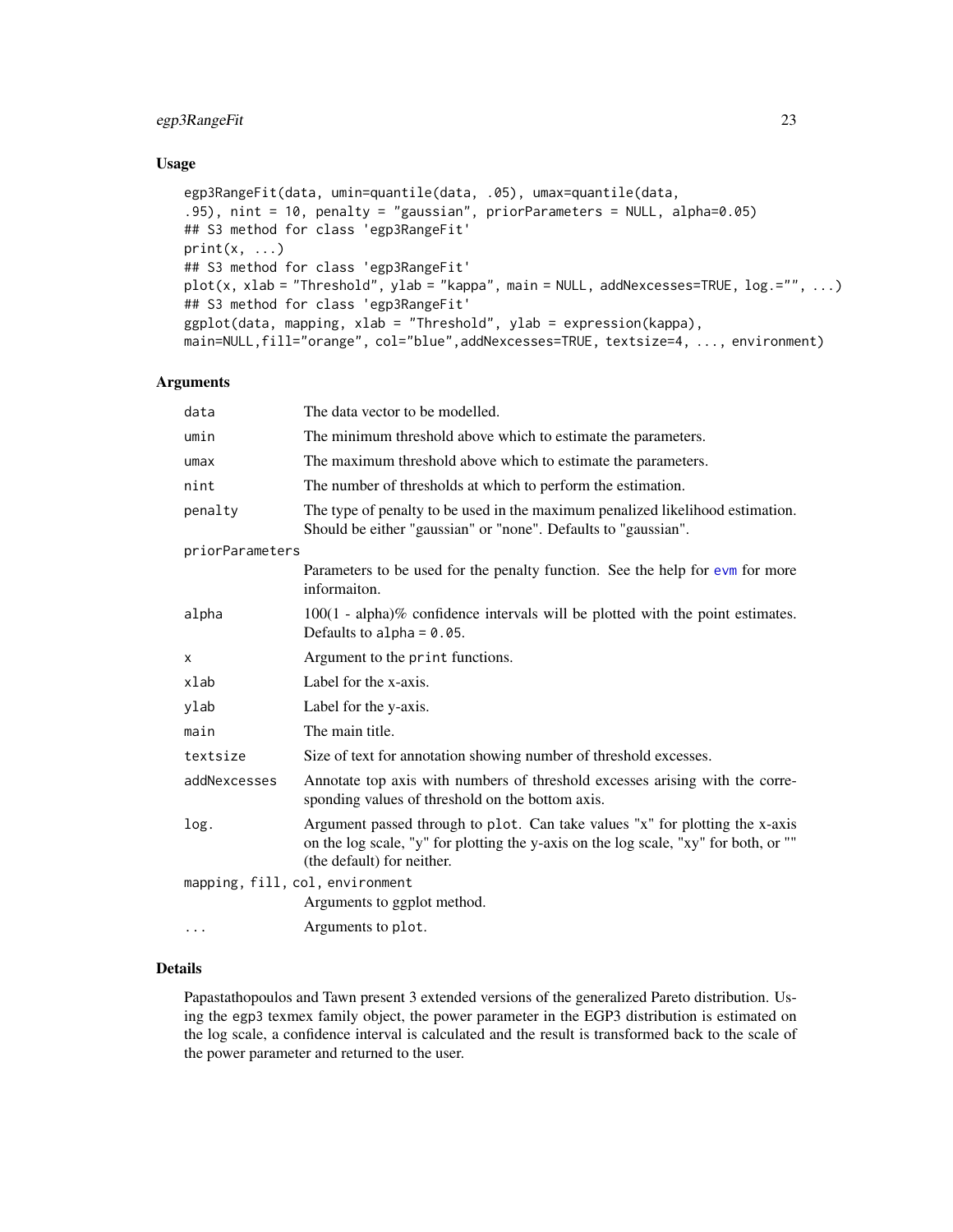## Usage

```
egp3RangeFit(data, umin=quantile(data, .05), umax=quantile(data,
.95), nint = 10, penalty = "gaussian", priorParameters = NULL, alpha=0.05)
## S3 method for class 'egp3RangeFit'
print(x, ...)
## S3 method for class 'egp3RangeFit'
plot(x, xlab = "Threshold", ylab = "kappa", main = NULL, addNexcesses=TRUE, log.="", ...)
## S3 method for class 'egp3RangeFit'
ggplot(data, mapping, xlab = "Threshold", ylab = expression(kappa),
main=NULL,fill="orange", col="blue",addNexcesses=TRUE, textsize=4, ..., environment)
```

## Arguments

| | |
|---|---|
| data | The data vector to be modelled. |
| umin | The minimum threshold above which to estimate the parameters. |
| umax | The maximum threshold above which to estimate the parameters. |
| nint | The number of thresholds at which to perform the estimation. |
| penalty | The type of penalty to be used in the maximum penalized likelihood estimation. Should be either "gaussian" or "none". Defaults to "gaussian". |
| priorParameters | Parameters to be used for the penalty function. See the help for evm for more informaiton. |
| alpha | 100(1 - alpha)% confidence intervals will be plotted with the point estimates. Defaults to alpha = 0.05. |
| x | Argument to the print functions. |
| xlab | Label for the x-axis. |
| ylab | Label for the y-axis. |
| main | The main title. |
| textsize | Size of text for annotation showing number of threshold excesses. |
| addNexcesses | Annotate top axis with numbers of threshold excesses arising with the corresponding values of threshold on the bottom axis. |
| log. | Argument passed through to plot. Can take values "x" for plotting the x-axis on the log scale, "y" for plotting the y-axis on the log scale, "xy" for both, or "" (the default) for neither. |
| mapping, fill, col, environment | Arguments to ggplot method. |
| ... | Arguments to plot. |

## Details

Papastathopoulos and Tawn present 3 extended versions of the generalized Pareto distribution. Using the egp3 texmex family object, the power parameter in the EGP3 distribution is estimated on the log scale, a confidence interval is calculated and the result is transformed back to the scale of the power parameter and returned to the user.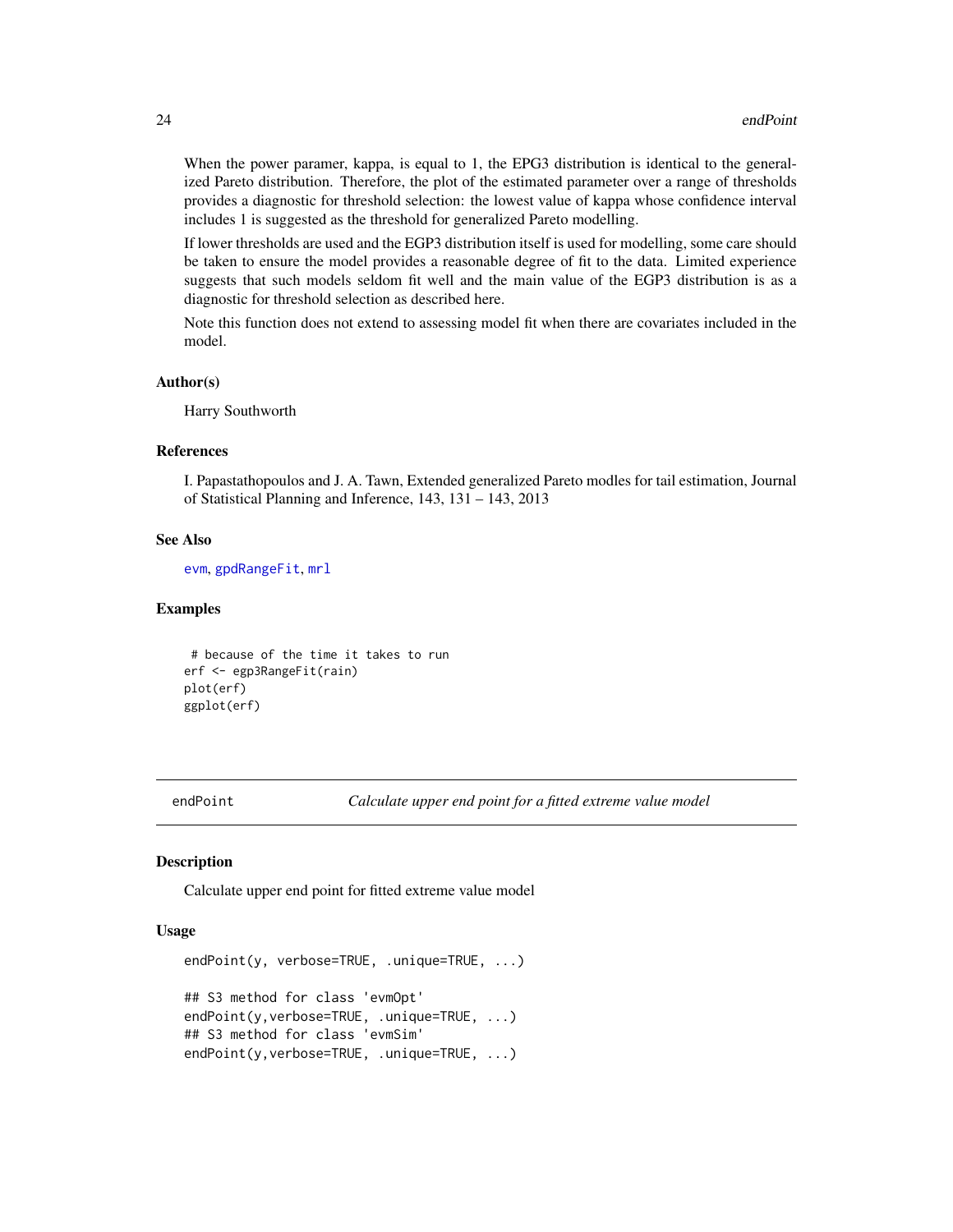When the power paramer, kappa, is equal to 1, the EPG3 distribution is identical to the generalized Pareto distribution. Therefore, the plot of the estimated parameter over a range of thresholds provides a diagnostic for threshold selection: the lowest value of kappa whose confidence interval includes 1 is suggested as the threshold for generalized Pareto modelling.

If lower thresholds are used and the EGP3 distribution itself is used for modelling, some care should be taken to ensure the model provides a reasonable degree of fit to the data. Limited experience suggests that such models seldom fit well and the main value of the EGP3 distribution is as a diagnostic for threshold selection as described here.

Note this function does not extend to assessing model fit when there are covariates included in the model.

### Author(s)

Harry Southworth

### References

I. Papastathopoulos and J. A. Tawn, Extended generalized Pareto modles for tail estimation, Journal of Statistical Planning and Inference, 143, 131 – 143, 2013

### See Also

evm, gpdRangeFit, mrl

### Examples

```
 # because of the time it takes to run
erf <- egp3RangeFit(rain)
plot(erf)
ggplot(erf)
```

---

## endPoint — *Calculate upper end point for a fitted extreme value model*

### Description

Calculate upper end point for fitted extreme value model

### Usage

```
endPoint(y, verbose=TRUE, .unique=TRUE, ...)

## S3 method for class 'evmOpt'
endPoint(y,verbose=TRUE, .unique=TRUE, ...)
## S3 method for class 'evmSim'
endPoint(y,verbose=TRUE, .unique=TRUE, ...)
```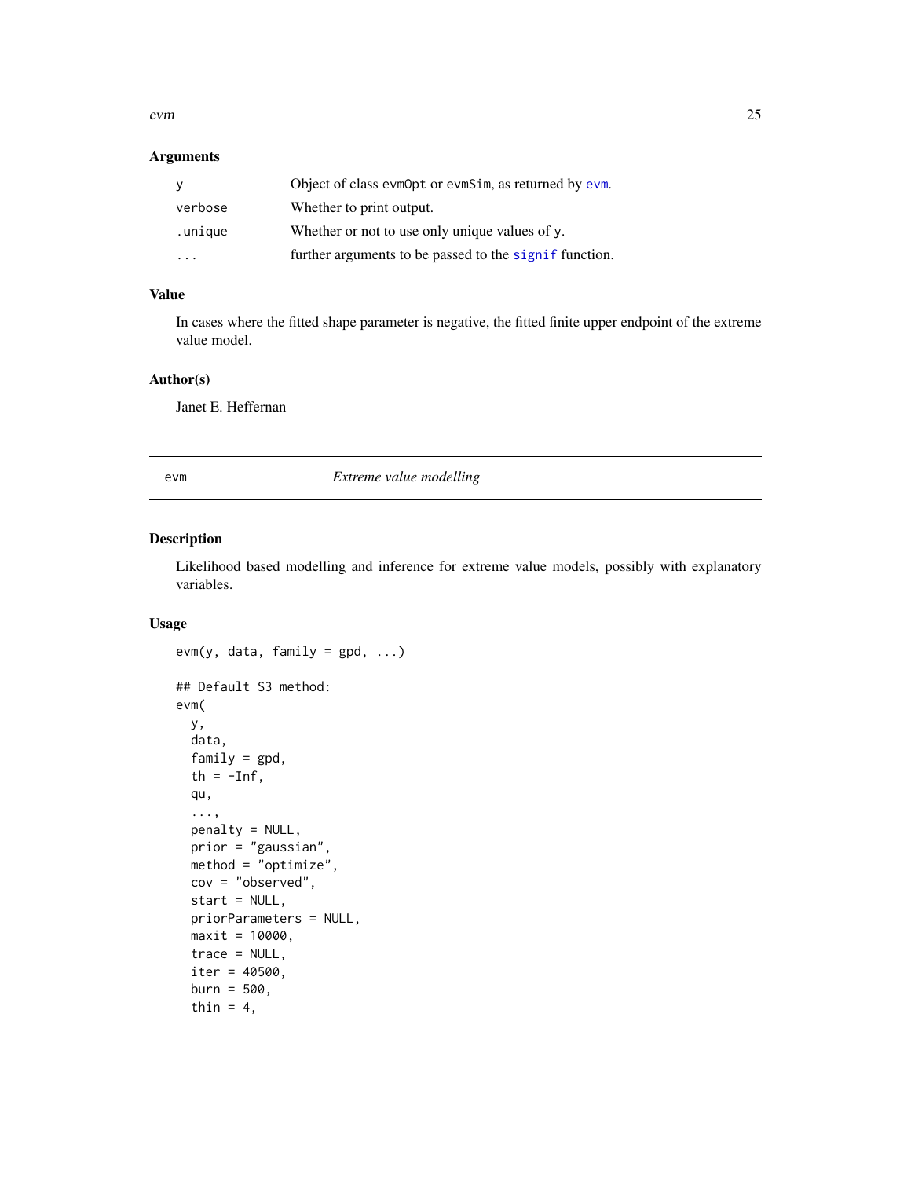### Arguments

| | |
|---|---|
| `y` | Object of class `evmOpt` or `evmSim`, as returned by `evm`. |
| `verbose` | Whether to print output. |
| `.unique` | Whether or not to use only unique values of `y`. |
| `...` | further arguments to be passed to the `signif` function. |

### Value

In cases where the fitted shape parameter is negative, the fitted finite upper endpoint of the extreme value model.

### Author(s)

Janet E. Heffernan

---

## evm *Extreme value modelling*

### Description

Likelihood based modelling and inference for extreme value models, possibly with explanatory variables.

### Usage

```
evm(y, data, family = gpd, ...)

## Default S3 method:
evm(
  y,
  data,
  family = gpd,
  th = -Inf,
  qu,
  ...,
  penalty = NULL,
  prior = "gaussian",
  method = "optimize",
  cov = "observed",
  start = NULL,
  priorParameters = NULL,
  maxit = 10000,
  trace = NULL,
  iter = 40500,
  burn = 500,
  thin = 4,
```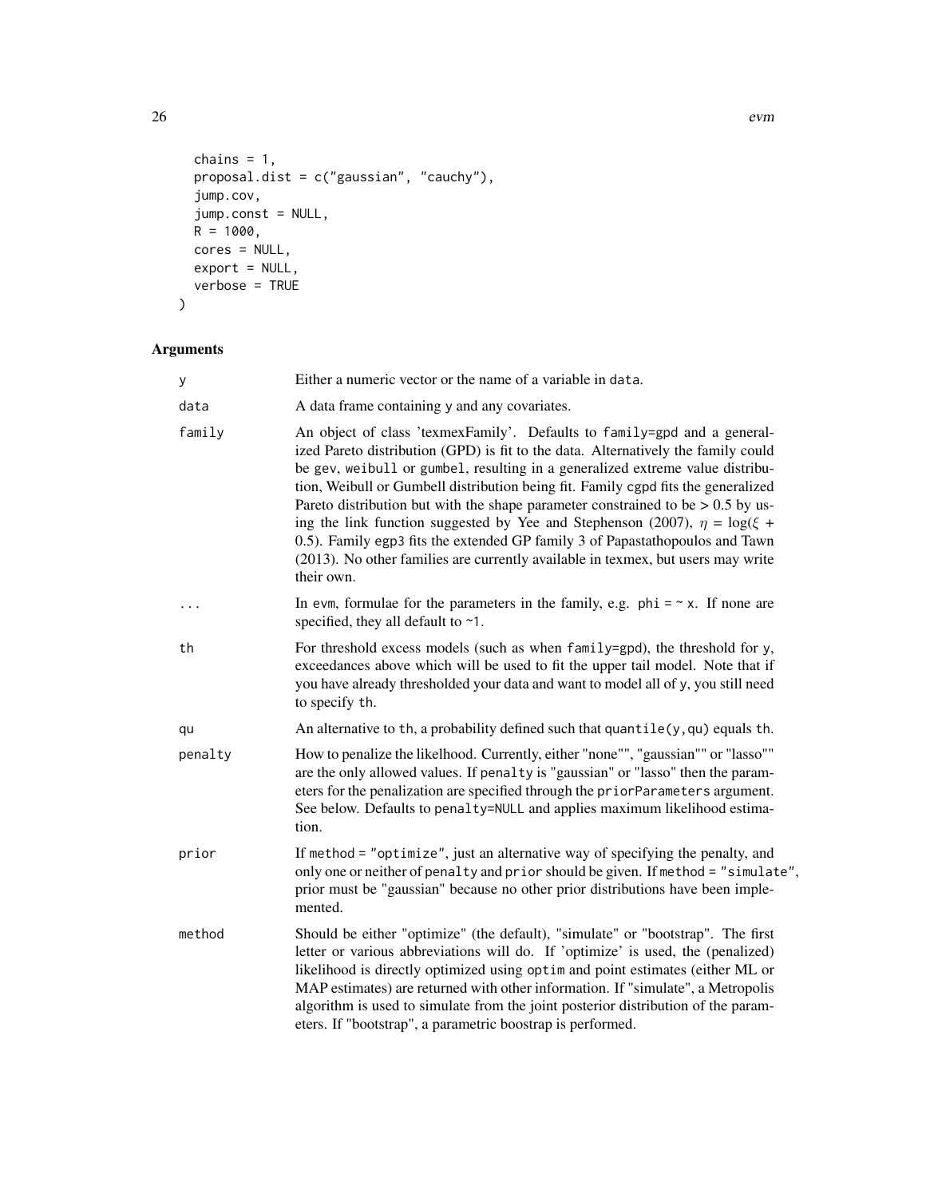```
  chains = 1,
  proposal.dist = c("gaussian", "cauchy"),
  jump.cov,
  jump.const = NULL,
  R = 1000,
  cores = NULL,
  export = NULL,
  verbose = TRUE
)
```

## Arguments

| | |
|---|---|
| y | Either a numeric vector or the name of a variable in data. |
| data | A data frame containing y and any covariates. |
| family | An object of class 'texmexFamily'. Defaults to family=gpd and a generalized Pareto distribution (GPD) is fit to the data. Alternatively the family could be gev, weibull or gumbel, resulting in a generalized extreme value distribution, Weibull or Gumbell distribution being fit. Family cgpd fits the generalized Pareto distribution but with the shape parameter constrained to be > 0.5 by using the link function suggested by Yee and Stephenson (2007), $\eta = \log(\xi + 0.5)$. Family egp3 fits the extended GP family 3 of Papastathopoulos and Tawn (2013). No other families are currently available in texmex, but users may write their own. |
| ... | In evm, formulae for the parameters in the family, e.g. phi = ~ x. If none are specified, they all default to ~1. |
| th | For threshold excess models (such as when family=gpd), the threshold for y, exceedances above which will be used to fit the upper tail model. Note that if you have already thresholded your data and want to model all of y, you still need to specify th. |
| qu | An alternative to th, a probability defined such that quantile(y,qu) equals th. |
| penalty | How to penalize the likelihood. Currently, either "none"", "gaussian"" or "lasso"" are the only allowed values. If penalty is "gaussian" or "lasso" then the parameters for the penalization are specified through the priorParameters argument. See below. Defaults to penalty=NULL and applies maximum likelihood estimation. |
| prior | If method = "optimize", just an alternative way of specifying the penalty, and only one or neither of penalty and prior should be given. If method = "simulate", prior must be "gaussian" because no other prior distributions have been implemented. |
| method | Should be either "optimize" (the default), "simulate" or "bootstrap". The first letter or various abbreviations will do. If 'optimize' is used, the (penalized) likelihood is directly optimized using optim and point estimates (either ML or MAP estimates) are returned with other information. If "simulate", a Metropolis algorithm is used to simulate from the joint posterior distribution of the parameters. If "bootstrap", a parametric boostrap is performed. |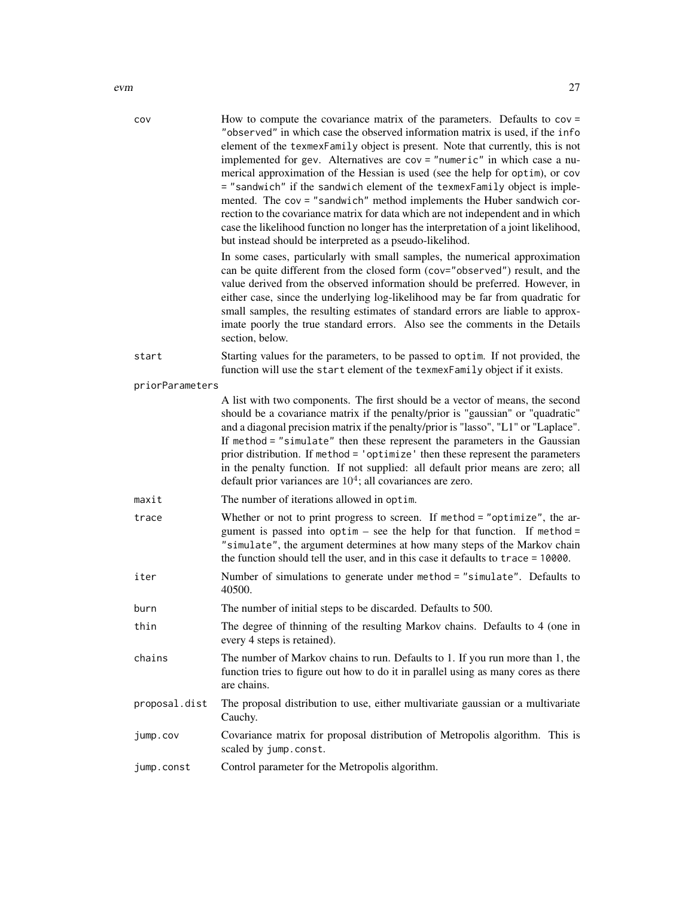`cov` How to compute the covariance matrix of the parameters. Defaults to `cov = "observed"` in which case the observed information matrix is used, if the `info` element of the `texmexFamily` object is present. Note that currently, this is not implemented for `gev`. Alternatives are `cov = "numeric"` in which case a numerical approximation of the Hessian is used (see the help for `optim`), or `cov = "sandwich"` if the `sandwich` element of the `texmexFamily` object is implemented. The `cov = "sandwich"` method implements the Huber sandwich correction to the covariance matrix for data which are not independent and in which case the likelihood function no longer has the interpretation of a joint likelihood, but instead should be interpreted as a pseudo-likelihod.

In some cases, particularly with small samples, the numerical approximation can be quite different from the closed form (`cov="observed"`) result, and the value derived from the observed information should be preferred. However, in either case, since the underlying log-likelihood may be far from quadratic for small samples, the resulting estimates of standard errors are liable to approximate poorly the true standard errors. Also see the comments in the Details section, below.

`start` Starting values for the parameters, to be passed to `optim`. If not provided, the function will use the `start` element of the `texmexFamily` object if it exists.

`priorParameters` A list with two components. The first should be a vector of means, the second should be a covariance matrix if the penalty/prior is "gaussian" or "quadratic" and a diagonal precision matrix if the penalty/prior is "lasso", "L1" or "Laplace". If `method = "simulate"` then these represent the parameters in the Gaussian prior distribution. If `method = 'optimize'` then these represent the parameters in the penalty function. If not supplied: all default prior means are zero; all default prior variances are $10^4$; all covariances are zero.

`maxit` The number of iterations allowed in `optim`.

`trace` Whether or not to print progress to screen. If `method = "optimize"`, the argument is passed into `optim` – see the help for that function. If `method = "simulate"`, the argument determines at how many steps of the Markov chain the function should tell the user, and in this case it defaults to `trace = 10000`.

`iter` Number of simulations to generate under `method = "simulate"`. Defaults to 40500.

`burn` The number of initial steps to be discarded. Defaults to 500.

`thin` The degree of thinning of the resulting Markov chains. Defaults to 4 (one in every 4 steps is retained).

`chains` The number of Markov chains to run. Defaults to 1. If you run more than 1, the function tries to figure out how to do it in parallel using as many cores as there are chains.

`proposal.dist` The proposal distribution to use, either multivariate gaussian or a multivariate Cauchy.

`jump.cov` Covariance matrix for proposal distribution of Metropolis algorithm. This is scaled by `jump.const`.

`jump.const` Control parameter for the Metropolis algorithm.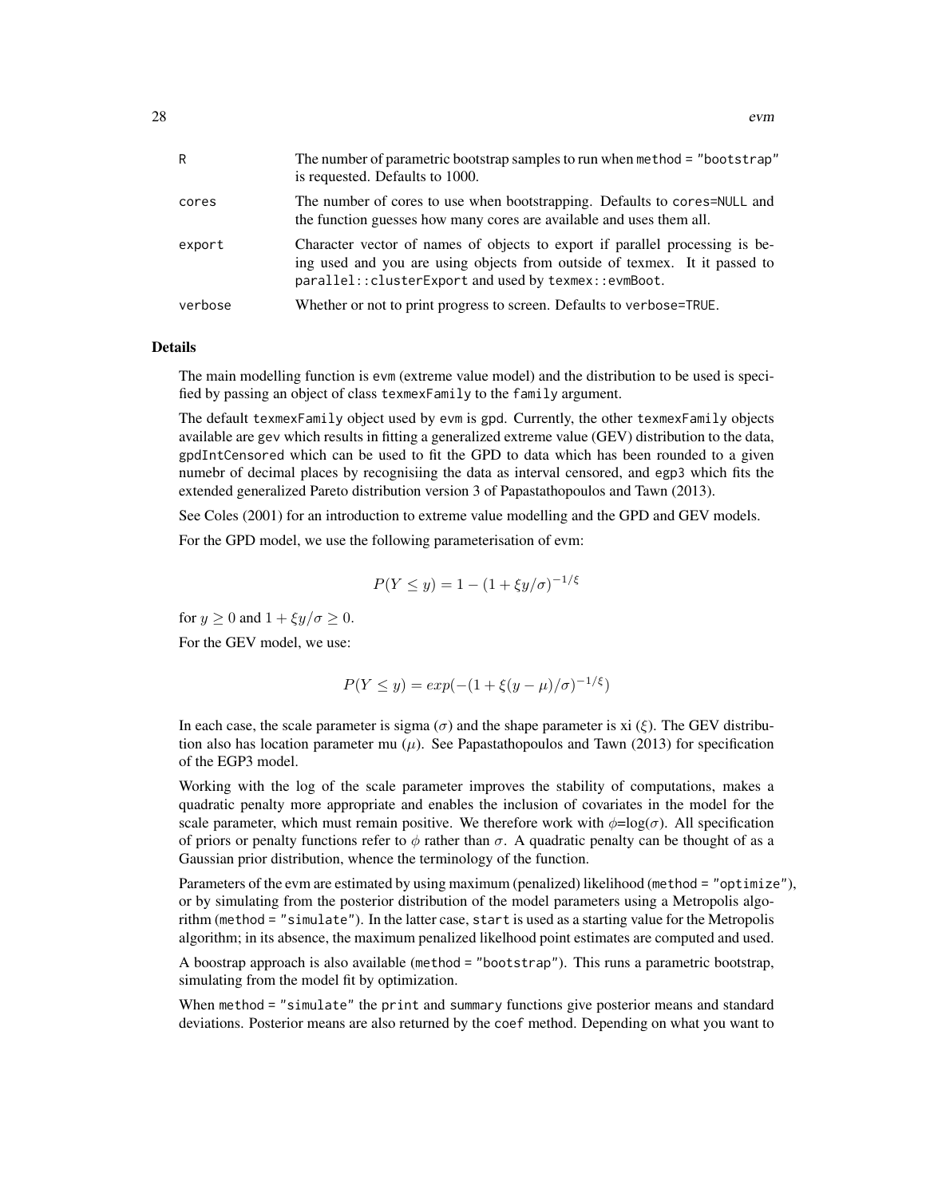| | |
|---|---|
| R | The number of parametric bootstrap samples to run when `method = "bootstrap"` is requested. Defaults to 1000. |
| cores | The number of cores to use when bootstrapping. Defaults to `cores=NULL` and the function guesses how many cores are available and uses them all. |
| export | Character vector of names of objects to export if parallel processing is being used and you are using objects from outside of texmex. It it passed to `parallel::clusterExport` and used by `texmex::evmBoot`. |
| verbose | Whether or not to print progress to screen. Defaults to `verbose=TRUE`. |

## Details

The main modelling function is `evm` (extreme value model) and the distribution to be used is specified by passing an object of class `texmexFamily` to the `family` argument.

The default `texmexFamily` object used by `evm` is `gpd`. Currently, the other `texmexFamily` objects available are `gev` which results in fitting a generalized extreme value (GEV) distribution to the data, `gpdIntCensored` which can be used to fit the GPD to data which has been rounded to a given numebr of decimal places by recognisiing the data as interval censored, and `egp3` which fits the extended generalized Pareto distribution version 3 of Papastathopoulos and Tawn (2013).

See Coles (2001) for an introduction to extreme value modelling and the GPD and GEV models.

For the GPD model, we use the following parameterisation of evm:

$$P(Y \leq y) = 1 - (1 + \xi y/\sigma)^{-1/\xi}$$

for $y \geq 0$ and $1 + \xi y/\sigma \geq 0$.

For the GEV model, we use:

$$P(Y \leq y) = exp(-(1 + \xi(y - \mu)/\sigma)^{-1/\xi})$$

In each case, the scale parameter is sigma ($\sigma$) and the shape parameter is xi ($\xi$). The GEV distribution also has location parameter mu ($\mu$). See Papastathopoulos and Tawn (2013) for specification of the EGP3 model.

Working with the log of the scale parameter improves the stability of computations, makes a quadratic penalty more appropriate and enables the inclusion of covariates in the model for the scale parameter, which must remain positive. We therefore work with $\phi$=log($\sigma$). All specification of priors or penalty functions refer to $\phi$ rather than $\sigma$. A quadratic penalty can be thought of as a Gaussian prior distribution, whence the terminology of the function.

Parameters of the evm are estimated by using maximum (penalized) likelihood (`method = "optimize"`), or by simulating from the posterior distribution of the model parameters using a Metropolis algorithm (`method = "simulate"`). In the latter case, `start` is used as a starting value for the Metropolis algorithm; in its absence, the maximum penalized likelhood point estimates are computed and used.

A boostrap approach is also available (`method = "bootstrap"`). This runs a parametric bootstrap, simulating from the model fit by optimization.

When `method = "simulate"` the `print` and `summary` functions give posterior means and standard deviations. Posterior means are also returned by the `coef` method. Depending on what you want to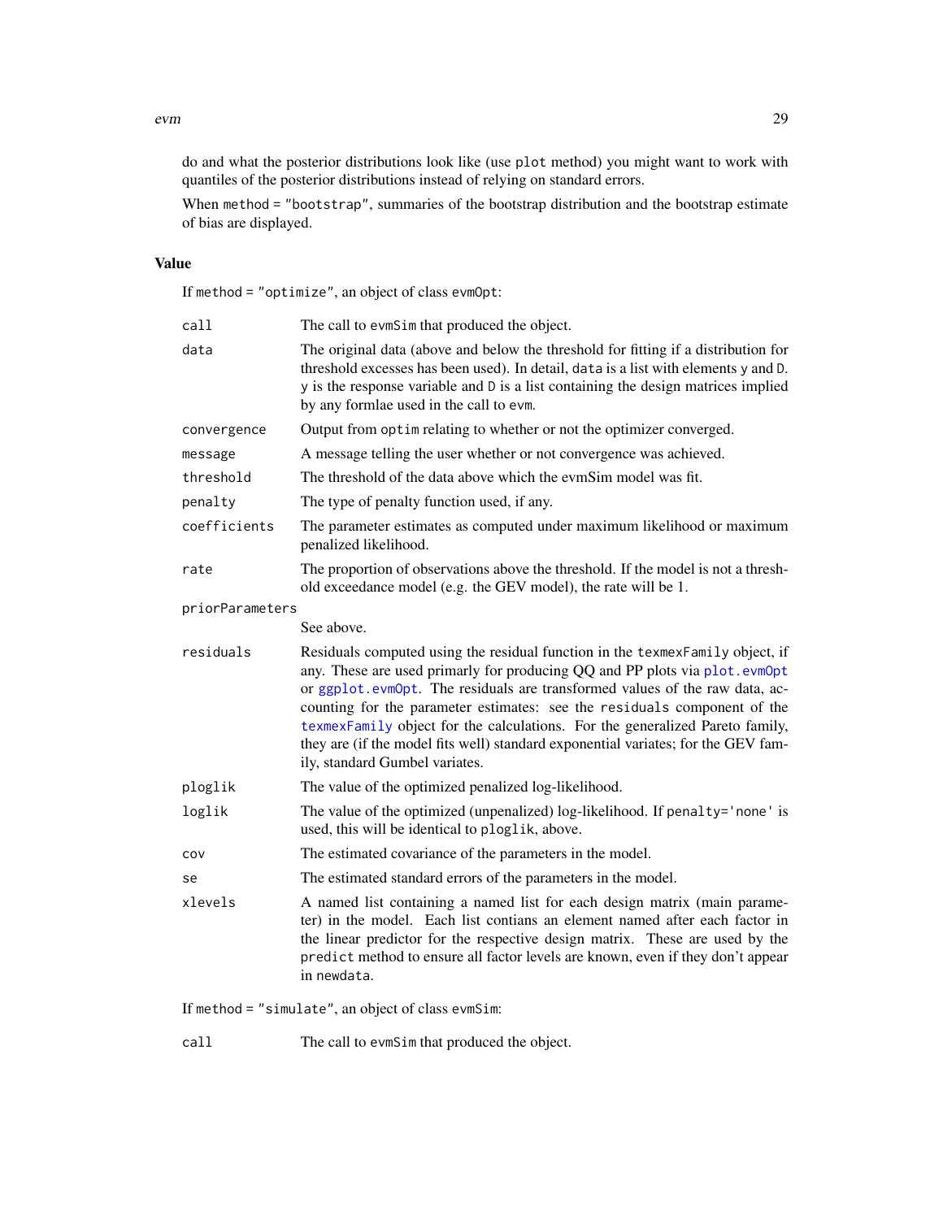do and what the posterior distributions look like (use `plot` method) you might want to work with quantiles of the posterior distributions instead of relying on standard errors.

When `method = "bootstrap"`, summaries of the bootstrap distribution and the bootstrap estimate of bias are displayed.

## Value

If `method = "optimize"`, an object of class `evmOpt`:

| | |
|---|---|
| `call` | The call to `evmSim` that produced the object. |
| `data` | The original data (above and below the threshold for fitting if a distribution for threshold excesses has been used). In detail, `data` is a list with elements `y` and `D`. `y` is the response variable and `D` is a list containing the design matrices implied by any formlae used in the call to `evm`. |
| `convergence` | Output from `optim` relating to whether or not the optimizer converged. |
| `message` | A message telling the user whether or not convergence was achieved. |
| `threshold` | The threshold of the data above which the evmSim model was fit. |
| `penalty` | The type of penalty function used, if any. |
| `coefficients` | The parameter estimates as computed under maximum likelihood or maximum penalized likelihood. |
| `rate` | The proportion of observations above the threshold. If the model is not a threshold exceedance model (e.g. the GEV model), the rate will be 1. |
| `priorParameters` | See above. |
| `residuals` | Residuals computed using the residual function in the `texmexFamily` object, if any. These are used primarly for producing QQ and PP plots via `plot.evmOpt` or `ggplot.evmOpt`. The residuals are transformed values of the raw data, accounting for the parameter estimates: see the `residuals` component of the `texmexFamily` object for the calculations. For the generalized Pareto family, they are (if the model fits well) standard exponential variates; for the GEV family, standard Gumbel variates. |
| `ploglik` | The value of the optimized penalized log-likelihood. |
| `loglik` | The value of the optimized (unpenalized) log-likelihood. If `penalty='none'` is used, this will be identical to `ploglik`, above. |
| `cov` | The estimated covariance of the parameters in the model. |
| `se` | The estimated standard errors of the parameters in the model. |
| `xlevels` | A named list containing a named list for each design matrix (main parameter) in the model. Each list contians an element named after each factor in the linear predictor for the respective design matrix. These are used by the `predict` method to ensure all factor levels are known, even if they don't appear in `newdata`. |

If `method = "simulate"`, an object of class `evmSim`:

| | |
|---|---|
| `call` | The call to `evmSim` that produced the object. |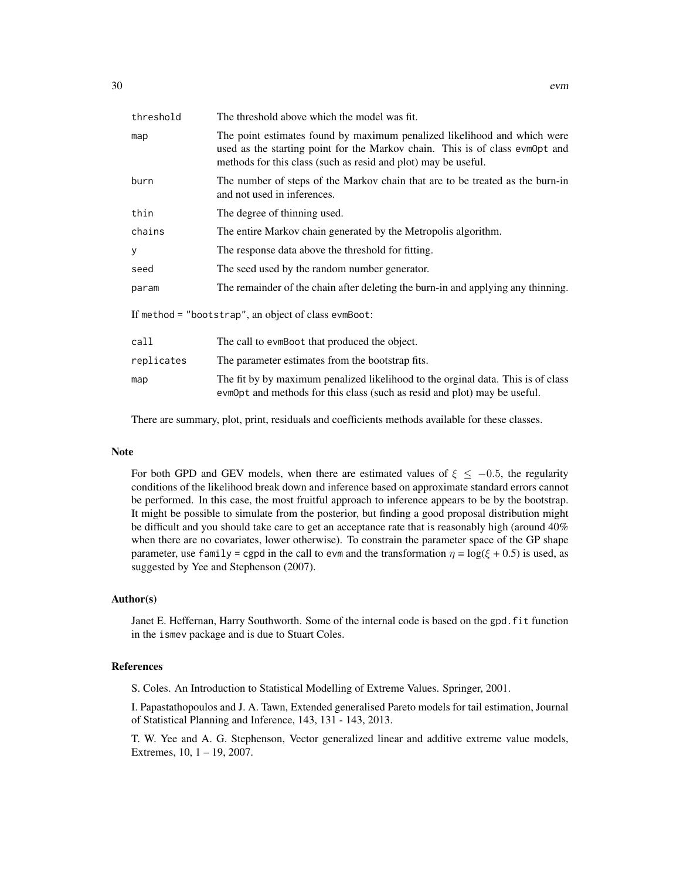| | |
|---|---|
| threshold | The threshold above which the model was fit. |
| map | The point estimates found by maximum penalized likelihood and which were used as the starting point for the Markov chain. This is of class evmOpt and methods for this class (such as resid and plot) may be useful. |
| burn | The number of steps of the Markov chain that are to be treated as the burn-in and not used in inferences. |
| thin | The degree of thinning used. |
| chains | The entire Markov chain generated by the Metropolis algorithm. |
| y | The response data above the threshold for fitting. |
| seed | The seed used by the random number generator. |
| param | The remainder of the chain after deleting the burn-in and applying any thinning. |

If method = "bootstrap", an object of class evmBoot:

| | |
|---|---|
| call | The call to evmBoot that produced the object. |
| replicates | The parameter estimates from the bootstrap fits. |
| map | The fit by by maximum penalized likelihood to the orginal data. This is of class evmOpt and methods for this class (such as resid and plot) may be useful. |

There are summary, plot, print, residuals and coefficients methods available for these classes.

## Note

For both GPD and GEV models, when there are estimated values of $\xi \leq -0.5$, the regularity conditions of the likelihood break down and inference based on approximate standard errors cannot be performed. In this case, the most fruitful approach to inference appears to be by the bootstrap. It might be possible to simulate from the posterior, but finding a good proposal distribution might be difficult and you should take care to get an acceptance rate that is reasonably high (around 40% when there are no covariates, lower otherwise). To constrain the parameter space of the GP shape parameter, use family = cgpd in the call to evm and the transformation $\eta = \log(\xi + 0.5)$ is used, as suggested by Yee and Stephenson (2007).

## Author(s)

Janet E. Heffernan, Harry Southworth. Some of the internal code is based on the gpd.fit function in the ismev package and is due to Stuart Coles.

## References

S. Coles. An Introduction to Statistical Modelling of Extreme Values. Springer, 2001.

I. Papastathopoulos and J. A. Tawn, Extended generalised Pareto models for tail estimation, Journal of Statistical Planning and Inference, 143, 131 - 143, 2013.

T. W. Yee and A. G. Stephenson, Vector generalized linear and additive extreme value models, Extremes, 10, 1 – 19, 2007.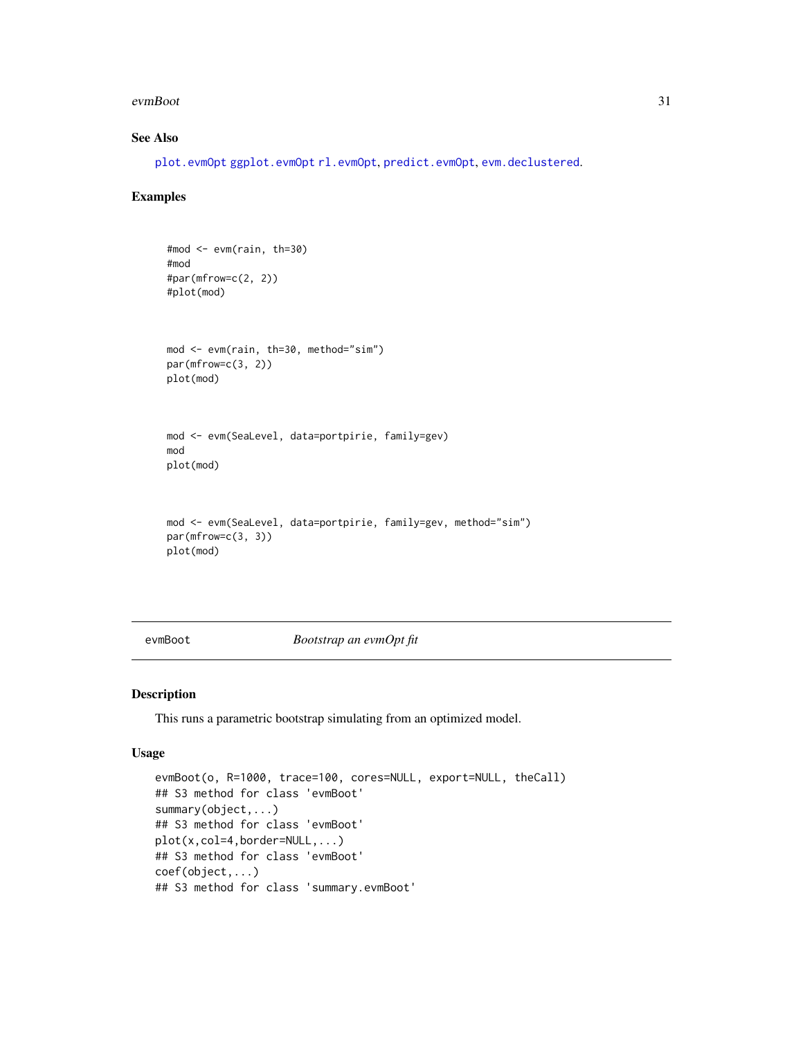## See Also

plot.evmOpt ggplot.evmOpt rl.evmOpt, predict.evmOpt, evm.declustered.

## Examples

```
#mod <- evm(rain, th=30)
#mod
#par(mfrow=c(2, 2))
#plot(mod)



mod <- evm(rain, th=30, method="sim")
par(mfrow=c(3, 2))
plot(mod)



mod <- evm(SeaLevel, data=portpirie, family=gev)
mod
plot(mod)



mod <- evm(SeaLevel, data=portpirie, family=gev, method="sim")
par(mfrow=c(3, 3))
plot(mod)
```

---

# evmBoot    *Bootstrap an evmOpt fit*

---

## Description

This runs a parametric bootstrap simulating from an optimized model.

## Usage

```
evmBoot(o, R=1000, trace=100, cores=NULL, export=NULL, theCall)
## S3 method for class 'evmBoot'
summary(object,...)
## S3 method for class 'evmBoot'
plot(x,col=4,border=NULL,...)
## S3 method for class 'evmBoot'
coef(object,...)
## S3 method for class 'summary.evmBoot'
```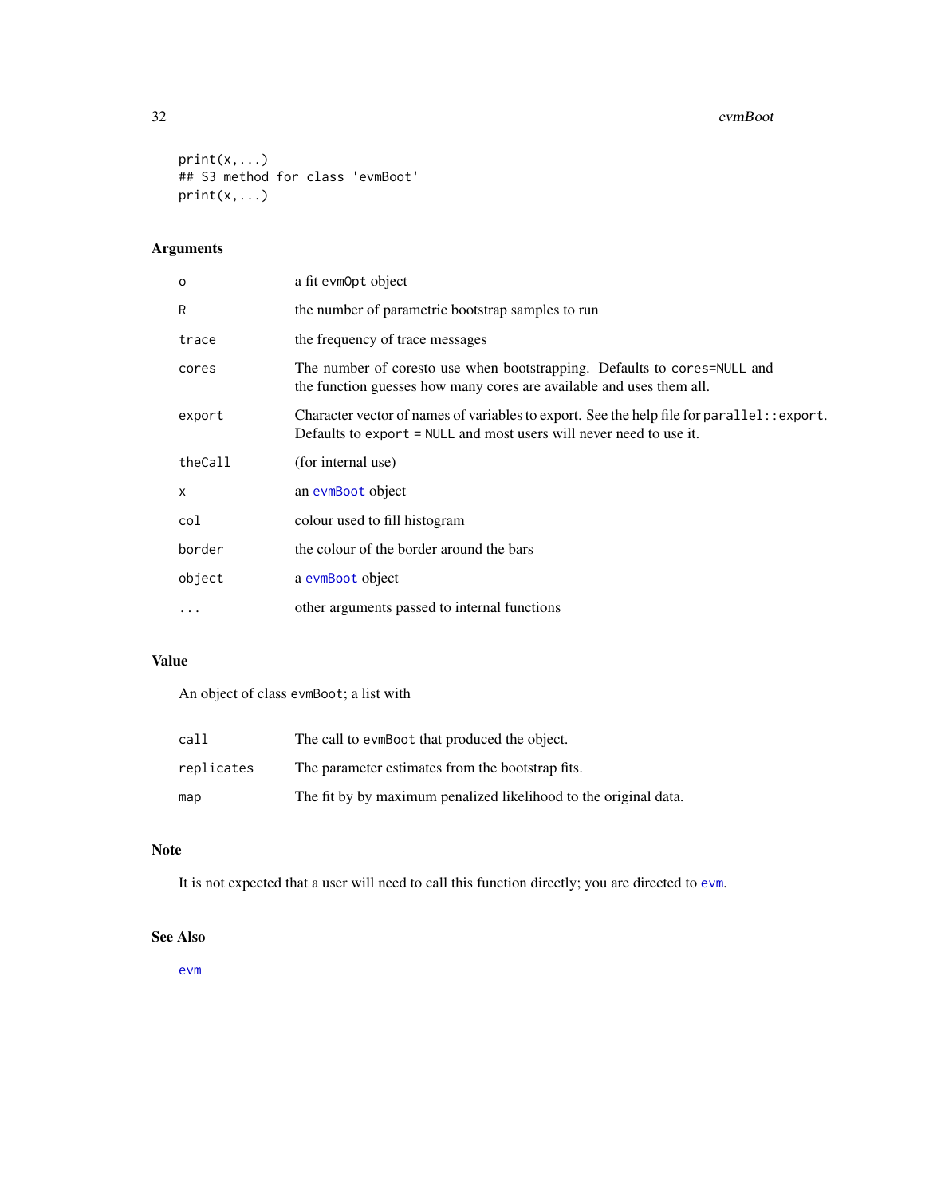```
print(x,...)
## S3 method for class 'evmBoot'
print(x,...)
```

## Arguments

| | |
|---|---|
| `o` | a fit `evmOpt` object |
| `R` | the number of parametric bootstrap samples to run |
| `trace` | the frequency of trace messages |
| `cores` | The number of coresto use when bootstrapping. Defaults to `cores=NULL` and the function guesses how many cores are available and uses them all. |
| `export` | Character vector of names of variables to export. See the help file for `parallel::export`. Defaults to `export = NULL` and most users will never need to use it. |
| `theCall` | (for internal use) |
| `x` | an `evmBoot` object |
| `col` | colour used to fill histogram |
| `border` | the colour of the border around the bars |
| `object` | a `evmBoot` object |
| `...` | other arguments passed to internal functions |

## Value

An object of class `evmBoot`; a list with

| | |
|---|---|
| `call` | The call to `evmBoot` that produced the object. |
| `replicates` | The parameter estimates from the bootstrap fits. |
| `map` | The fit by by maximum penalized likelihood to the original data. |

## Note

It is not expected that a user will need to call this function directly; you are directed to `evm`.

## See Also

`evm`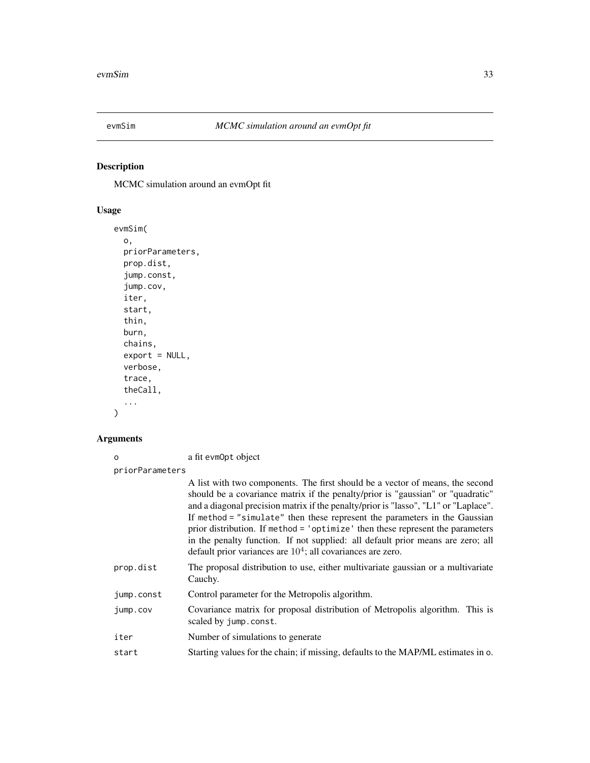# evmSim

*MCMC simulation around an evmOpt fit*

## Description

MCMC simulation around an evmOpt fit

## Usage

```
evmSim(
  o,
  priorParameters,
  prop.dist,
  jump.const,
  jump.cov,
  iter,
  start,
  thin,
  burn,
  chains,
  export = NULL,
  verbose,
  trace,
  theCall,
  ...
)
```

## Arguments

| | |
|---|---|
| `o` | a fit `evmOpt` object |
| `priorParameters` | A list with two components. The first should be a vector of means, the second should be a covariance matrix if the penalty/prior is "gaussian" or "quadratic" and a diagonal precision matrix if the penalty/prior is "lasso", "L1" or "Laplace". If `method = "simulate"` then these represent the parameters in the Gaussian prior distribution. If `method = 'optimize'` then these represent the parameters in the penalty function. If not supplied: all default prior means are zero; all default prior variances are $10^4$; all covariances are zero. |
| `prop.dist` | The proposal distribution to use, either multivariate gaussian or a multivariate Cauchy. |
| `jump.const` | Control parameter for the Metropolis algorithm. |
| `jump.cov` | Covariance matrix for proposal distribution of Metropolis algorithm. This is scaled by `jump.const`. |
| `iter` | Number of simulations to generate |
| `start` | Starting values for the chain; if missing, defaults to the MAP/ML estimates in `o`. |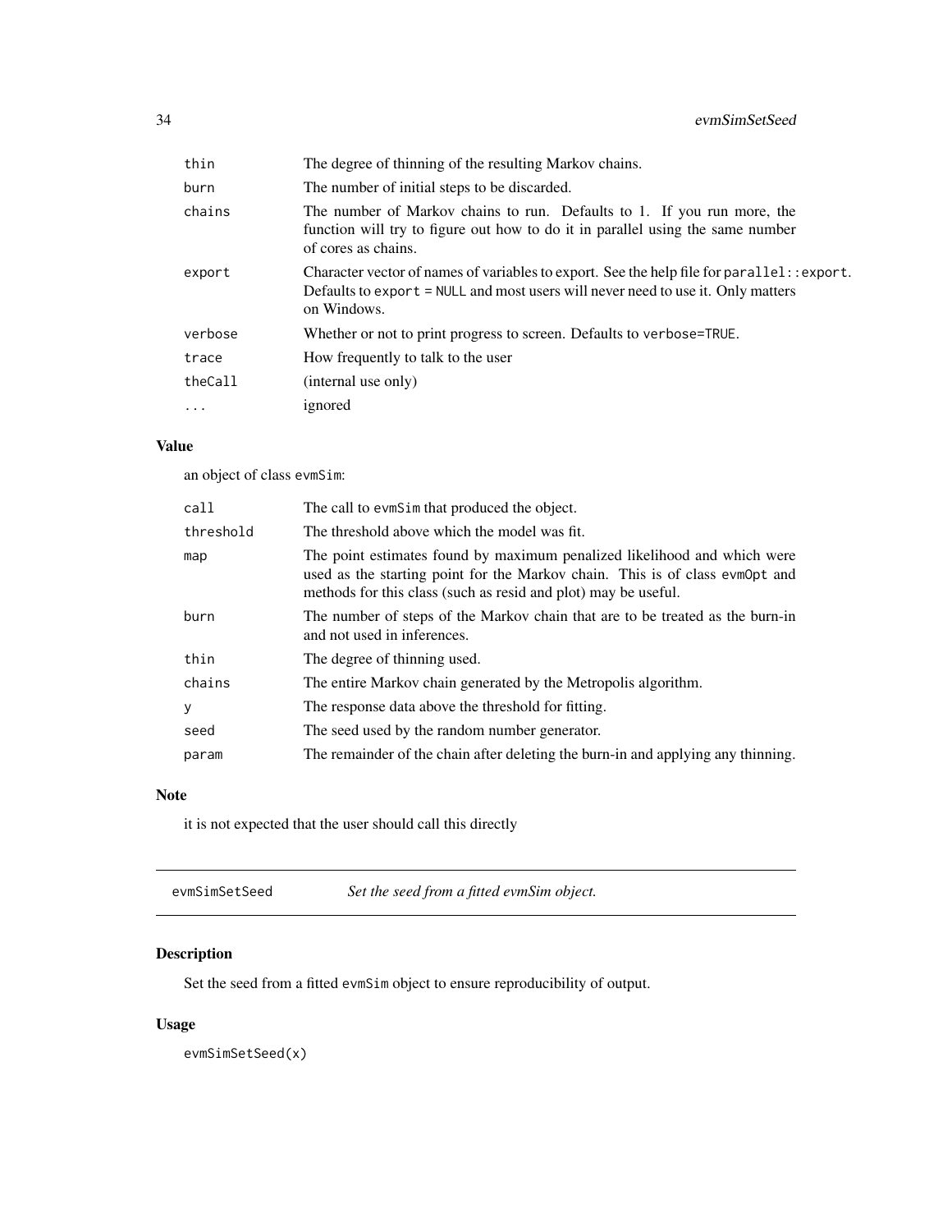| | |
|---|---|
| thin | The degree of thinning of the resulting Markov chains. |
| burn | The number of initial steps to be discarded. |
| chains | The number of Markov chains to run. Defaults to 1. If you run more, the function will try to figure out how to do it in parallel using the same number of cores as chains. |
| export | Character vector of names of variables to export. See the help file for `parallel::export`. Defaults to `export = NULL` and most users will never need to use it. Only matters on Windows. |
| verbose | Whether or not to print progress to screen. Defaults to `verbose=TRUE`. |
| trace | How frequently to talk to the user |
| theCall | (internal use only) |
| ... | ignored |

### Value

an object of class `evmSim`:

| | |
|---|---|
| call | The call to `evmSim` that produced the object. |
| threshold | The threshold above which the model was fit. |
| map | The point estimates found by maximum penalized likelihood and which were used as the starting point for the Markov chain. This is of class `evmOpt` and methods for this class (such as resid and plot) may be useful. |
| burn | The number of steps of the Markov chain that are to be treated as the burn-in and not used in inferences. |
| thin | The degree of thinning used. |
| chains | The entire Markov chain generated by the Metropolis algorithm. |
| y | The response data above the threshold for fitting. |
| seed | The seed used by the random number generator. |
| param | The remainder of the chain after deleting the burn-in and applying any thinning. |

### Note

it is not expected that the user should call this directly

---

## evmSimSetSeed *Set the seed from a fitted evmSim object.*

### Description

Set the seed from a fitted `evmSim` object to ensure reproducibility of output.

### Usage

```
evmSimSetSeed(x)
```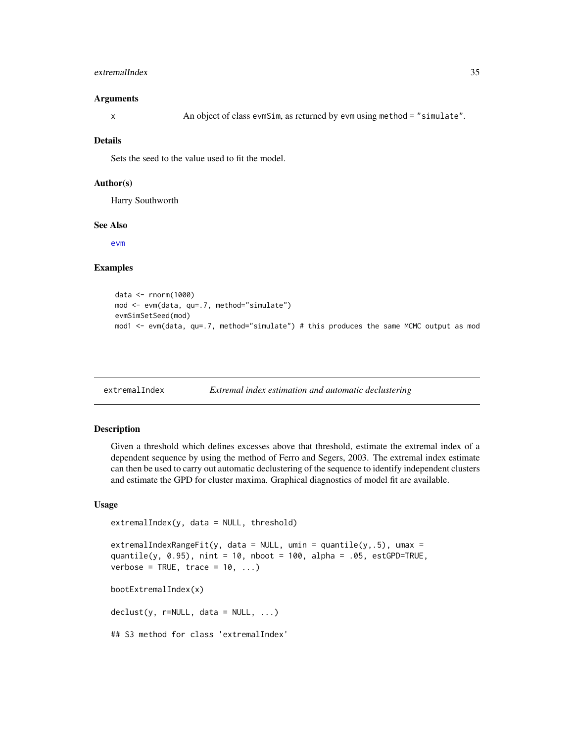### Arguments

x An object of class evmSim, as returned by evm using method = "simulate".

### Details

Sets the seed to the value used to fit the model.

### Author(s)

Harry Southworth

### See Also

evm

### Examples

```
data <- rnorm(1000)
mod <- evm(data, qu=.7, method="simulate")
evmSimSetSeed(mod)
mod1 <- evm(data, qu=.7, method="simulate") # this produces the same MCMC output as mod
```

---

## extremalIndex *Extremal index estimation and automatic declustering*

### Description

Given a threshold which defines excesses above that threshold, estimate the extremal index of a dependent sequence by using the method of Ferro and Segers, 2003. The extremal index estimate can then be used to carry out automatic declustering of the sequence to identify independent clusters and estimate the GPD for cluster maxima. Graphical diagnostics of model fit are available.

### Usage

```
extremalIndex(y, data = NULL, threshold)

extremalIndexRangeFit(y, data = NULL, umin = quantile(y,.5), umax =
quantile(y, 0.95), nint = 10, nboot = 100, alpha = .05, estGPD=TRUE,
verbose = TRUE, trace = 10, ...)

bootExtremalIndex(x)

declust(y, r=NULL, data = NULL, ...)

## S3 method for class 'extremalIndex'
```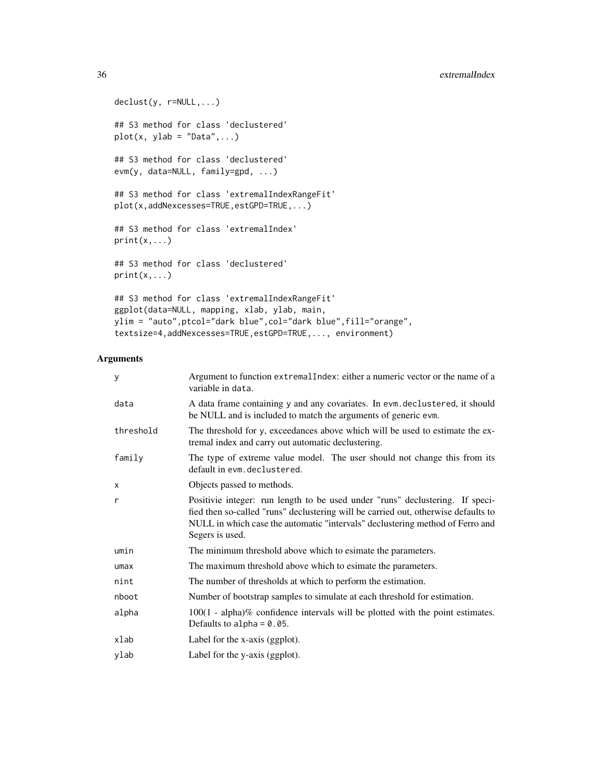```
declust(y, r=NULL,...)

## S3 method for class 'declustered'
plot(x, ylab = "Data",...)

## S3 method for class 'declustered'
evm(y, data=NULL, family=gpd, ...)

## S3 method for class 'extremalIndexRangeFit'
plot(x,addNexcesses=TRUE,estGPD=TRUE,...)

## S3 method for class 'extremalIndex'
print(x,...)

## S3 method for class 'declustered'
print(x,...)

## S3 method for class 'extremalIndexRangeFit'
ggplot(data=NULL, mapping, xlab, ylab, main,
ylim = "auto",ptcol="dark blue",col="dark blue",fill="orange",
textsize=4,addNexcesses=TRUE,estGPD=TRUE,..., environment)
```

## Arguments

| | |
|---|---|
| `y` | Argument to function `extremalIndex`: either a numeric vector or the name of a variable in `data`. |
| `data` | A data frame containing `y` and any covariates. In `evm.declustered`, it should be NULL and is included to match the arguments of generic `evm`. |
| `threshold` | The threshold for `y`, exceedances above which will be used to estimate the extremal index and carry out automatic declustering. |
| `family` | The type of extreme value model. The user should not change this from its default in `evm.declustered`. |
| `x` | Objects passed to methods. |
| `r` | Positivie integer: run length to be used under "runs" declustering. If specified then so-called "runs" declustering will be carried out, otherwise defaults to NULL in which case the automatic "intervals" declustering method of Ferro and Segers is used. |
| `umin` | The minimum threshold above which to esimate the parameters. |
| `umax` | The maximum threshold above which to esimate the parameters. |
| `nint` | The number of thresholds at which to perform the estimation. |
| `nboot` | Number of bootstrap samples to simulate at each threshold for estimation. |
| `alpha` | 100(1 - alpha)% confidence intervals will be plotted with the point estimates. Defaults to `alpha = 0.05`. |
| `xlab` | Label for the x-axis (ggplot). |
| `ylab` | Label for the y-axis (ggplot). |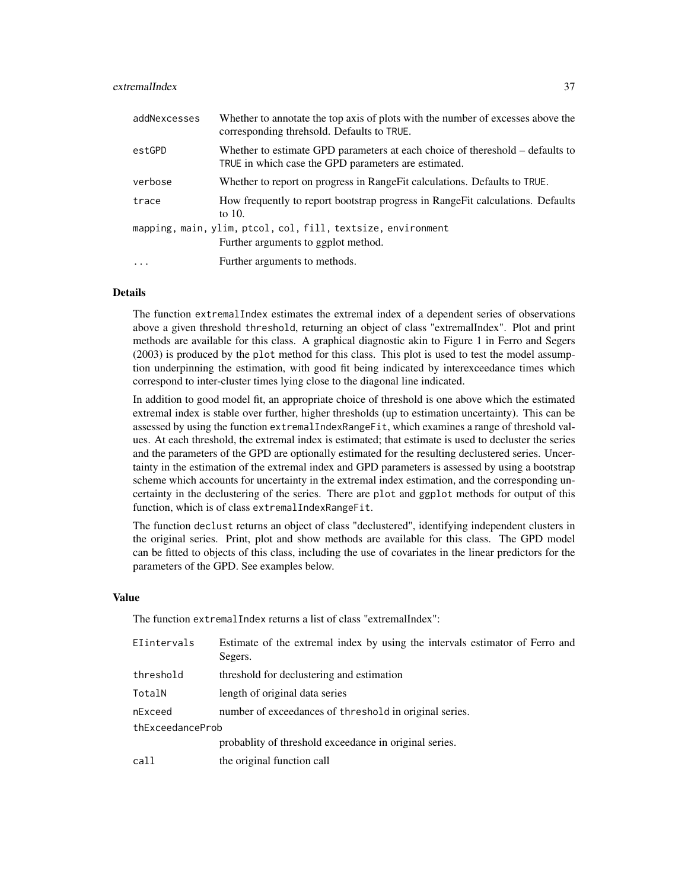| | |
|---|---|
| addNexcesses | Whether to annotate the top axis of plots with the number of excesses above the corresponding threhsold. Defaults to TRUE. |
| estGPD | Whether to estimate GPD parameters at each choice of thereshold – defaults to TRUE in which case the GPD parameters are estimated. |
| verbose | Whether to report on progress in RangeFit calculations. Defaults to TRUE. |
| trace | How frequently to report bootstrap progress in RangeFit calculations. Defaults to 10. |
| mapping, main, ylim, ptcol, col, fill, textsize, environment | Further arguments to ggplot method. |
| ... | Further arguments to methods. |

### Details

The function extremalIndex estimates the extremal index of a dependent series of observations above a given threshold threshold, returning an object of class "extremalIndex". Plot and print methods are available for this class. A graphical diagnostic akin to Figure 1 in Ferro and Segers (2003) is produced by the plot method for this class. This plot is used to test the model assumption underpinning the estimation, with good fit being indicated by interexceedance times which correspond to inter-cluster times lying close to the diagonal line indicated.

In addition to good model fit, an appropriate choice of threshold is one above which the estimated extremal index is stable over further, higher thresholds (up to estimation uncertainty). This can be assessed by using the function extremalIndexRangeFit, which examines a range of threshold values. At each threshold, the extremal index is estimated; that estimate is used to decluster the series and the parameters of the GPD are optionally estimated for the resulting declustered series. Uncertainty in the estimation of the extremal index and GPD parameters is assessed by using a bootstrap scheme which accounts for uncertainty in the extremal index estimation, and the corresponding uncertainty in the declustering of the series. There are plot and ggplot methods for output of this function, which is of class extremalIndexRangeFit.

The function declust returns an object of class "declustered", identifying independent clusters in the original series. Print, plot and show methods are available for this class. The GPD model can be fitted to objects of this class, including the use of covariates in the linear predictors for the parameters of the GPD. See examples below.

### Value

The function extremalIndex returns a list of class "extremalIndex":

| | |
|---|---|
| EIintervals | Estimate of the extremal index by using the intervals estimator of Ferro and Segers. |
| threshold | threshold for declustering and estimation |
| TotalN | length of original data series |
| nExceed | number of exceedances of threshold in original series. |
| thExceedanceProb | probablity of threshold exceedance in original series. |
| call | the original function call |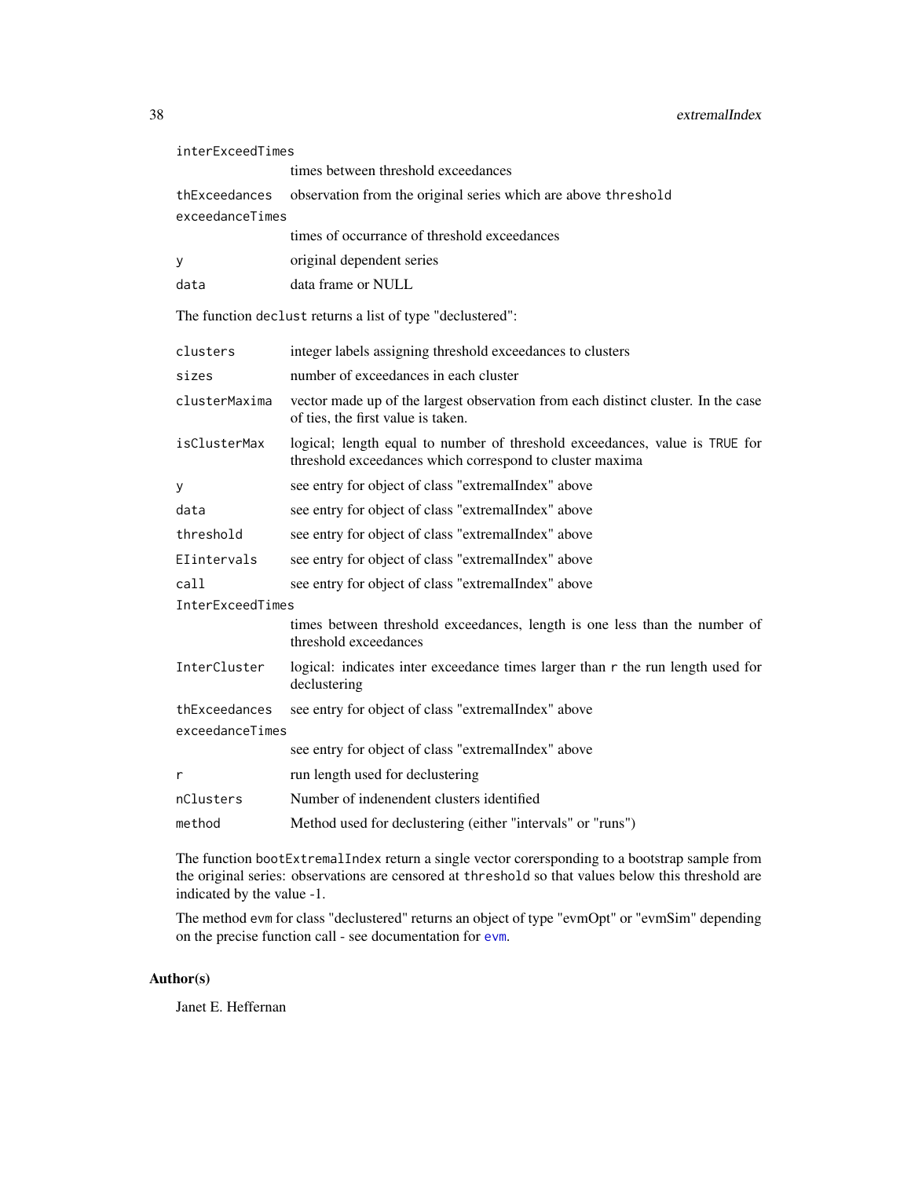| | |
|---|---|
| `interExceedTimes` | times between threshold exceedances |
| `thExceedances` | observation from the original series which are above `threshold` |
| `exceedanceTimes` | times of occurrance of threshold exceedances |
| `y` | original dependent series |
| `data` | data frame or NULL |

The function `declust` returns a list of type "declustered":

| | |
|---|---|
| `clusters` | integer labels assigning threshold exceedances to clusters |
| `sizes` | number of exceedances in each cluster |
| `clusterMaxima` | vector made up of the largest observation from each distinct cluster. In the case of ties, the first value is taken. |
| `isClusterMax` | logical; length equal to number of threshold exceedances, value is `TRUE` for threshold exceedances which correspond to cluster maxima |
| `y` | see entry for object of class "extremalIndex" above |
| `data` | see entry for object of class "extremalIndex" above |
| `threshold` | see entry for object of class "extremalIndex" above |
| `EIintervals` | see entry for object of class "extremalIndex" above |
| `call` | see entry for object of class "extremalIndex" above |
| `InterExceedTimes` | times between threshold exceedances, length is one less than the number of threshold exceedances |
| `InterCluster` | logical: indicates inter exceedance times larger than `r` the run length used for declustering |
| `thExceedances` | see entry for object of class "extremalIndex" above |
| `exceedanceTimes` | see entry for object of class "extremalIndex" above |
| `r` | run length used for declustering |
| `nClusters` | Number of indenendent clusters identified |
| `method` | Method used for declustering (either "intervals" or "runs") |

The function `bootExtremalIndex` return a single vector corersponding to a bootstrap sample from the original series: observations are censored at `threshold` so that values below this threshold are indicated by the value `-1`.

The method `evm` for class "declustered" returns an object of type "evmOpt" or "evmSim" depending on the precise function call - see documentation for `evm`.

## Author(s)

Janet E. Heffernan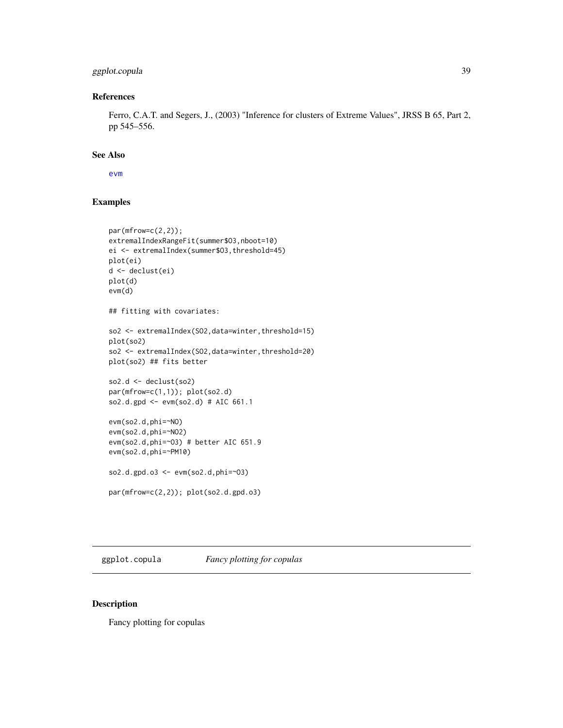## References

Ferro, C.A.T. and Segers, J., (2003) "Inference for clusters of Extreme Values", JRSS B 65, Part 2, pp 545–556.

## See Also

evm

## Examples

```
par(mfrow=c(2,2));
extremalIndexRangeFit(summer$O3,nboot=10)
ei <- extremalIndex(summer$O3,threshold=45)
plot(ei)
d <- declust(ei)
plot(d)
evm(d)

## fitting with covariates:

so2 <- extremalIndex(SO2,data=winter,threshold=15)
plot(so2)
so2 <- extremalIndex(SO2,data=winter,threshold=20)
plot(so2) ## fits better

so2.d <- declust(so2)
par(mfrow=c(1,1)); plot(so2.d)
so2.d.gpd <- evm(so2.d) # AIC 661.1

evm(so2.d,phi=~NO)
evm(so2.d,phi=~NO2)
evm(so2.d,phi=~O3) # better AIC 651.9
evm(so2.d,phi=~PM10)

so2.d.gpd.o3 <- evm(so2.d,phi=~O3)

par(mfrow=c(2,2)); plot(so2.d.gpd.o3)
```

---

# ggplot.copula *Fancy plotting for copulas*

## Description

Fancy plotting for copulas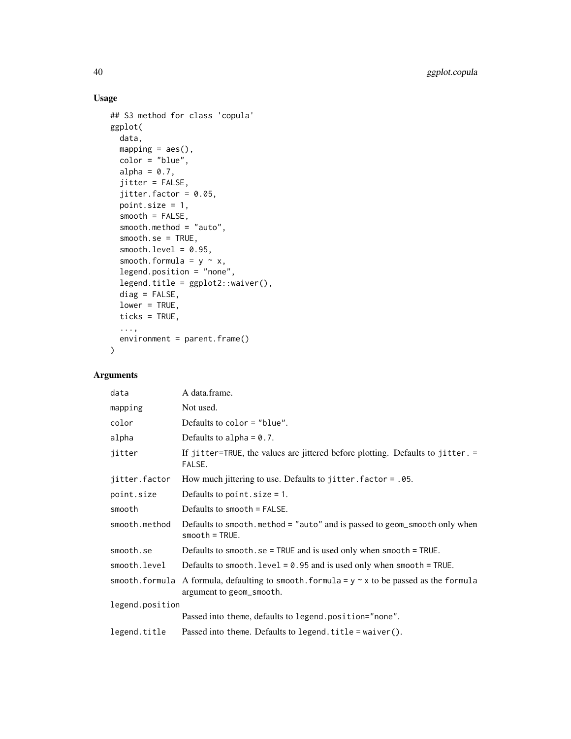## Usage

```
## S3 method for class 'copula'
ggplot(
  data,
  mapping = aes(),
  color = "blue",
  alpha = 0.7,
  jitter = FALSE,
  jitter.factor = 0.05,
  point.size = 1,
  smooth = FALSE,
  smooth.method = "auto",
  smooth.se = TRUE,
  smooth.level = 0.95,
  smooth.formula = y ~ x,
  legend.position = "none",
  legend.title = ggplot2::waiver(),
  diag = FALSE,
  lower = TRUE,
  ticks = TRUE,
  ...,
  environment = parent.frame()
)
```

## Arguments

| | |
|---|---|
| `data` | A data.frame. |
| `mapping` | Not used. |
| `color` | Defaults to `color = "blue"`. |
| `alpha` | Defaults to `alpha = 0.7`. |
| `jitter` | If `jitter=TRUE`, the values are jittered before plotting. Defaults to `jitter. = FALSE`. |
| `jitter.factor` | How much jittering to use. Defaults to `jitter.factor = .05`. |
| `point.size` | Defaults to `point.size = 1`. |
| `smooth` | Defaults to `smooth = FALSE`. |
| `smooth.method` | Defaults to `smooth.method = "auto"` and is passed to `geom_smooth` only when `smooth = TRUE`. |
| `smooth.se` | Defaults to `smooth.se = TRUE` and is used only when `smooth = TRUE`. |
| `smooth.level` | Defaults to `smooth.level = 0.95` and is used only when `smooth = TRUE`. |
| `smooth.formula` | A formula, defaulting to `smooth.formula = y ~ x` to be passed as the `formula` argument to `geom_smooth`. |
| `legend.position` | Passed into `theme`, defaults to `legend.position="none"`. |
| `legend.title` | Passed into `theme`. Defaults to `legend.title = waiver()`. |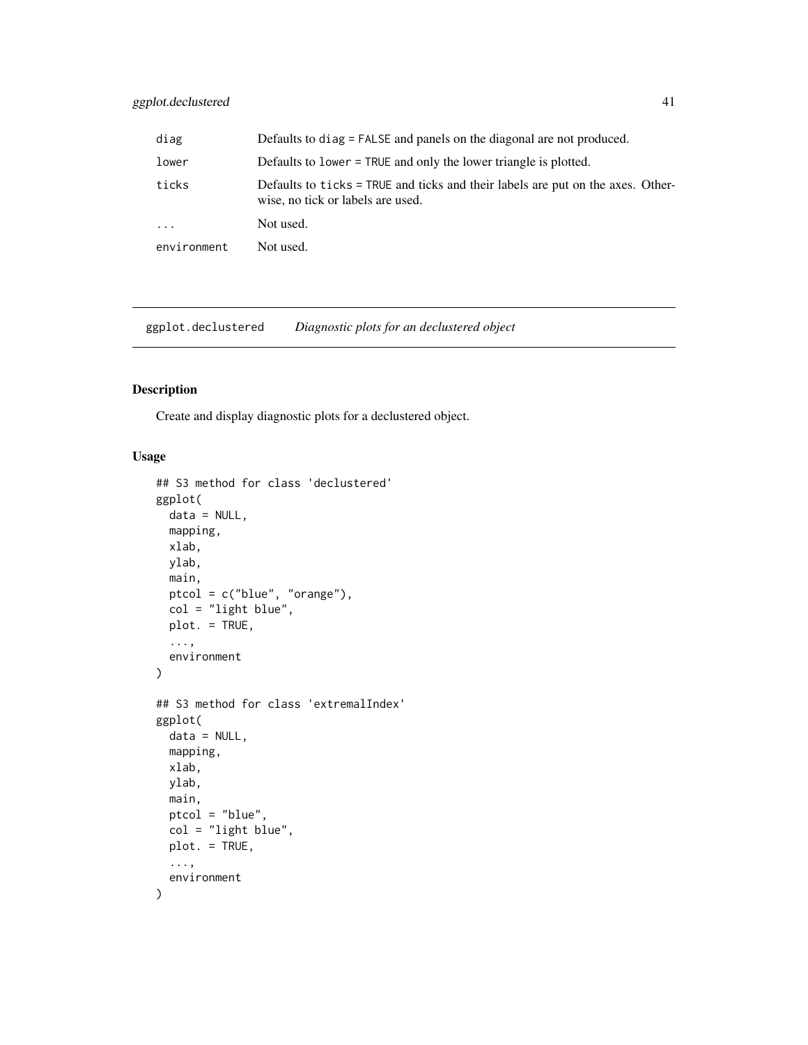| | |
|---|---|
| `diag` | Defaults to `diag = FALSE` and panels on the diagonal are not produced. |
| `lower` | Defaults to `lower = TRUE` and only the lower triangle is plotted. |
| `ticks` | Defaults to `ticks = TRUE` and ticks and their labels are put on the axes. Otherwise, no tick or labels are used. |
| `...` | Not used. |
| `environment` | Not used. |

---

## ggplot.declustered — *Diagnostic plots for an declustered object*

### Description

Create and display diagnostic plots for a declustered object.

### Usage

```
## S3 method for class 'declustered'
ggplot(
  data = NULL,
  mapping,
  xlab,
  ylab,
  main,
  ptcol = c("blue", "orange"),
  col = "light blue",
  plot. = TRUE,
  ...,
  environment
)

## S3 method for class 'extremalIndex'
ggplot(
  data = NULL,
  mapping,
  xlab,
  ylab,
  main,
  ptcol = "blue",
  col = "light blue",
  plot. = TRUE,
  ...,
  environment
)
```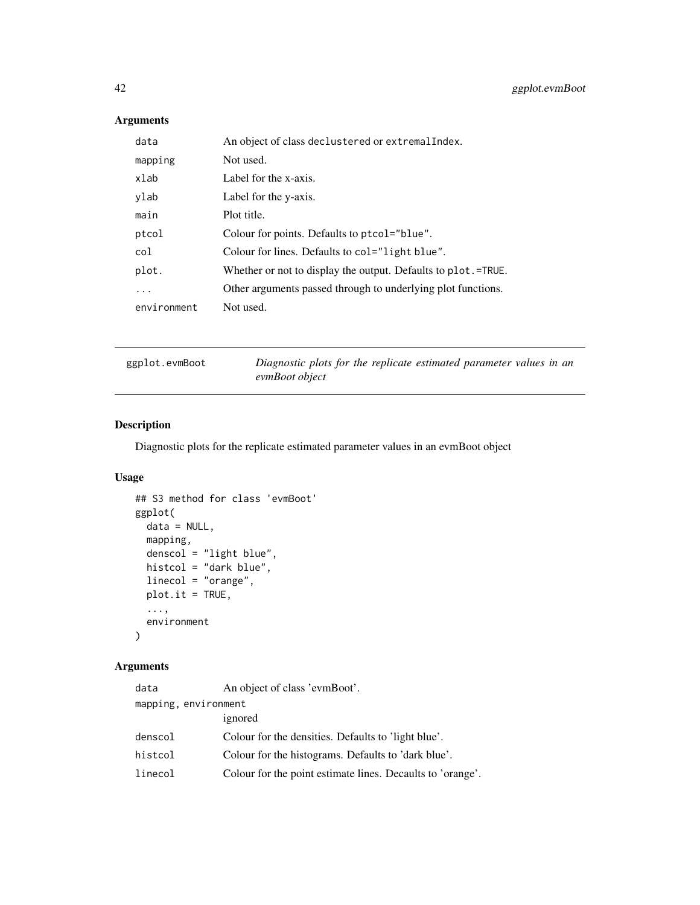## Arguments

| | |
|---|---|
| `data` | An object of class `declustered` or `extremalIndex`. |
| `mapping` | Not used. |
| `xlab` | Label for the x-axis. |
| `ylab` | Label for the y-axis. |
| `main` | Plot title. |
| `ptcol` | Colour for points. Defaults to `ptcol="blue"`. |
| `col` | Colour for lines. Defaults to `col="light blue"`. |
| `plot.` | Whether or not to display the output. Defaults to `plot.=TRUE`. |
| `...` | Other arguments passed through to underlying plot functions. |
| `environment` | Not used. |

---

# ggplot.evmBoot — *Diagnostic plots for the replicate estimated parameter values in an evmBoot object*

## Description

Diagnostic plots for the replicate estimated parameter values in an evmBoot object

## Usage

```
## S3 method for class 'evmBoot'
ggplot(
  data = NULL,
  mapping,
  denscol = "light blue",
  histcol = "dark blue",
  linecol = "orange",
  plot.it = TRUE,
  ...,
  environment
)
```

## Arguments

| | |
|---|---|
| `data` | An object of class 'evmBoot'. |
| `mapping, environment` | ignored |
| `denscol` | Colour for the densities. Defaults to 'light blue'. |
| `histcol` | Colour for the histograms. Defaults to 'dark blue'. |
| `linecol` | Colour for the point estimate lines. Decaults to 'orange'. |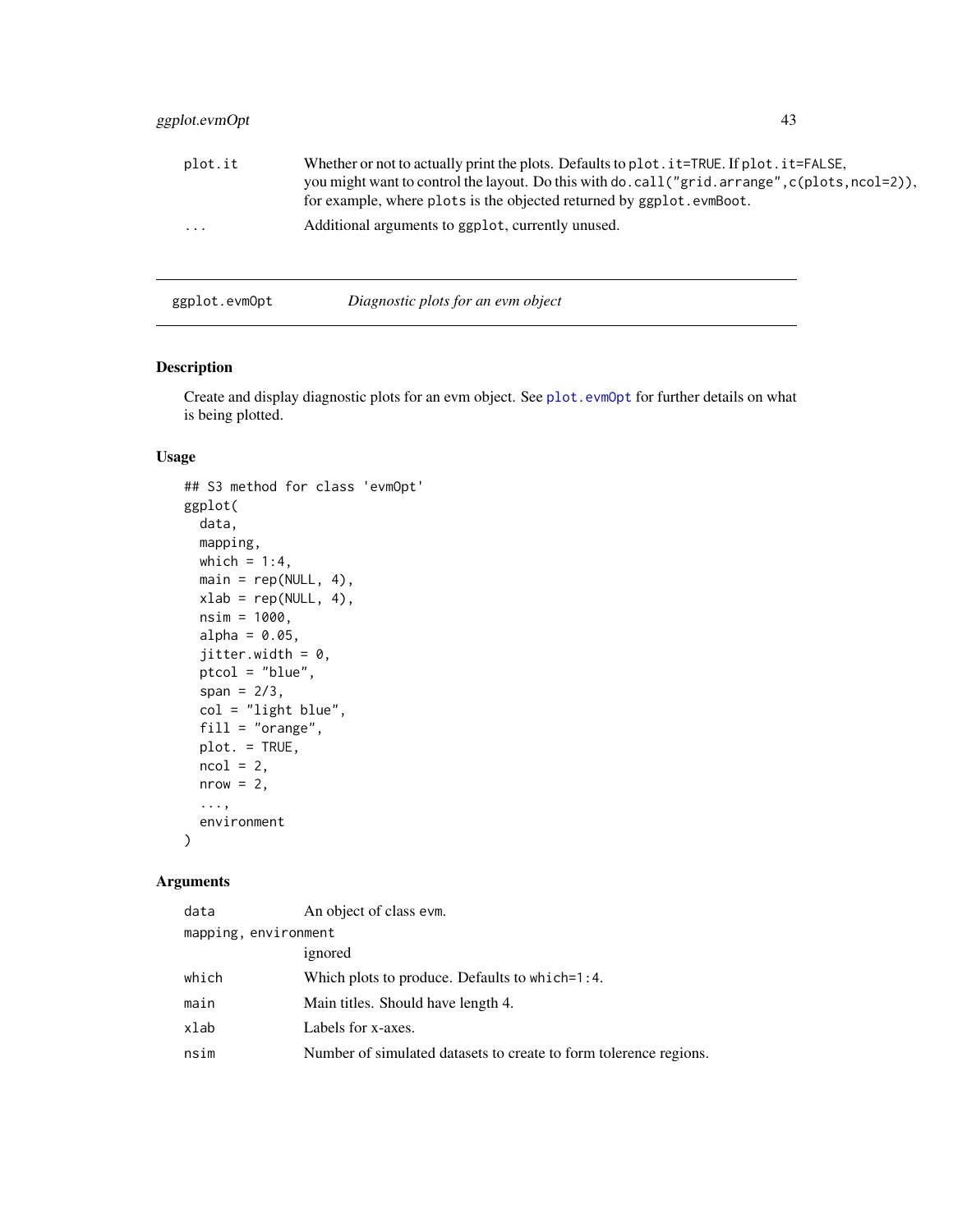| | |
|---|---|
| plot.it | Whether or not to actually print the plots. Defaults to `plot.it=TRUE`. If `plot.it=FALSE`, you might want to control the layout. Do this with `do.call("grid.arrange",c(plots,ncol=2))`, for example, where `plots` is the objected returned by `ggplot.evmBoot`. |
| ... | Additional arguments to `ggplot`, currently unused. |

## ggplot.evmOpt — *Diagnostic plots for an evm object*

### Description

Create and display diagnostic plots for an evm object. See `plot.evmOpt` for further details on what is being plotted.

### Usage

```
## S3 method for class 'evmOpt'
ggplot(
  data,
  mapping,
  which = 1:4,
  main = rep(NULL, 4),
  xlab = rep(NULL, 4),
  nsim = 1000,
  alpha = 0.05,
  jitter.width = 0,
  ptcol = "blue",
  span = 2/3,
  col = "light blue",
  fill = "orange",
  plot. = TRUE,
  ncol = 2,
  nrow = 2,
  ...,
  environment
)
```

### Arguments

| | |
|---|---|
| data | An object of class `evm`. |
| mapping, environment | ignored |
| which | Which plots to produce. Defaults to `which=1:4`. |
| main | Main titles. Should have length 4. |
| xlab | Labels for x-axes. |
| nsim | Number of simulated datasets to create to form tolerence regions. |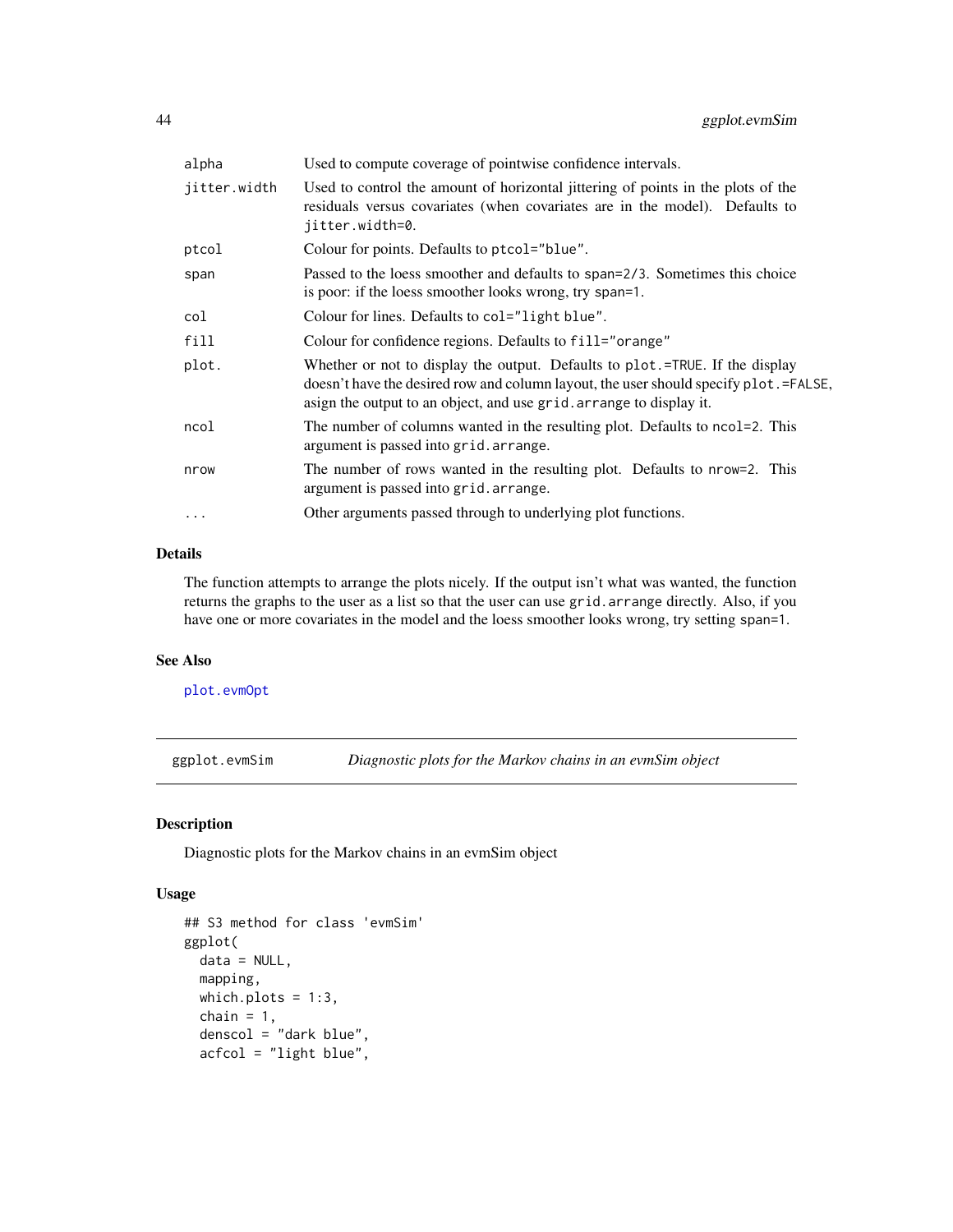| | |
|---|---|
| alpha | Used to compute coverage of pointwise confidence intervals. |
| jitter.width | Used to control the amount of horizontal jittering of points in the plots of the residuals versus covariates (when covariates are in the model). Defaults to `jitter.width=0`. |
| ptcol | Colour for points. Defaults to `ptcol="blue"`. |
| span | Passed to the loess smoother and defaults to `span=2/3`. Sometimes this choice is poor: if the loess smoother looks wrong, try `span=1`. |
| col | Colour for lines. Defaults to `col="light blue"`. |
| fill | Colour for confidence regions. Defaults to `fill="orange"` |
| plot. | Whether or not to display the output. Defaults to `plot.=TRUE`. If the display doesn't have the desired row and column layout, the user should specify `plot.=FALSE`, asign the output to an object, and use `grid.arrange` to display it. |
| ncol | The number of columns wanted in the resulting plot. Defaults to `ncol=2`. This argument is passed into `grid.arrange`. |
| nrow | The number of rows wanted in the resulting plot. Defaults to `nrow=2`. This argument is passed into `grid.arrange`. |
| ... | Other arguments passed through to underlying plot functions. |

### Details

The function attempts to arrange the plots nicely. If the output isn't what was wanted, the function returns the graphs to the user as a list so that the user can use `grid.arrange` directly. Also, if you have one or more covariates in the model and the loess smoother looks wrong, try setting `span=1`.

### See Also

`plot.evmOpt`

---

## ggplot.evmSim — *Diagnostic plots for the Markov chains in an evmSim object*

---

### Description

Diagnostic plots for the Markov chains in an evmSim object

### Usage

```
## S3 method for class 'evmSim'
ggplot(
  data = NULL,
  mapping,
  which.plots = 1:3,
  chain = 1,
  denscol = "dark blue",
  acfcol = "light blue",
```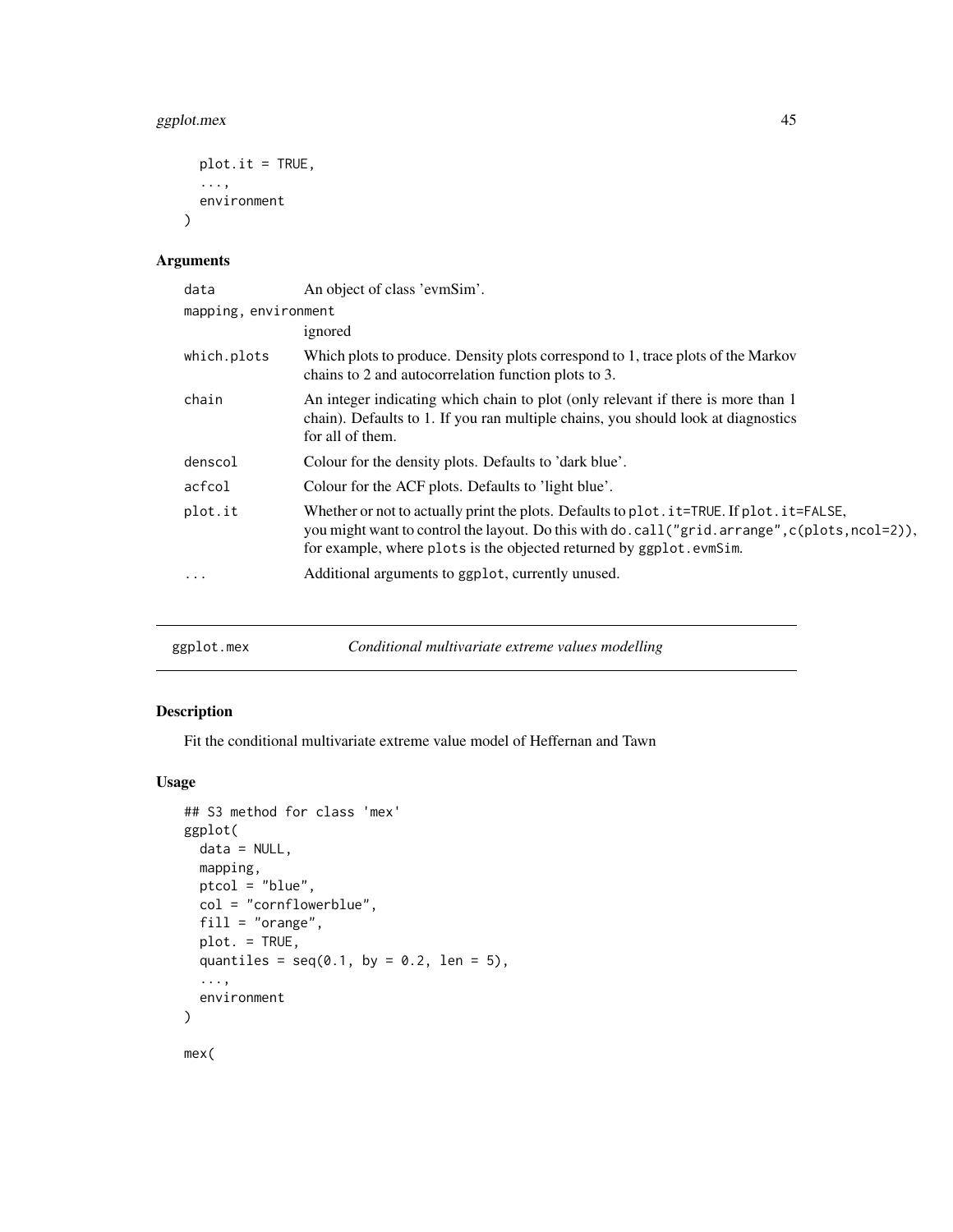```
  plot.it = TRUE,
  ...,
  environment
)
```

### Arguments

| | |
|---|---|
| data | An object of class 'evmSim'. |
| mapping, environment | ignored |
| which.plots | Which plots to produce. Density plots correspond to 1, trace plots of the Markov chains to 2 and autocorrelation function plots to 3. |
| chain | An integer indicating which chain to plot (only relevant if there is more than 1 chain). Defaults to 1. If you ran multiple chains, you should look at diagnostics for all of them. |
| denscol | Colour for the density plots. Defaults to 'dark blue'. |
| acfcol | Colour for the ACF plots. Defaults to 'light blue'. |
| plot.it | Whether or not to actually print the plots. Defaults to `plot.it=TRUE`. If `plot.it=FALSE`, you might want to control the layout. Do this with `do.call("grid.arrange",c(plots,ncol=2))`, for example, where `plots` is the objected returned by `ggplot.evmSim`. |
| ... | Additional arguments to `ggplot`, currently unused. |

---

## ggplot.mex — *Conditional multivariate extreme values modelling*

### Description

Fit the conditional multivariate extreme value model of Heffernan and Tawn

### Usage

```
## S3 method for class 'mex'
ggplot(
  data = NULL,
  mapping,
  ptcol = "blue",
  col = "cornflowerblue",
  fill = "orange",
  plot. = TRUE,
  quantiles = seq(0.1, by = 0.2, len = 5),
  ...,
  environment
)

mex(
```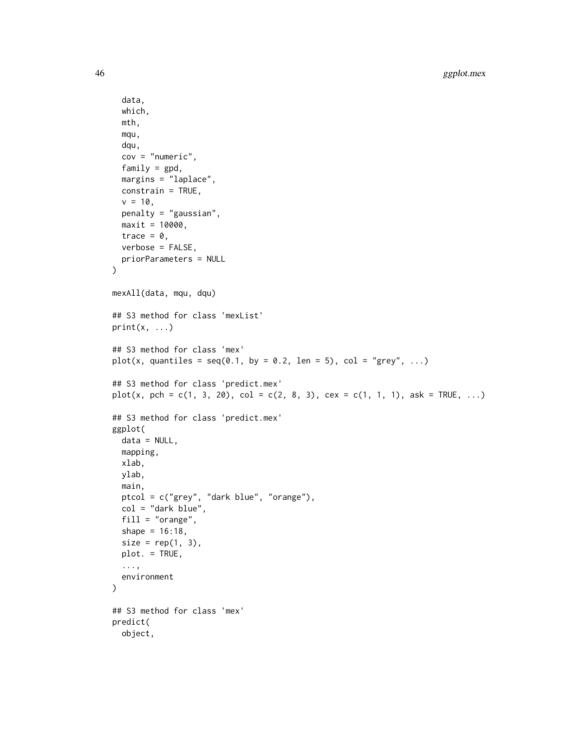```
  data,
  which,
  mth,
  mqu,
  dqu,
  cov = "numeric",
  family = gpd,
  margins = "laplace",
  constrain = TRUE,
  v = 10,
  penalty = "gaussian",
  maxit = 10000,
  trace = 0,
  verbose = FALSE,
  priorParameters = NULL
)

mexAll(data, mqu, dqu)

## S3 method for class 'mexList'
print(x, ...)

## S3 method for class 'mex'
plot(x, quantiles = seq(0.1, by = 0.2, len = 5), col = "grey", ...)

## S3 method for class 'predict.mex'
plot(x, pch = c(1, 3, 20), col = c(2, 8, 3), cex = c(1, 1, 1), ask = TRUE, ...)

## S3 method for class 'predict.mex'
ggplot(
  data = NULL,
  mapping,
  xlab,
  ylab,
  main,
  ptcol = c("grey", "dark blue", "orange"),
  col = "dark blue",
  fill = "orange",
  shape = 16:18,
  size = rep(1, 3),
  plot. = TRUE,
  ...,
  environment
)

## S3 method for class 'mex'
predict(
  object,
```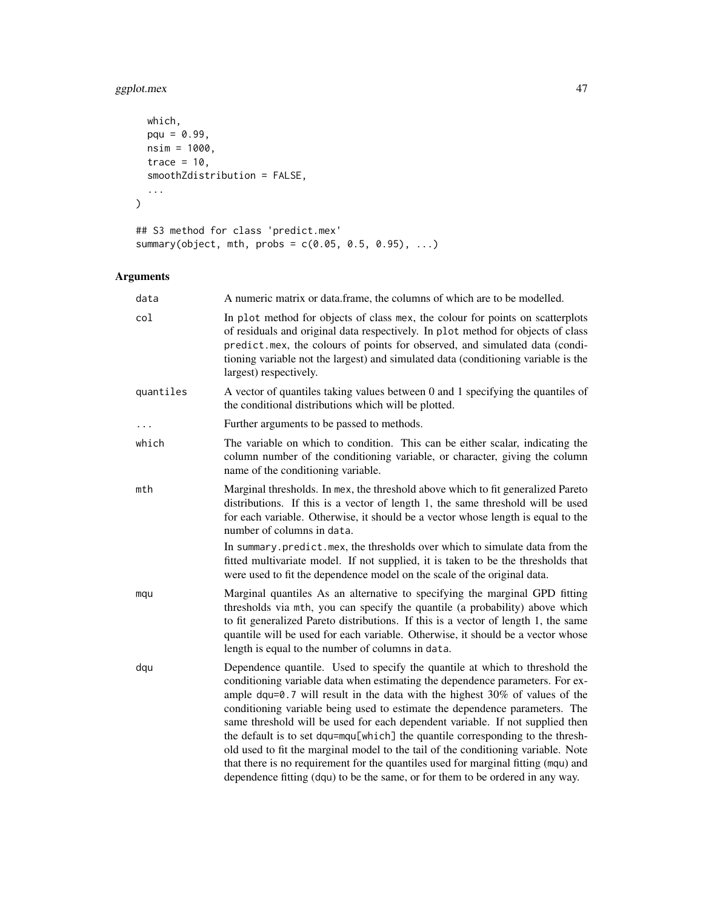```
  which,
  pqu = 0.99,
  nsim = 1000,
  trace = 10,
  smoothZdistribution = FALSE,
  ...
)

## S3 method for class 'predict.mex'
summary(object, mth, probs = c(0.05, 0.5, 0.95), ...)
```

## Arguments

| Argument | Description |
|---|---|
| `data` | A numeric matrix or data.frame, the columns of which are to be modelled. |
| `col` | In `plot` method for objects of class `mex`, the colour for points on scatterplots of residuals and original data respectively. In `plot` method for objects of class `predict.mex`, the colours of points for observed, and simulated data (conditioning variable not the largest) and simulated data (conditioning variable is the largest) respectively. |
| `quantiles` | A vector of quantiles taking values between 0 and 1 specifying the quantiles of the conditional distributions which will be plotted. |
| `...` | Further arguments to be passed to methods. |
| `which` | The variable on which to condition. This can be either scalar, indicating the column number of the conditioning variable, or character, giving the column name of the conditioning variable. |
| `mth` | Marginal thresholds. In `mex`, the threshold above which to fit generalized Pareto distributions. If this is a vector of length 1, the same threshold will be used for each variable. Otherwise, it should be a vector whose length is equal to the number of columns in `data`.<br><br>In `summary.predict.mex`, the thresholds over which to simulate data from the fitted multivariate model. If not supplied, it is taken to be the thresholds that were used to fit the dependence model on the scale of the original data. |
| `mqu` | Marginal quantiles As an alternative to specifying the marginal GPD fitting thresholds via `mth`, you can specify the quantile (a probability) above which to fit generalized Pareto distributions. If this is a vector of length 1, the same quantile will be used for each variable. Otherwise, it should be a vector whose length is equal to the number of columns in `data`. |
| `dqu` | Dependence quantile. Used to specify the quantile at which to threshold the conditioning variable data when estimating the dependence parameters. For example `dqu=0.7` will result in the data with the highest 30% of values of the conditioning variable being used to estimate the dependence parameters. The same threshold will be used for each dependent variable. If not supplied then the default is to set `dqu=mqu[which]` the quantile corresponding to the threshold used to fit the marginal model to the tail of the conditioning variable. Note that there is no requirement for the quantiles used for marginal fitting (`mqu`) and dependence fitting (`dqu`) to be the same, or for them to be ordered in any way. |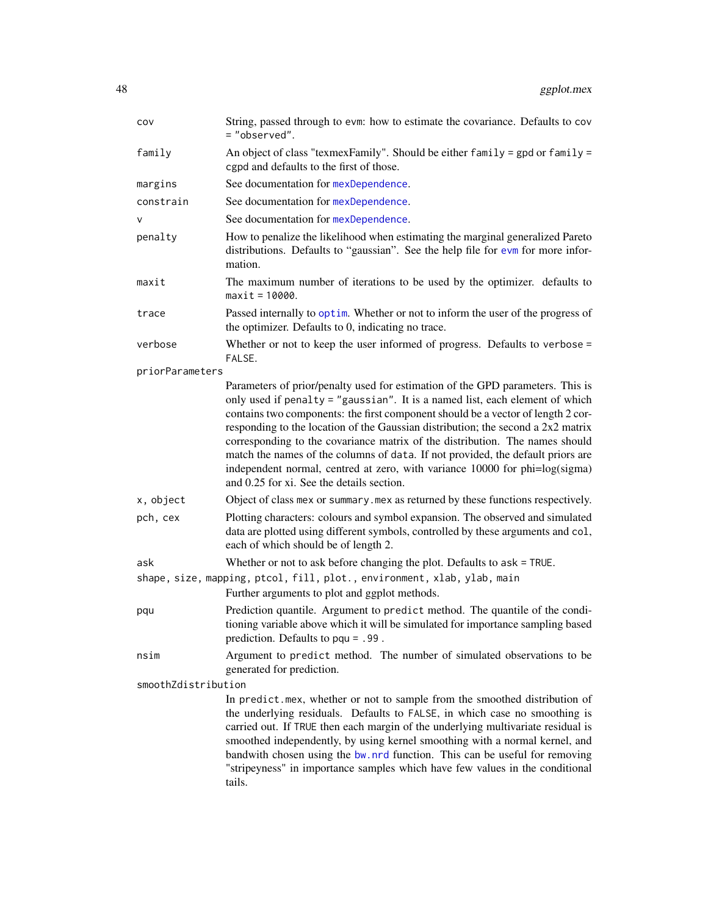| | |
|---|---|
| `cov` | String, passed through to `evm`: how to estimate the covariance. Defaults to `cov = "observed"`. |
| `family` | An object of class "texmexFamily". Should be either `family = gpd` or `family = cgpd` and defaults to the first of those. |
| `margins` | See documentation for `mexDependence`. |
| `constrain` | See documentation for `mexDependence`. |
| `v` | See documentation for `mexDependence`. |
| `penalty` | How to penalize the likelihood when estimating the marginal generalized Pareto distributions. Defaults to "gaussian". See the help file for `evm` for more information. |
| `maxit` | The maximum number of iterations to be used by the optimizer. defaults to `maxit = 10000`. |
| `trace` | Passed internally to `optim`. Whether or not to inform the user of the progress of the optimizer. Defaults to 0, indicating no trace. |
| `verbose` | Whether or not to keep the user informed of progress. Defaults to `verbose = FALSE`. |
| `priorParameters` | Parameters of prior/penalty used for estimation of the GPD parameters. This is only used if `penalty = "gaussian"`. It is a named list, each element of which contains two components: the first component should be a vector of length 2 corresponding to the location of the Gaussian distribution; the second a 2x2 matrix corresponding to the covariance matrix of the distribution. The names should match the names of the columns of `data`. If not provided, the default priors are independent normal, centred at zero, with variance 10000 for phi=log(sigma) and 0.25 for xi. See the details section. |
| `x, object` | Object of class `mex` or `summary.mex` as returned by these functions respectively. |
| `pch, cex` | Plotting characters: colours and symbol expansion. The observed and simulated data are plotted using different symbols, controlled by these arguments and `col`, each of which should be of length 2. |
| `ask` | Whether or not to ask before changing the plot. Defaults to `ask = TRUE`. |
| `shape, size, mapping, ptcol, fill, plot., environment, xlab, ylab, main` | Further arguments to plot and ggplot methods. |
| `pqu` | Prediction quantile. Argument to `predict` method. The quantile of the conditioning variable above which it will be simulated for importance sampling based prediction. Defaults to `pqu = .99`. |
| `nsim` | Argument to `predict` method. The number of simulated observations to be generated for prediction. |
| `smoothZdistribution` | In `predict.mex`, whether or not to sample from the smoothed distribution of the underlying residuals. Defaults to `FALSE`, in which case no smoothing is carried out. If `TRUE` then each margin of the underlying multivariate residual is smoothed independently, by using kernel smoothing with a normal kernel, and bandwith chosen using the `bw.nrd` function. This can be useful for removing "stripeyness" in importance samples which have few values in the conditional tails. |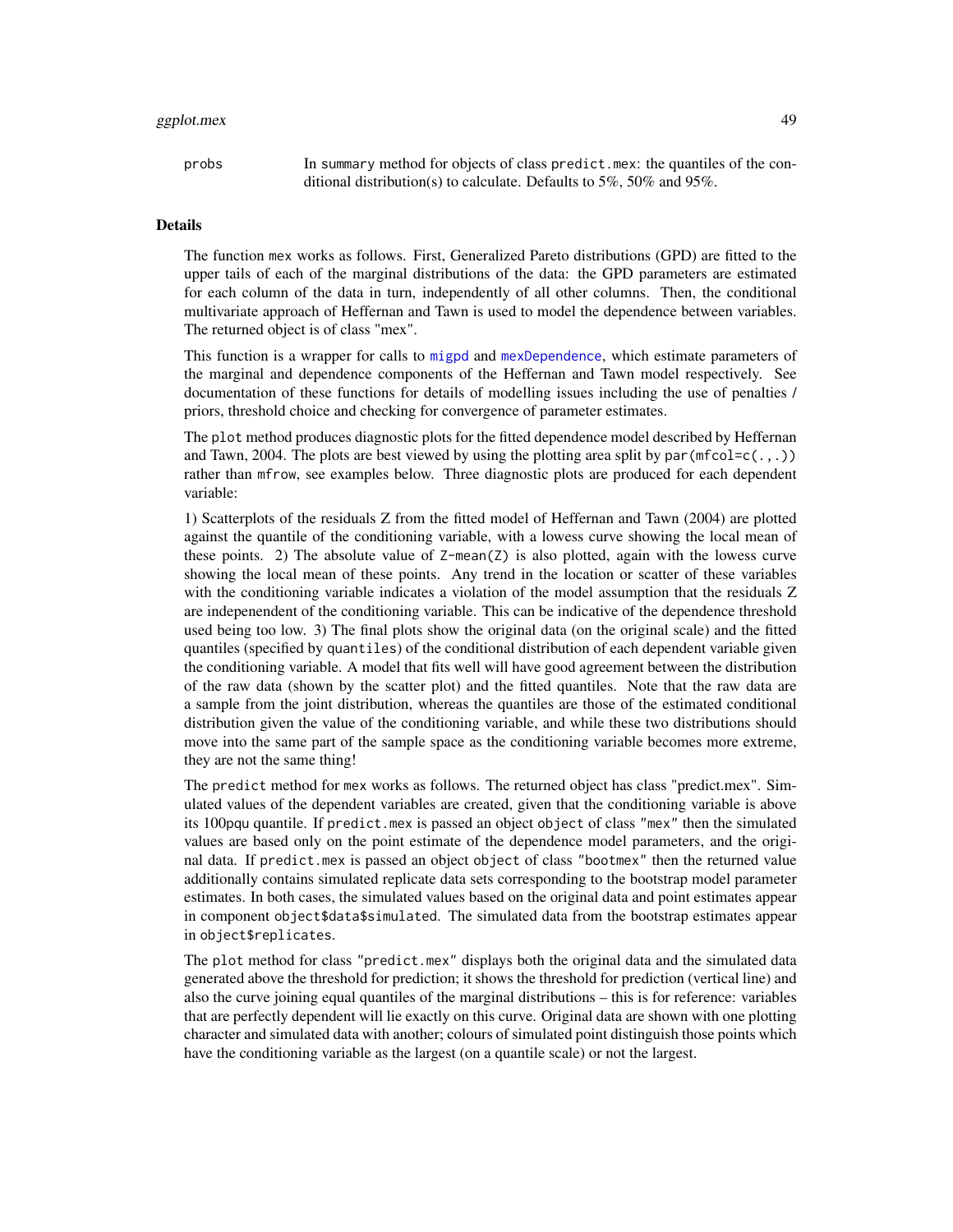probs In summary method for objects of class predict.mex: the quantiles of the conditional distribution(s) to calculate. Defaults to 5%, 50% and 95%.

## Details

The function mex works as follows. First, Generalized Pareto distributions (GPD) are fitted to the upper tails of each of the marginal distributions of the data: the GPD parameters are estimated for each column of the data in turn, independently of all other columns. Then, the conditional multivariate approach of Heffernan and Tawn is used to model the dependence between variables. The returned object is of class "mex".

This function is a wrapper for calls to migpd and mexDependence, which estimate parameters of the marginal and dependence components of the Heffernan and Tawn model respectively. See documentation of these functions for details of modelling issues including the use of penalties / priors, threshold choice and checking for convergence of parameter estimates.

The plot method produces diagnostic plots for the fitted dependence model described by Heffernan and Tawn, 2004. The plots are best viewed by using the plotting area split by `par(mfcol=c(.,.))` rather than `mfrow`, see examples below. Three diagnostic plots are produced for each dependent variable:

1) Scatterplots of the residuals Z from the fitted model of Heffernan and Tawn (2004) are plotted against the quantile of the conditioning variable, with a lowess curve showing the local mean of these points. 2) The absolute value of `Z-mean(Z)` is also plotted, again with the lowess curve showing the local mean of these points. Any trend in the location or scatter of these variables with the conditioning variable indicates a violation of the model assumption that the residuals Z are indepenendent of the conditioning variable. This can be indicative of the dependence threshold used being too low. 3) The final plots show the original data (on the original scale) and the fitted quantiles (specified by quantiles) of the conditional distribution of each dependent variable given the conditioning variable. A model that fits well will have good agreement between the distribution of the raw data (shown by the scatter plot) and the fitted quantiles. Note that the raw data are a sample from the joint distribution, whereas the quantiles are those of the estimated conditional distribution given the value of the conditioning variable, and while these two distributions should move into the same part of the sample space as the conditioning variable becomes more extreme, they are not the same thing!

The predict method for mex works as follows. The returned object has class "predict.mex". Simulated values of the dependent variables are created, given that the conditioning variable is above its 100pqu quantile. If predict.mex is passed an object object of class "mex" then the simulated values are based only on the point estimate of the dependence model parameters, and the original data. If predict.mex is passed an object object of class "bootmex" then the returned value additionally contains simulated replicate data sets corresponding to the bootstrap model parameter estimates. In both cases, the simulated values based on the original data and point estimates appear in component object$data$simulated. The simulated data from the bootstrap estimates appear in object$replicates.

The plot method for class "predict.mex" displays both the original data and the simulated data generated above the threshold for prediction; it shows the threshold for prediction (vertical line) and also the curve joining equal quantiles of the marginal distributions – this is for reference: variables that are perfectly dependent will lie exactly on this curve. Original data are shown with one plotting character and simulated data with another; colours of simulated point distinguish those points which have the conditioning variable as the largest (on a quantile scale) or not the largest.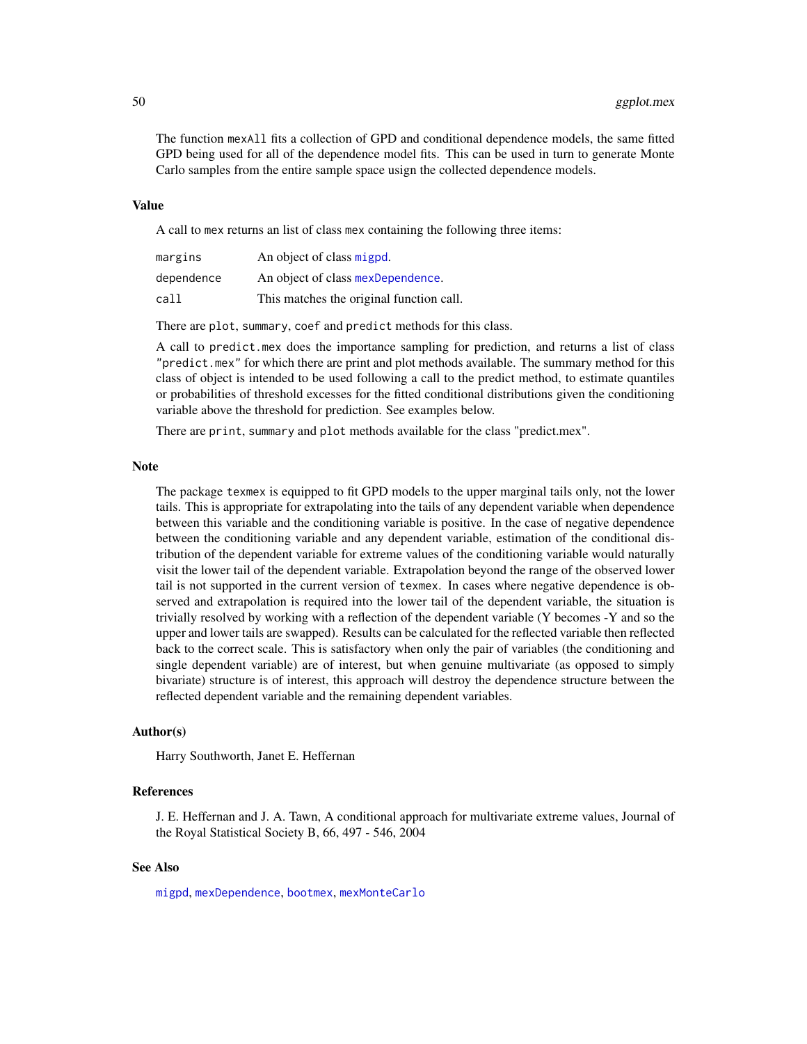The function `mexAll` fits a collection of GPD and conditional dependence models, the same fitted GPD being used for all of the dependence model fits. This can be used in turn to generate Monte Carlo samples from the entire sample space usign the collected dependence models.

### Value

A call to `mex` returns an list of class `mex` containing the following three items:

| | |
|---|---|
| `margins` | An object of class `migpd`. |
| `dependence` | An object of class `mexDependence`. |
| `call` | This matches the original function call. |

There are `plot`, `summary`, `coef` and `predict` methods for this class.

A call to `predict.mex` does the importance sampling for prediction, and returns a list of class `"predict.mex"` for which there are print and plot methods available. The summary method for this class of object is intended to be used following a call to the predict method, to estimate quantiles or probabilities of threshold excesses for the fitted conditional distributions given the conditioning variable above the threshold for prediction. See examples below.

There are `print`, `summary` and `plot` methods available for the class "predict.mex".

### Note

The package `texmex` is equipped to fit GPD models to the upper marginal tails only, not the lower tails. This is appropriate for extrapolating into the tails of any dependent variable when dependence between this variable and the conditioning variable is positive. In the case of negative dependence between the conditioning variable and any dependent variable, estimation of the conditional distribution of the dependent variable for extreme values of the conditioning variable would naturally visit the lower tail of the dependent variable. Extrapolation beyond the range of the observed lower tail is not supported in the current version of `texmex`. In cases where negative dependence is observed and extrapolation is required into the lower tail of the dependent variable, the situation is trivially resolved by working with a reflection of the dependent variable (Y becomes -Y and so the upper and lower tails are swapped). Results can be calculated for the reflected variable then reflected back to the correct scale. This is satisfactory when only the pair of variables (the conditioning and single dependent variable) are of interest, but when genuine multivariate (as opposed to simply bivariate) structure is of interest, this approach will destroy the dependence structure between the reflected dependent variable and the remaining dependent variables.

### Author(s)

Harry Southworth, Janet E. Heffernan

### References

J. E. Heffernan and J. A. Tawn, A conditional approach for multivariate extreme values, Journal of the Royal Statistical Society B, 66, 497 - 546, 2004

### See Also

`migpd`, `mexDependence`, `bootmex`, `mexMonteCarlo`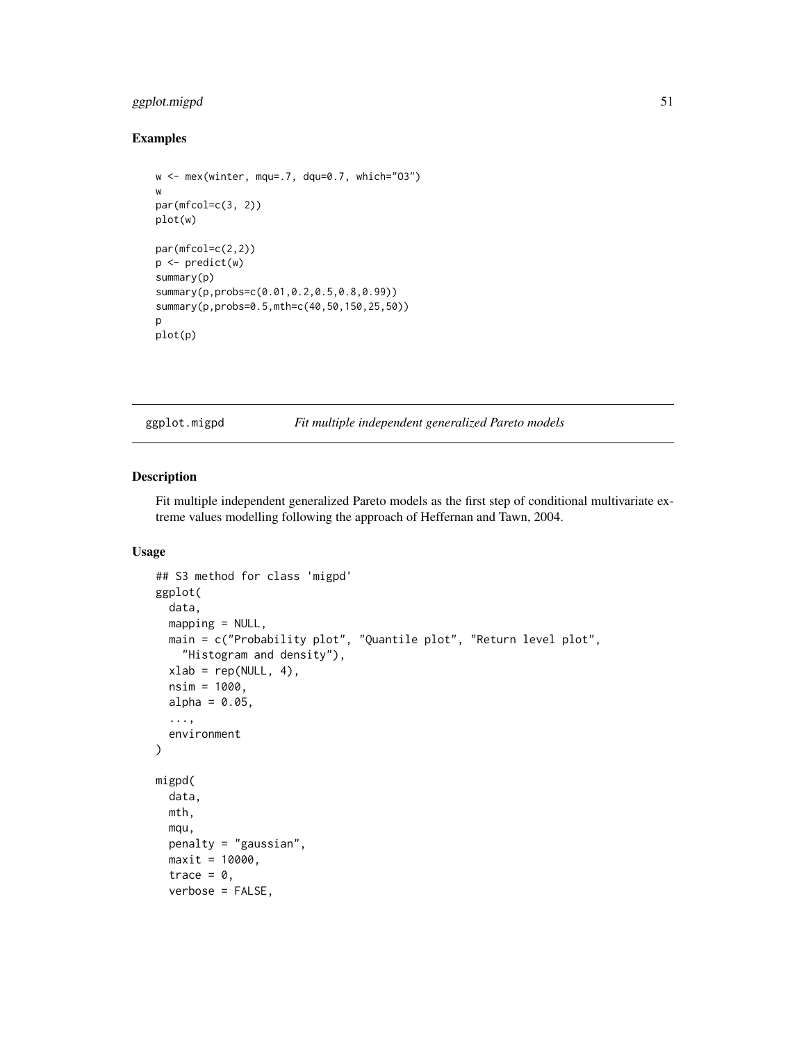## Examples

```
w <- mex(winter, mqu=.7, dqu=0.7, which="O3")
w
par(mfcol=c(3, 2))
plot(w)

par(mfcol=c(2,2))
p <- predict(w)
summary(p)
summary(p,probs=c(0.01,0.2,0.5,0.8,0.99))
summary(p,probs=0.5,mth=c(40,50,150,25,50))
p
plot(p)
```

---

# ggplot.migpd — *Fit multiple independent generalized Pareto models*

## Description

Fit multiple independent generalized Pareto models as the first step of conditional multivariate extreme values modelling following the approach of Heffernan and Tawn, 2004.

## Usage

```
## S3 method for class 'migpd'
ggplot(
  data,
  mapping = NULL,
  main = c("Probability plot", "Quantile plot", "Return level plot",
    "Histogram and density"),
  xlab = rep(NULL, 4),
  nsim = 1000,
  alpha = 0.05,
  ...,
  environment
)

migpd(
  data,
  mth,
  mqu,
  penalty = "gaussian",
  maxit = 10000,
  trace = 0,
  verbose = FALSE,
```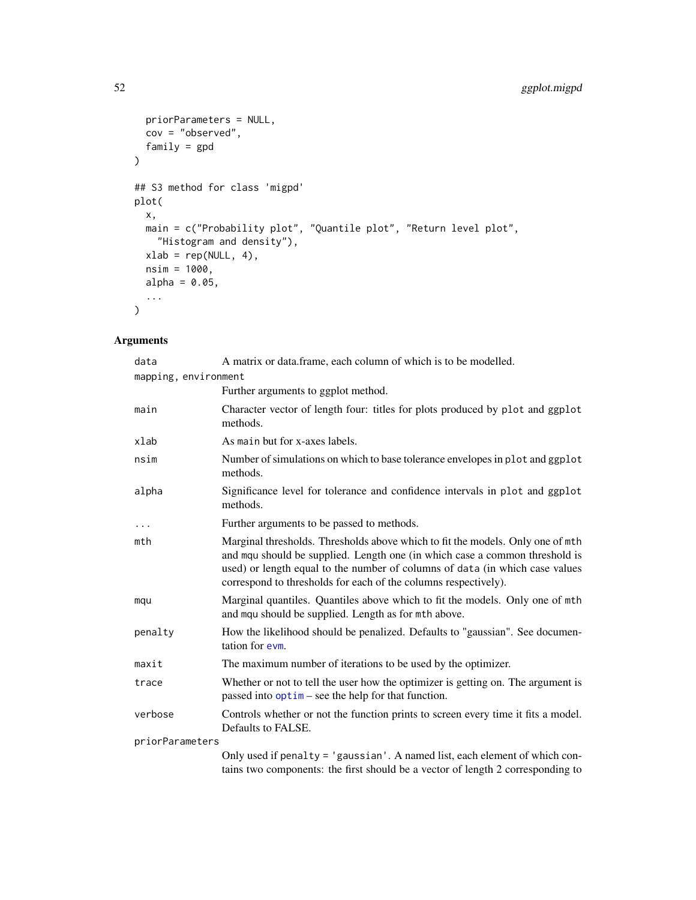```
  priorParameters = NULL,
  cov = "observed",
  family = gpd
)

## S3 method for class 'migpd'
plot(
  x,
  main = c("Probability plot", "Quantile plot", "Return level plot",
    "Histogram and density"),
  xlab = rep(NULL, 4),
  nsim = 1000,
  alpha = 0.05,
  ...
)
```

## Arguments

| | |
|---|---|
| `data` | A matrix or data.frame, each column of which is to be modelled. |
| `mapping, environment` | Further arguments to ggplot method. |
| `main` | Character vector of length four: titles for plots produced by `plot` and `ggplot` methods. |
| `xlab` | As `main` but for x-axes labels. |
| `nsim` | Number of simulations on which to base tolerance envelopes in `plot` and `ggplot` methods. |
| `alpha` | Significance level for tolerance and confidence intervals in `plot` and `ggplot` methods. |
| `...` | Further arguments to be passed to methods. |
| `mth` | Marginal thresholds. Thresholds above which to fit the models. Only one of `mth` and `mqu` should be supplied. Length one (in which case a common threshold is used) or length equal to the number of columns of `data` (in which case values correspond to thresholds for each of the columns respectively). |
| `mqu` | Marginal quantiles. Quantiles above which to fit the models. Only one of `mth` and `mqu` should be supplied. Length as for `mth` above. |
| `penalty` | How the likelihood should be penalized. Defaults to "gaussian". See documentation for `evm`. |
| `maxit` | The maximum number of iterations to be used by the optimizer. |
| `trace` | Whether or not to tell the user how the optimizer is getting on. The argument is passed into `optim` – see the help for that function. |
| `verbose` | Controls whether or not the function prints to screen every time it fits a model. Defaults to FALSE. |
| `priorParameters` | Only used if `penalty = 'gaussian'`. A named list, each element of which contains two components: the first should be a vector of length 2 corresponding to |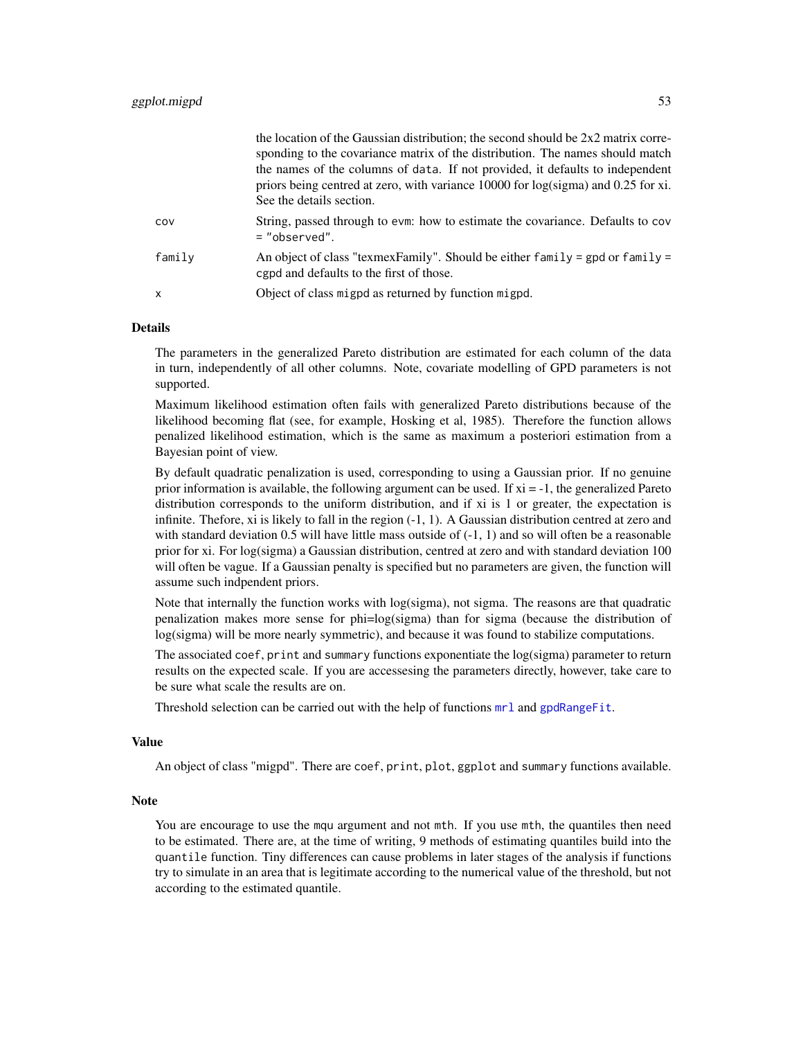| | |
|---|---|
| | the location of the Gaussian distribution; the second should be 2x2 matrix corresponding to the covariance matrix of the distribution. The names should match the names of the columns of `data`. If not provided, it defaults to independent priors being centred at zero, with variance 10000 for log(sigma) and 0.25 for xi. See the details section. |
| `cov` | String, passed through to `evm`: how to estimate the covariance. Defaults to `cov = "observed"`. |
| `family` | An object of class "texmexFamily". Should be either `family = gpd` or `family = cgpd` and defaults to the first of those. |
| `x` | Object of class `migpd` as returned by function `migpd`. |

### Details

The parameters in the generalized Pareto distribution are estimated for each column of the data in turn, independently of all other columns. Note, covariate modelling of GPD parameters is not supported.

Maximum likelihood estimation often fails with generalized Pareto distributions because of the likelihood becoming flat (see, for example, Hosking et al, 1985). Therefore the function allows penalized likelihood estimation, which is the same as maximum a posteriori estimation from a Bayesian point of view.

By default quadratic penalization is used, corresponding to using a Gaussian prior. If no genuine prior information is available, the following argument can be used. If xi = -1, the generalized Pareto distribution corresponds to the uniform distribution, and if xi is 1 or greater, the expectation is infinite. Thefore, xi is likely to fall in the region (-1, 1). A Gaussian distribution centred at zero and with standard deviation 0.5 will have little mass outside of (-1, 1) and so will often be a reasonable prior for xi. For log(sigma) a Gaussian distribution, centred at zero and with standard deviation 100 will often be vague. If a Gaussian penalty is specified but no parameters are given, the function will assume such indpendent priors.

Note that internally the function works with log(sigma), not sigma. The reasons are that quadratic penalization makes more sense for phi=log(sigma) than for sigma (because the distribution of log(sigma) will be more nearly symmetric), and because it was found to stabilize computations.

The associated `coef`, `print` and `summary` functions exponentiate the log(sigma) parameter to return results on the expected scale. If you are accessesing the parameters directly, however, take care to be sure what scale the results are on.

Threshold selection can be carried out with the help of functions `mrl` and `gpdRangeFit`.

### Value

An object of class "migpd". There are `coef`, `print`, `plot`, `ggplot` and `summary` functions available.

### Note

You are encourage to use the `mqu` argument and not `mth`. If you use `mth`, the quantiles then need to be estimated. There are, at the time of writing, 9 methods of estimating quantiles build into the `quantile` function. Tiny differences can cause problems in later stages of the analysis if functions try to simulate in an area that is legitimate according to the numerical value of the threshold, but not according to the estimated quantile.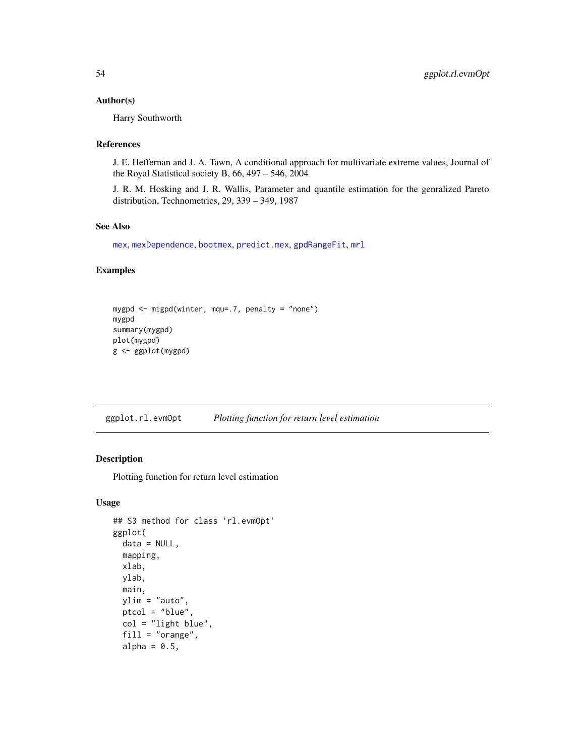### Author(s)

Harry Southworth

### References

J. E. Heffernan and J. A. Tawn, A conditional approach for multivariate extreme values, Journal of the Royal Statistical society B, 66, 497 – 546, 2004

J. R. M. Hosking and J. R. Wallis, Parameter and quantile estimation for the genralized Pareto distribution, Technometrics, 29, 339 – 349, 1987

### See Also

mex, mexDependence, bootmex, predict.mex, gpdRangeFit, mrl

### Examples

```
mygpd <- migpd(winter, mqu=.7, penalty = "none")
mygpd
summary(mygpd)
plot(mygpd)
g <- ggplot(mygpd)
```

---

## ggplot.rl.evmOpt     *Plotting function for return level estimation*

### Description

Plotting function for return level estimation

### Usage

```
## S3 method for class 'rl.evmOpt'
ggplot(
  data = NULL,
  mapping,
  xlab,
  ylab,
  main,
  ylim = "auto",
  ptcol = "blue",
  col = "light blue",
  fill = "orange",
  alpha = 0.5,
```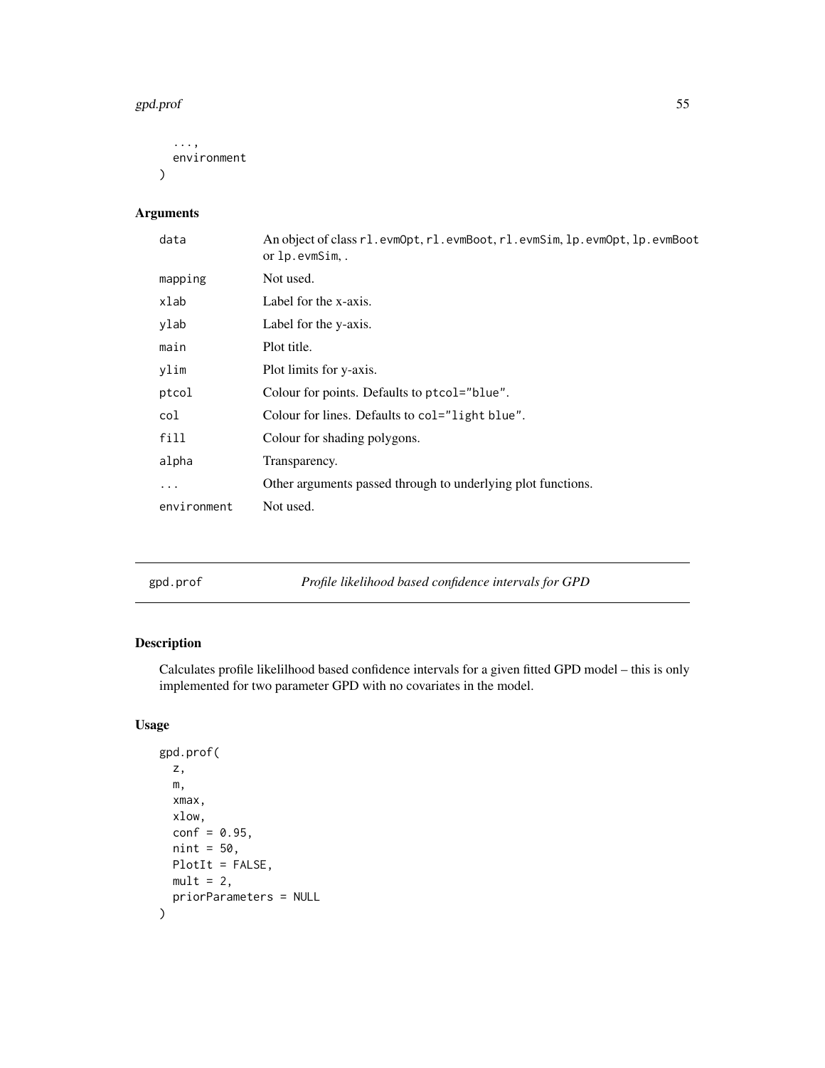```
  ...,
  environment
)
```

## Arguments

| | |
|---|---|
| data | An object of class rl.evmOpt, rl.evmBoot, rl.evmSim, lp.evmOpt, lp.evmBoot or lp.evmSim, . |
| mapping | Not used. |
| xlab | Label for the x-axis. |
| ylab | Label for the y-axis. |
| main | Plot title. |
| ylim | Plot limits for y-axis. |
| ptcol | Colour for points. Defaults to ptcol="blue". |
| col | Colour for lines. Defaults to col="light blue". |
| fill | Colour for shading polygons. |
| alpha | Transparency. |
| ... | Other arguments passed through to underlying plot functions. |
| environment | Not used. |

---

## gpd.prof — *Profile likelihood based confidence intervals for GPD*

### Description

Calculates profile likelilhood based confidence intervals for a given fitted GPD model – this is only implemented for two parameter GPD with no covariates in the model.

### Usage

```
gpd.prof(
  z,
  m,
  xmax,
  xlow,
  conf = 0.95,
  nint = 50,
  PlotIt = FALSE,
  mult = 2,
  priorParameters = NULL
)
```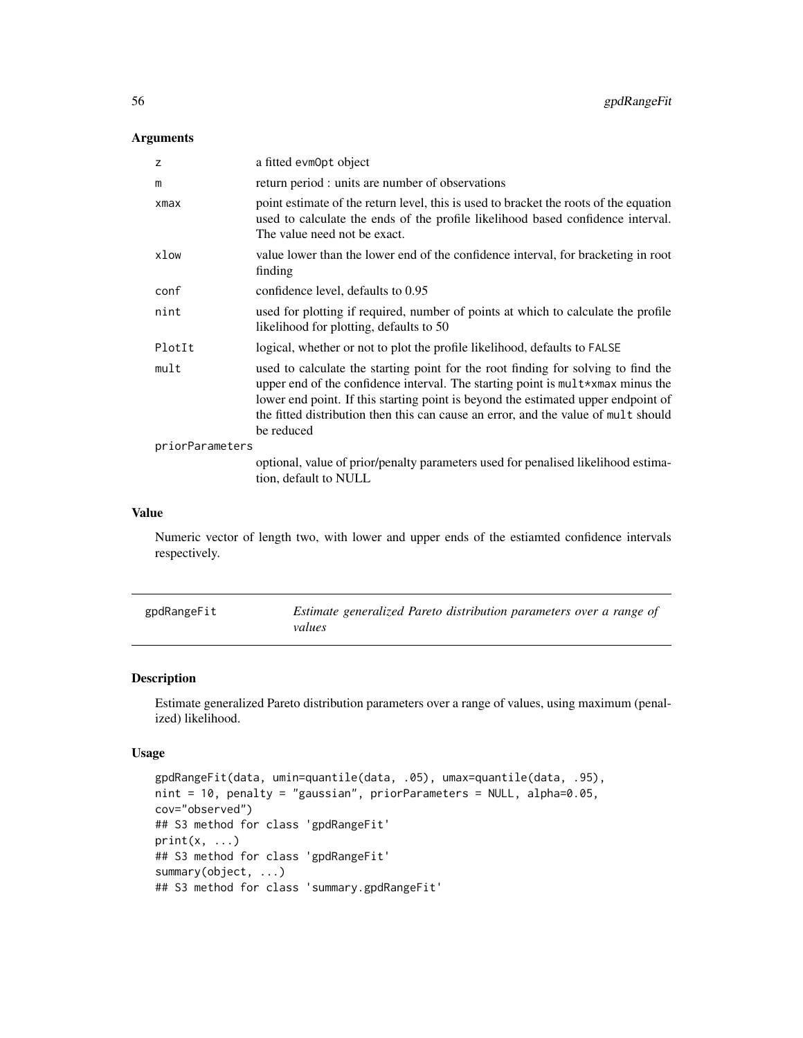## Arguments

| | |
|---|---|
| z | a fitted evmOpt object |
| m | return period : units are number of observations |
| xmax | point estimate of the return level, this is used to bracket the roots of the equation used to calculate the ends of the profile likelihood based confidence interval. The value need not be exact. |
| xlow | value lower than the lower end of the confidence interval, for bracketing in root finding |
| conf | confidence level, defaults to 0.95 |
| nint | used for plotting if required, number of points at which to calculate the profile likelihood for plotting, defaults to 50 |
| PlotIt | logical, whether or not to plot the profile likelihood, defaults to FALSE |
| mult | used to calculate the starting point for the root finding for solving to find the upper end of the confidence interval. The starting point is mult*xmax minus the lower end point. If this starting point is beyond the estimated upper endpoint of the fitted distribution then this can cause an error, and the value of mult should be reduced |
| priorParameters | optional, value of prior/penalty parameters used for penalised likelihood estimation, default to NULL |

## Value

Numeric vector of length two, with lower and upper ends of the estiamted confidence intervals respectively.

---

# gpdRangeFit — *Estimate generalized Pareto distribution parameters over a range of values*

## Description

Estimate generalized Pareto distribution parameters over a range of values, using maximum (penalized) likelihood.

## Usage

```
gpdRangeFit(data, umin=quantile(data, .05), umax=quantile(data, .95),
nint = 10, penalty = "gaussian", priorParameters = NULL, alpha=0.05,
cov="observed")
## S3 method for class 'gpdRangeFit'
print(x, ...)
## S3 method for class 'gpdRangeFit'
summary(object, ...)
## S3 method for class 'summary.gpdRangeFit'
```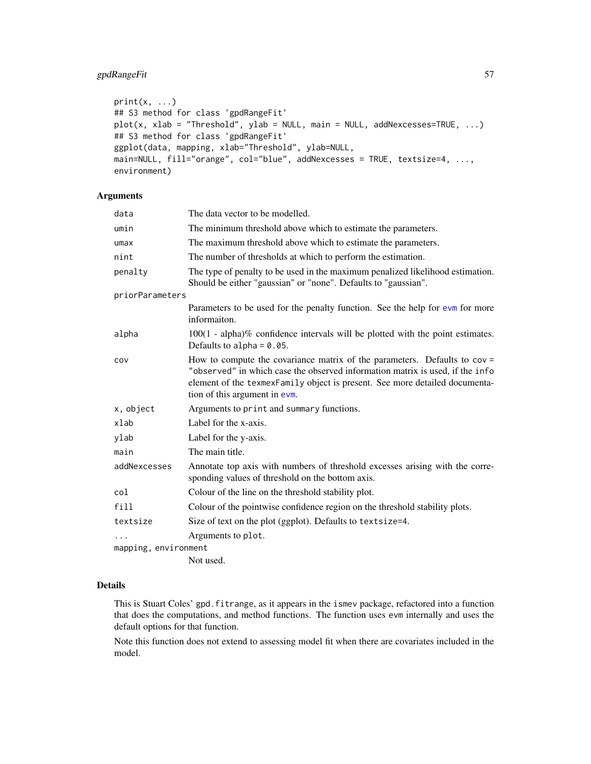```
print(x, ...)
## S3 method for class 'gpdRangeFit'
plot(x, xlab = "Threshold", ylab = NULL, main = NULL, addNexcesses=TRUE, ...)
## S3 method for class 'gpdRangeFit'
ggplot(data, mapping, xlab="Threshold", ylab=NULL,
main=NULL, fill="orange", col="blue", addNexcesses = TRUE, textsize=4, ...,
environment)
```

### Arguments

| | |
|---|---|
| `data` | The data vector to be modelled. |
| `umin` | The minimum threshold above which to estimate the parameters. |
| `umax` | The maximum threshold above which to estimate the parameters. |
| `nint` | The number of thresholds at which to perform the estimation. |
| `penalty` | The type of penalty to be used in the maximum penalized likelihood estimation. Should be either "gaussian" or "none". Defaults to "gaussian". |
| `priorParameters` | Parameters to be used for the penalty function. See the help for `evm` for more informaiton. |
| `alpha` | 100(1 - alpha)% confidence intervals will be plotted with the point estimates. Defaults to `alpha = 0.05`. |
| `cov` | How to compute the covariance matrix of the parameters. Defaults to `cov = "observed"` in which case the observed information matrix is used, if the `info` element of the `texmexFamily` object is present. See more detailed documentation of this argument in `evm`. |
| `x, object` | Arguments to `print` and `summary` functions. |
| `xlab` | Label for the x-axis. |
| `ylab` | Label for the y-axis. |
| `main` | The main title. |
| `addNexcesses` | Annotate top axis with numbers of threshold excesses arising with the corresponding values of threshold on the bottom axis. |
| `col` | Colour of the line on the threshold stability plot. |
| `fill` | Colour of the pointwise confidence region on the threshold stability plots. |
| `textsize` | Size of text on the plot (ggplot). Defaults to `textsize=4`. |
| `...` | Arguments to `plot`. |
| `mapping, environment` | Not used. |

### Details

This is Stuart Coles' `gpd.fitrange`, as it appears in the `ismev` package, refactored into a function that does the computations, and method functions. The function uses `evm` internally and uses the default options for that function.

Note this function does not extend to assessing model fit when there are covariates included in the model.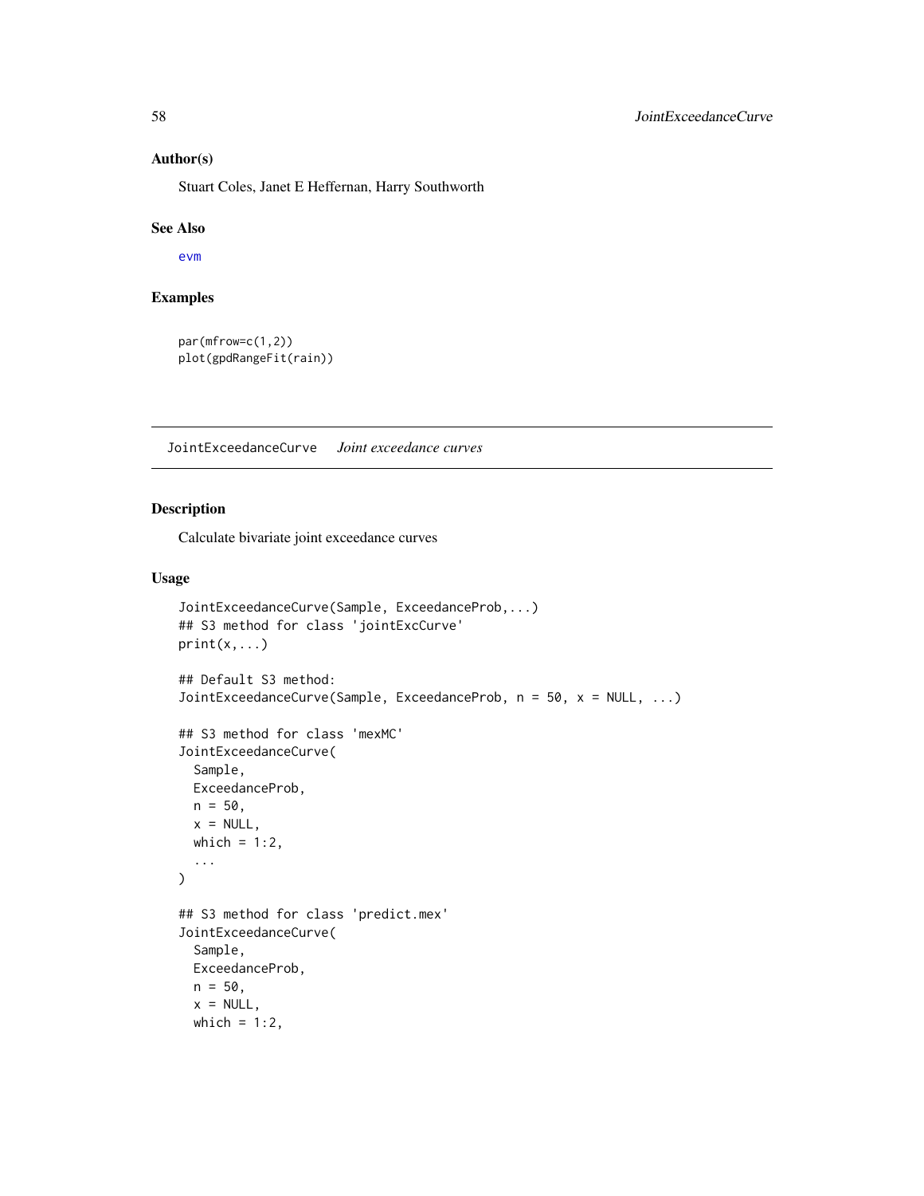### Author(s)

Stuart Coles, Janet E Heffernan, Harry Southworth

### See Also

evm

### Examples

```
par(mfrow=c(1,2))
plot(gpdRangeFit(rain))
```

---

## JointExceedanceCurve *Joint exceedance curves*

---

### Description

Calculate bivariate joint exceedance curves

### Usage

```
JointExceedanceCurve(Sample, ExceedanceProb,...)
## S3 method for class 'jointExcCurve'
print(x,...)

## Default S3 method:
JointExceedanceCurve(Sample, ExceedanceProb, n = 50, x = NULL, ...)

## S3 method for class 'mexMC'
JointExceedanceCurve(
  Sample,
  ExceedanceProb,
  n = 50,
  x = NULL,
  which = 1:2,
  ...
)

## S3 method for class 'predict.mex'
JointExceedanceCurve(
  Sample,
  ExceedanceProb,
  n = 50,
  x = NULL,
  which = 1:2,
```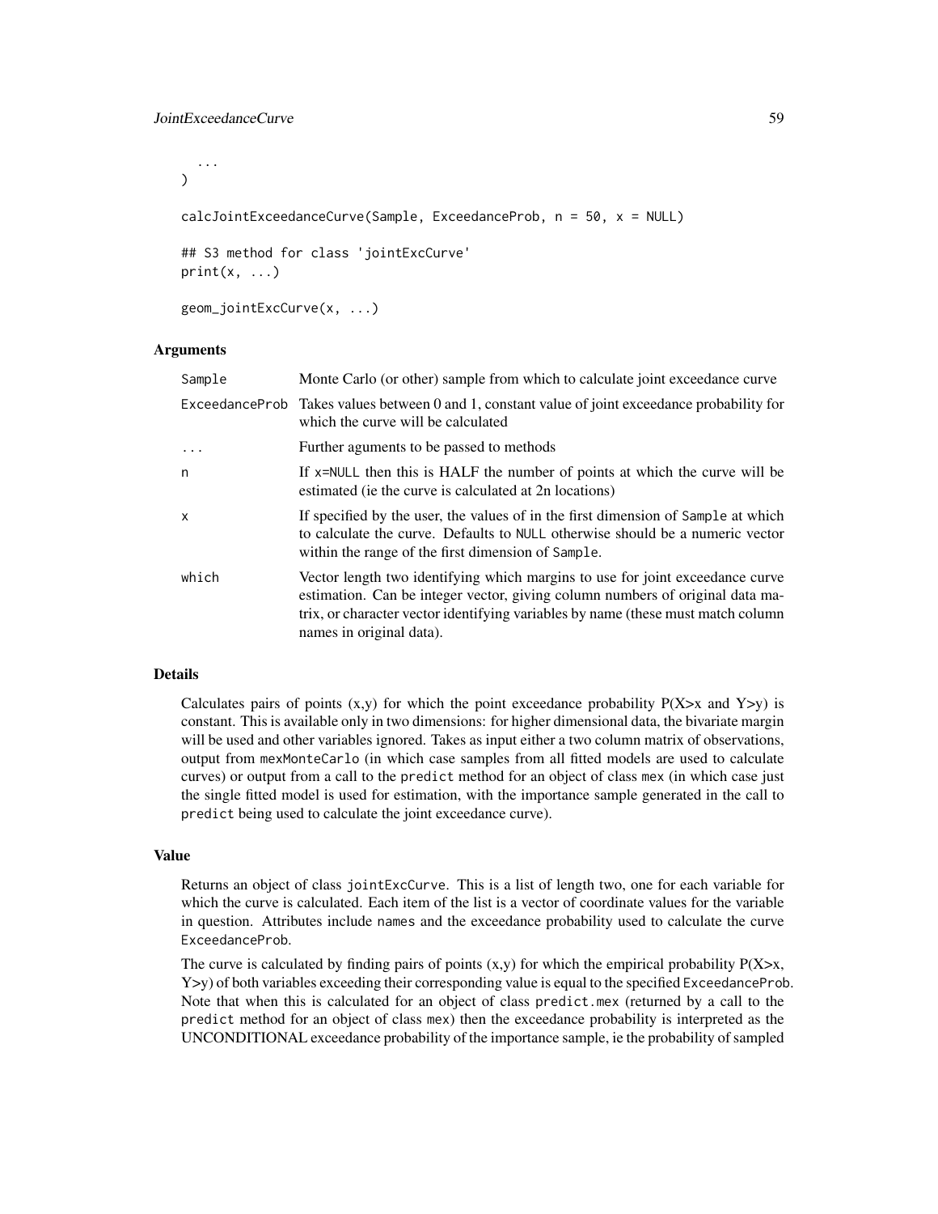```
  ...
)

calcJointExceedanceCurve(Sample, ExceedanceProb, n = 50, x = NULL)

## S3 method for class 'jointExcCurve'
print(x, ...)

geom_jointExcCurve(x, ...)
```

### Arguments

| | |
|---|---|
| Sample | Monte Carlo (or other) sample from which to calculate joint exceedance curve |
| ExceedanceProb | Takes values between 0 and 1, constant value of joint exceedance probability for which the curve will be calculated |
| ... | Further aguments to be passed to methods |
| n | If x=NULL then this is HALF the number of points at which the curve will be estimated (ie the curve is calculated at 2n locations) |
| x | If specified by the user, the values of in the first dimension of Sample at which to calculate the curve. Defaults to NULL otherwise should be a numeric vector within the range of the first dimension of Sample. |
| which | Vector length two identifying which margins to use for joint exceedance curve estimation. Can be integer vector, giving column numbers of original data matrix, or character vector identifying variables by name (these must match column names in original data). |

### Details

Calculates pairs of points (x,y) for which the point exceedance probability P(X>x and Y>y) is constant. This is available only in two dimensions: for higher dimensional data, the bivariate margin will be used and other variables ignored. Takes as input either a two column matrix of observations, output from mexMonteCarlo (in which case samples from all fitted models are used to calculate curves) or output from a call to the predict method for an object of class mex (in which case just the single fitted model is used for estimation, with the importance sample generated in the call to predict being used to calculate the joint exceedance curve).

### Value

Returns an object of class jointExcCurve. This is a list of length two, one for each variable for which the curve is calculated. Each item of the list is a vector of coordinate values for the variable in question. Attributes include names and the exceedance probability used to calculate the curve ExceedanceProb.

The curve is calculated by finding pairs of points (x,y) for which the empirical probability P(X>x, Y>y) of both variables exceeding their corresponding value is equal to the specified ExceedanceProb. Note that when this is calculated for an object of class predict.mex (returned by a call to the predict method for an object of class mex) then the exceedance probability is interpreted as the UNCONDITIONAL exceedance probability of the importance sample, ie the probability of sampled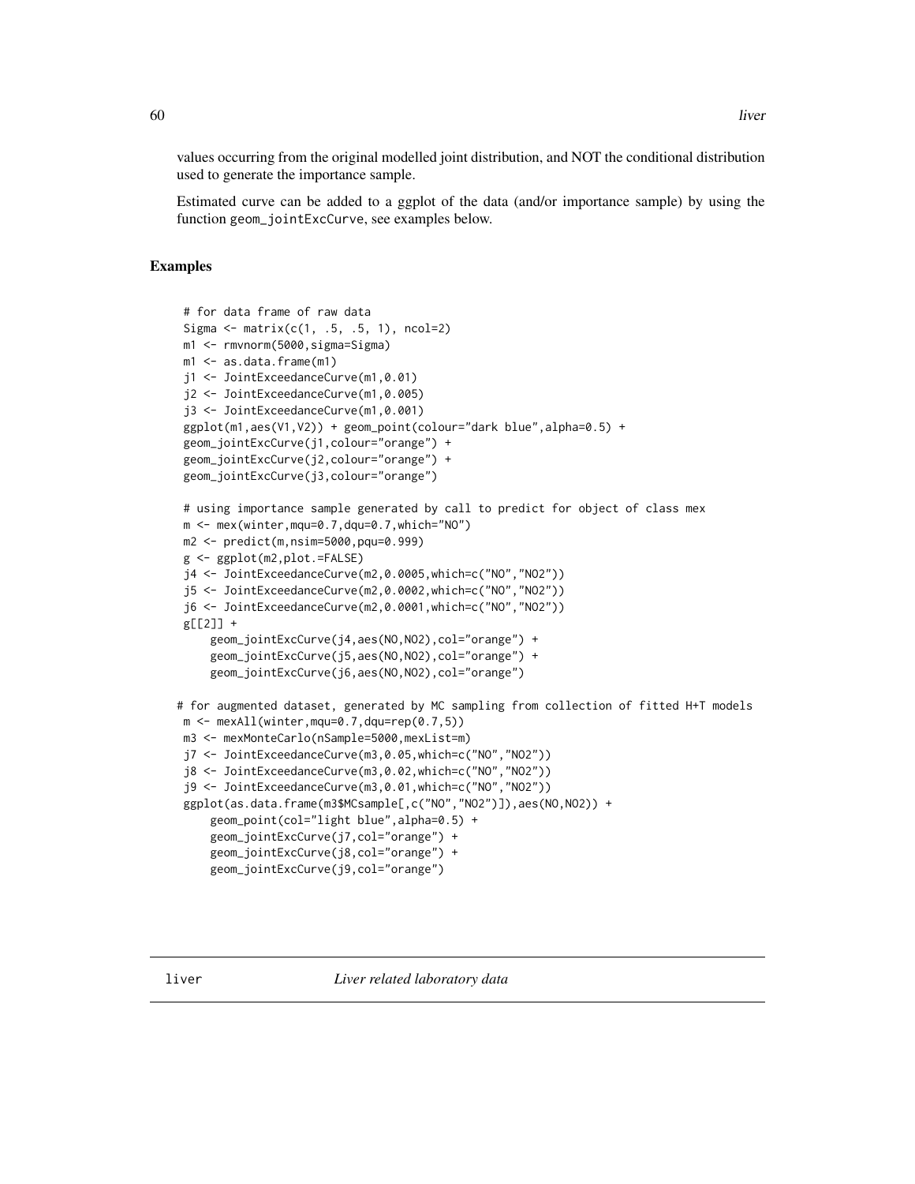values occurring from the original modelled joint distribution, and NOT the conditional distribution used to generate the importance sample.

Estimated curve can be added to a ggplot of the data (and/or importance sample) by using the function geom_jointExcCurve, see examples below.

## Examples

```
# for data frame of raw data
Sigma <- matrix(c(1, .5, .5, 1), ncol=2)
m1 <- rmvnorm(5000,sigma=Sigma)
m1 <- as.data.frame(m1)
j1 <- JointExceedanceCurve(m1,0.01)
j2 <- JointExceedanceCurve(m1,0.005)
j3 <- JointExceedanceCurve(m1,0.001)
ggplot(m1,aes(V1,V2)) + geom_point(colour="dark blue",alpha=0.5) +
geom_jointExcCurve(j1,colour="orange") +
geom_jointExcCurve(j2,colour="orange") +
geom_jointExcCurve(j3,colour="orange")

# using importance sample generated by call to predict for object of class mex
m <- mex(winter,mqu=0.7,dqu=0.7,which="NO")
m2 <- predict(m,nsim=5000,pqu=0.999)
g <- ggplot(m2,plot.=FALSE)
j4 <- JointExceedanceCurve(m2,0.0005,which=c("NO","NO2"))
j5 <- JointExceedanceCurve(m2,0.0002,which=c("NO","NO2"))
j6 <- JointExceedanceCurve(m2,0.0001,which=c("NO","NO2"))
g[[2]] +
    geom_jointExcCurve(j4,aes(NO,NO2),col="orange") +
    geom_jointExcCurve(j5,aes(NO,NO2),col="orange") +
    geom_jointExcCurve(j6,aes(NO,NO2),col="orange")

# for augmented dataset, generated by MC sampling from collection of fitted H+T models
m <- mexAll(winter,mqu=0.7,dqu=rep(0.7,5))
m3 <- mexMonteCarlo(nSample=5000,mexList=m)
j7 <- JointExceedanceCurve(m3,0.05,which=c("NO","NO2"))
j8 <- JointExceedanceCurve(m3,0.02,which=c("NO","NO2"))
j9 <- JointExceedanceCurve(m3,0.01,which=c("NO","NO2"))
ggplot(as.data.frame(m3$MCsample[,c("NO","NO2")]),aes(NO,NO2)) +
    geom_point(col="light blue",alpha=0.5) +
    geom_jointExcCurve(j7,col="orange") +
    geom_jointExcCurve(j8,col="orange") +
    geom_jointExcCurve(j9,col="orange")
```

# liver *Liver related laboratory data*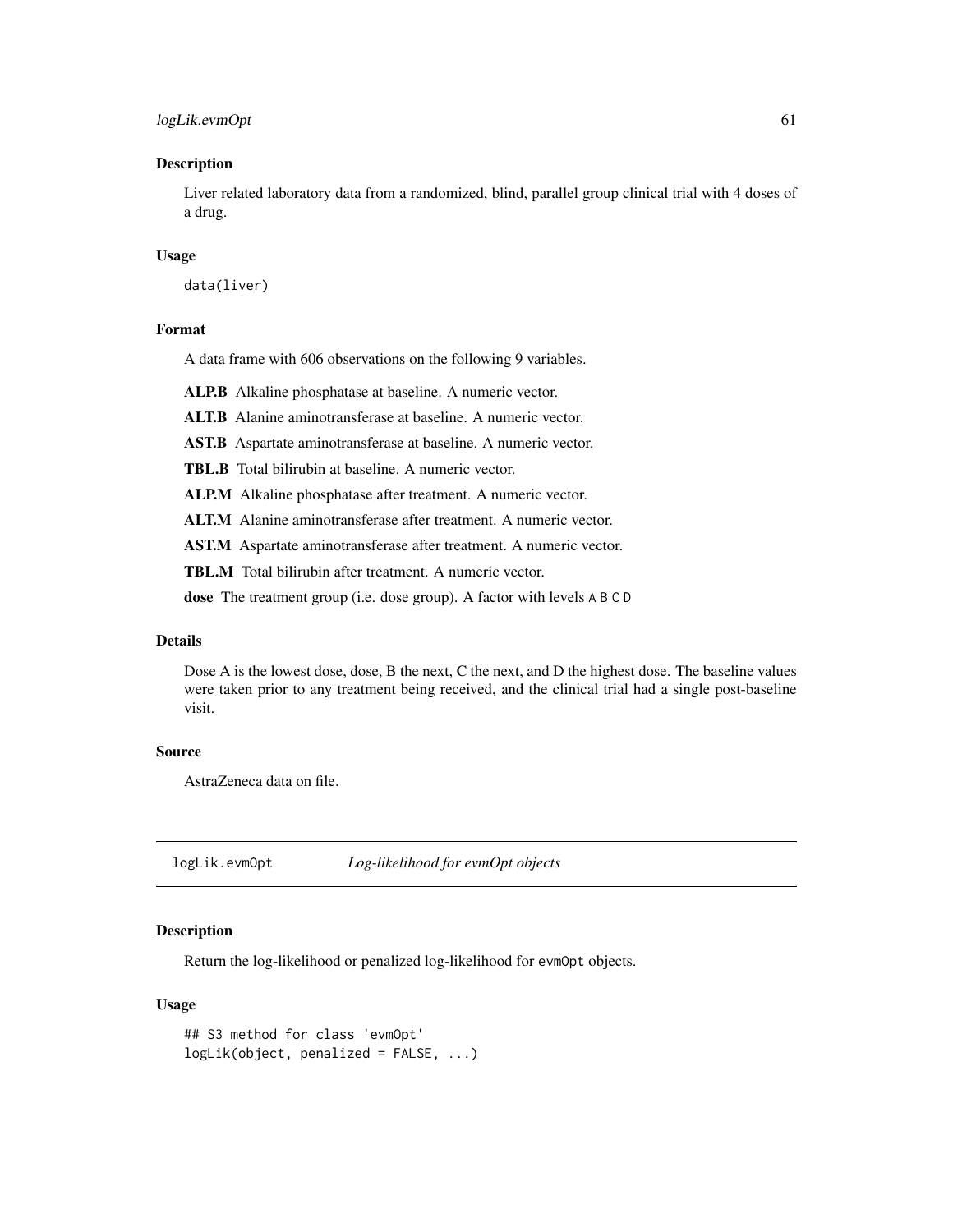### Description

Liver related laboratory data from a randomized, blind, parallel group clinical trial with 4 doses of a drug.

### Usage

```
data(liver)
```

### Format

A data frame with 606 observations on the following 9 variables.

**ALP.B** Alkaline phosphatase at baseline. A numeric vector.

**ALT.B** Alanine aminotransferase at baseline. A numeric vector.

**AST.B** Aspartate aminotransferase at baseline. A numeric vector.

**TBL.B** Total bilirubin at baseline. A numeric vector.

**ALP.M** Alkaline phosphatase after treatment. A numeric vector.

**ALT.M** Alanine aminotransferase after treatment. A numeric vector.

**AST.M** Aspartate aminotransferase after treatment. A numeric vector.

**TBL.M** Total bilirubin after treatment. A numeric vector.

**dose** The treatment group (i.e. dose group). A factor with levels `A` `B` `C` `D`

### Details

Dose A is the lowest dose, dose, B the next, C the next, and D the highest dose. The baseline values were taken prior to any treatment being received, and the clinical trial had a single post-baseline visit.

### Source

AstraZeneca data on file.

---

## logLik.evmOpt *Log-likelihood for evmOpt objects*

### Description

Return the log-likelihood or penalized log-likelihood for `evmOpt` objects.

### Usage

```
## S3 method for class 'evmOpt'
logLik(object, penalized = FALSE, ...)
```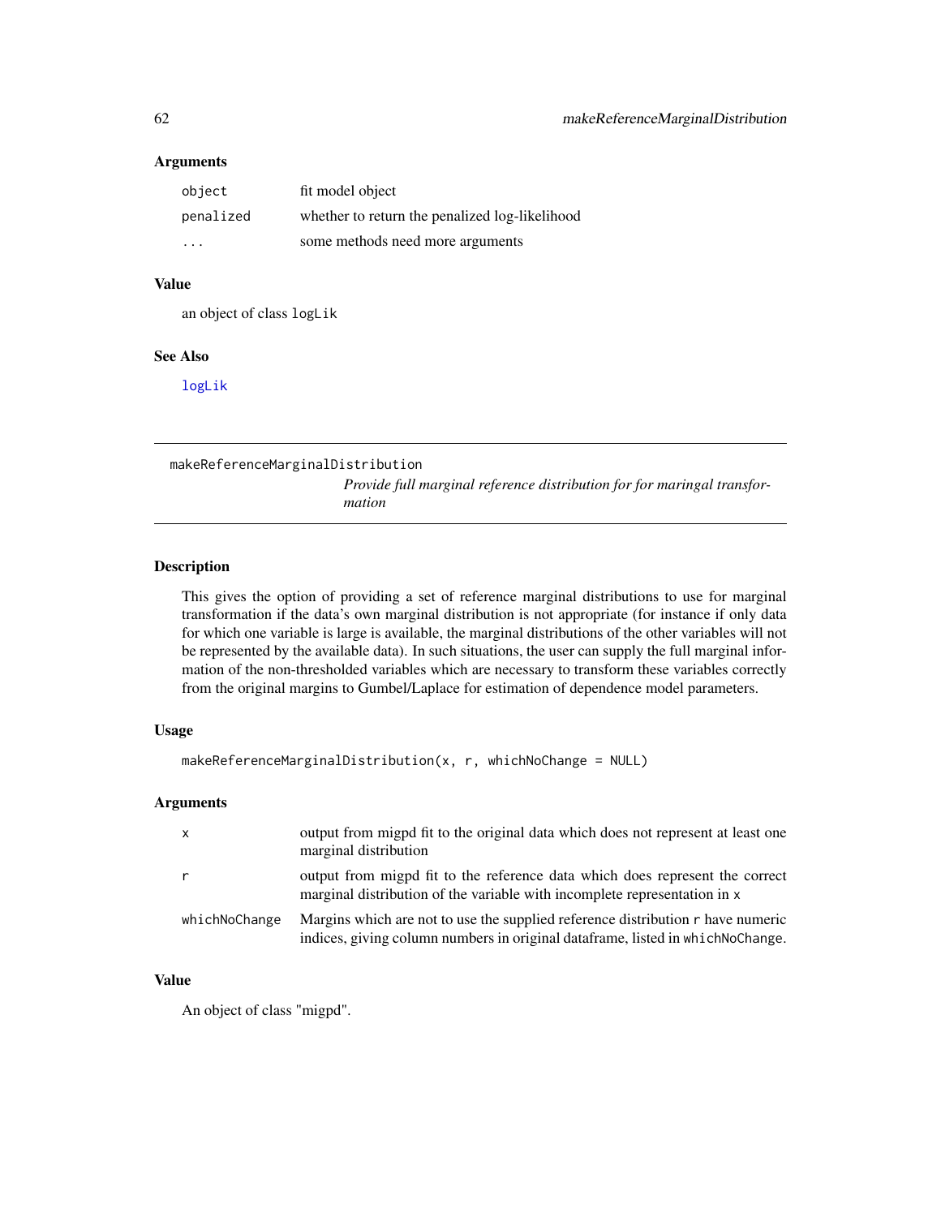### Arguments

| | |
|---|---|
| `object` | fit model object |
| `penalized` | whether to return the penalized log-likelihood |
| `...` | some methods need more arguments |

### Value

an object of class `logLik`

### See Also

`logLik`

---

## makeReferenceMarginalDistribution

*Provide full marginal reference distribution for for maringal transformation*

---

### Description

This gives the option of providing a set of reference marginal distributions to use for marginal transformation if the data's own marginal distribution is not appropriate (for instance if only data for which one variable is large is available, the marginal distributions of the other variables will not be represented by the available data). In such situations, the user can supply the full marginal information of the non-thresholded variables which are necessary to transform these variables correctly from the original margins to Gumbel/Laplace for estimation of dependence model parameters.

### Usage

```
makeReferenceMarginalDistribution(x, r, whichNoChange = NULL)
```

### Arguments

| | |
|---|---|
| `x` | output from migpd fit to the original data which does not represent at least one marginal distribution |
| `r` | output from migpd fit to the reference data which does represent the correct marginal distribution of the variable with incomplete representation in `x` |
| `whichNoChange` | Margins which are not to use the supplied reference distribution `r` have numeric indices, giving column numbers in original dataframe, listed in `whichNoChange`. |

### Value

An object of class "migpd".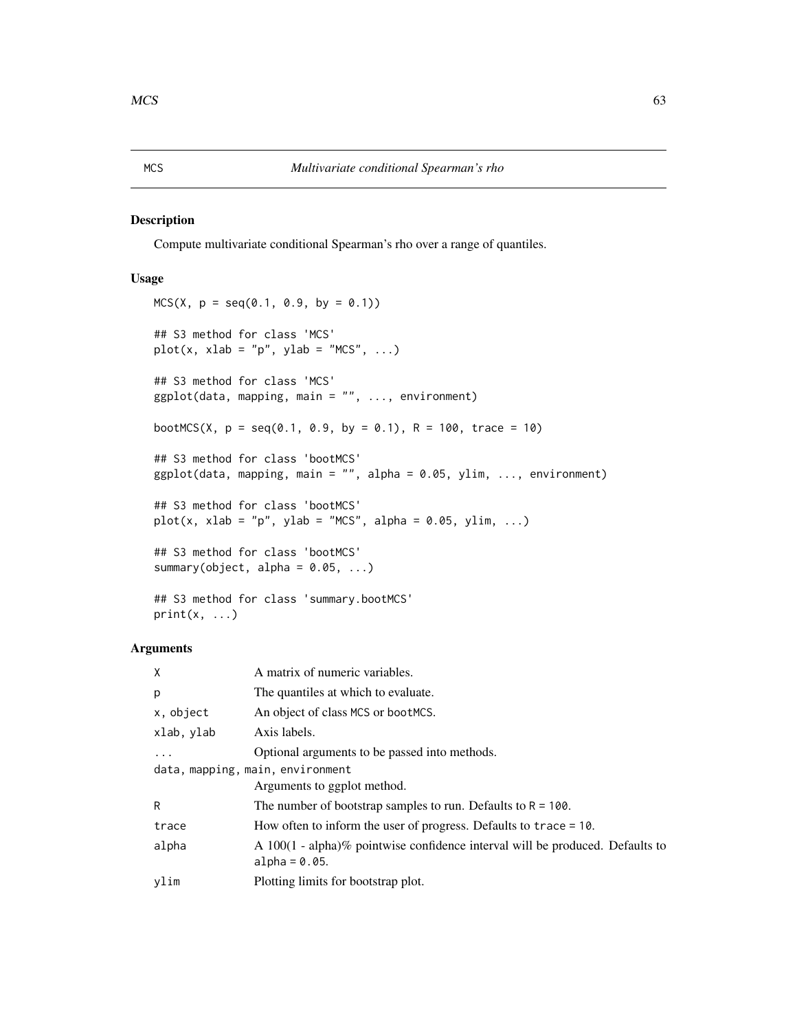# MCS — *Multivariate conditional Spearman's rho*

## Description

Compute multivariate conditional Spearman's rho over a range of quantiles.

## Usage

```
MCS(X, p = seq(0.1, 0.9, by = 0.1))

## S3 method for class 'MCS'
plot(x, xlab = "p", ylab = "MCS", ...)

## S3 method for class 'MCS'
ggplot(data, mapping, main = "", ..., environment)

bootMCS(X, p = seq(0.1, 0.9, by = 0.1), R = 100, trace = 10)

## S3 method for class 'bootMCS'
ggplot(data, mapping, main = "", alpha = 0.05, ylim, ..., environment)

## S3 method for class 'bootMCS'
plot(x, xlab = "p", ylab = "MCS", alpha = 0.05, ylim, ...)

## S3 method for class 'bootMCS'
summary(object, alpha = 0.05, ...)

## S3 method for class 'summary.bootMCS'
print(x, ...)
```

## Arguments

| Argument | Description |
|---|---|
| `X` | A matrix of numeric variables. |
| `p` | The quantiles at which to evaluate. |
| `x, object` | An object of class `MCS` or `bootMCS`. |
| `xlab, ylab` | Axis labels. |
| `...` | Optional arguments to be passed into methods. |
| `data, mapping, main, environment` | Arguments to ggplot method. |
| `R` | The number of bootstrap samples to run. Defaults to `R = 100`. |
| `trace` | How often to inform the user of progress. Defaults to `trace = 10`. |
| `alpha` | A 100(1 - alpha)% pointwise confidence interval will be produced. Defaults to `alpha = 0.05`. |
| `ylim` | Plotting limits for bootstrap plot. |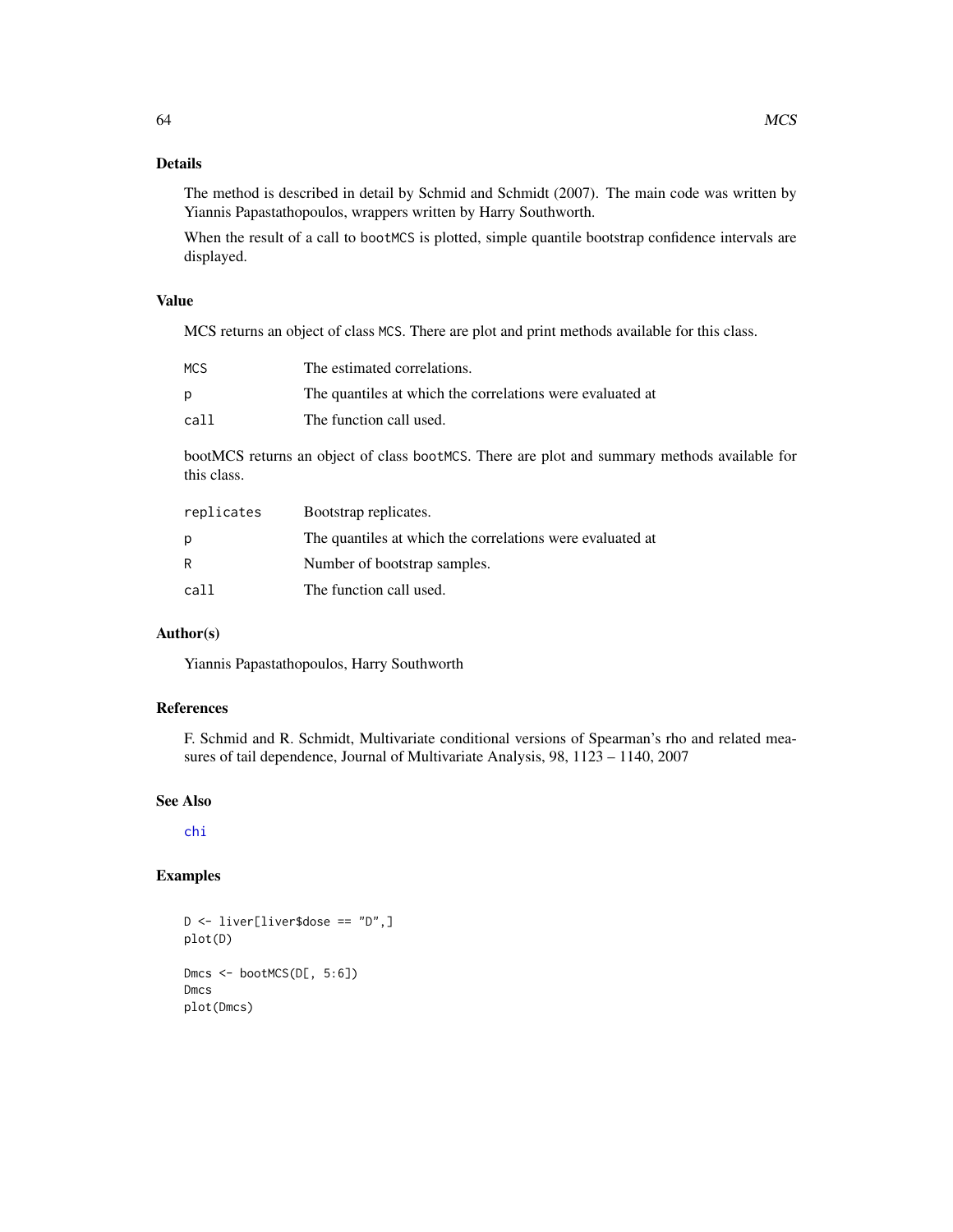## Details

The method is described in detail by Schmid and Schmidt (2007). The main code was written by Yiannis Papastathopoulos, wrappers written by Harry Southworth.

When the result of a call to `bootMCS` is plotted, simple quantile bootstrap confidence intervals are displayed.

## Value

MCS returns an object of class `MCS`. There are plot and print methods available for this class.

| | |
|---|---|
| `MCS` | The estimated correlations. |
| `p` | The quantiles at which the correlations were evaluated at |
| `call` | The function call used. |

bootMCS returns an object of class `bootMCS`. There are plot and summary methods available for this class.

| | |
|---|---|
| `replicates` | Bootstrap replicates. |
| `p` | The quantiles at which the correlations were evaluated at |
| `R` | Number of bootstrap samples. |
| `call` | The function call used. |

## Author(s)

Yiannis Papastathopoulos, Harry Southworth

## References

F. Schmid and R. Schmidt, Multivariate conditional versions of Spearman's rho and related measures of tail dependence, Journal of Multivariate Analysis, 98, 1123 – 1140, 2007

## See Also

chi

## Examples

```
D <- liver[liver$dose == "D",]
plot(D)

Dmcs <- bootMCS(D[, 5:6])
Dmcs
plot(Dmcs)
```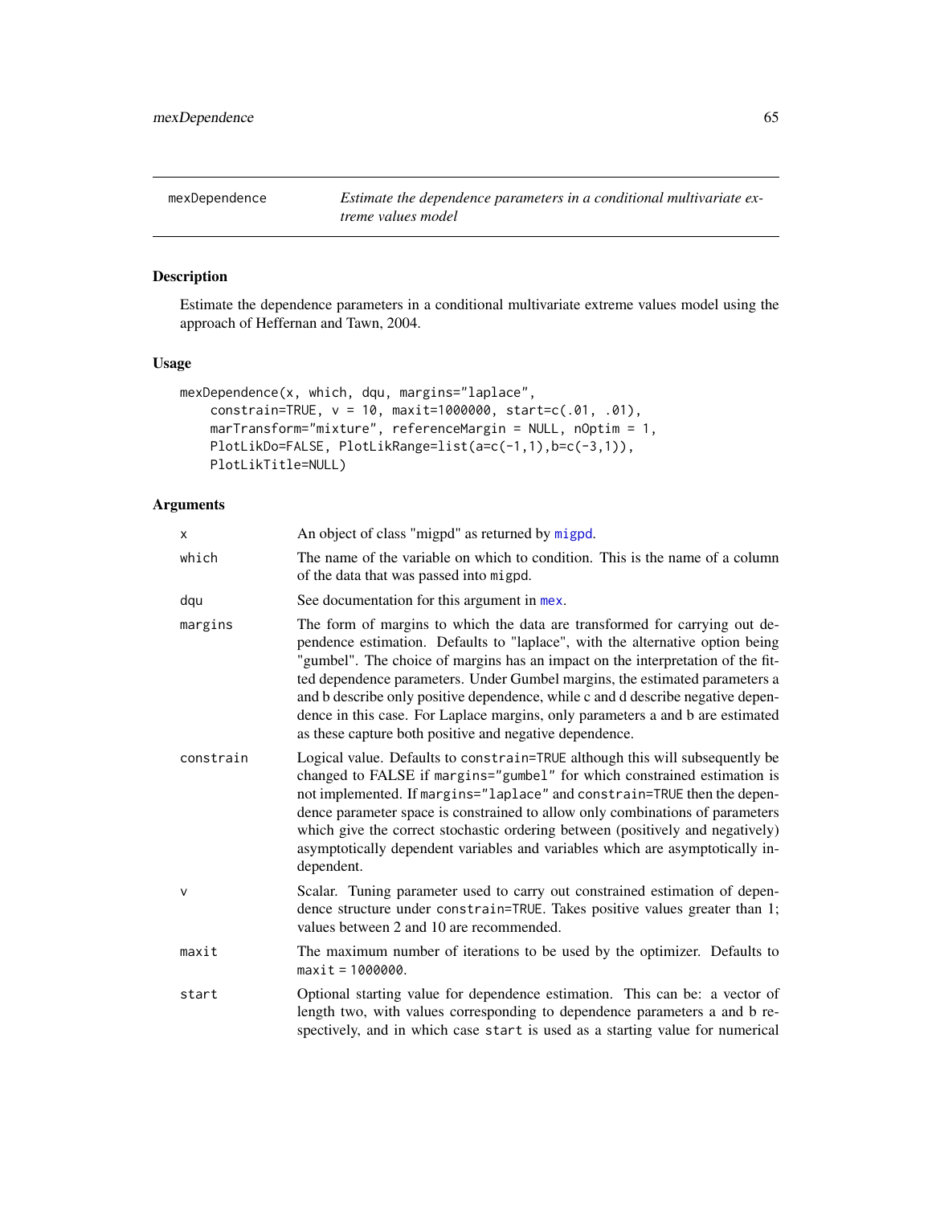## mexDependence

*Estimate the dependence parameters in a conditional multivariate extreme values model*

### Description

Estimate the dependence parameters in a conditional multivariate extreme values model using the approach of Heffernan and Tawn, 2004.

### Usage

```
mexDependence(x, which, dqu, margins="laplace",
    constrain=TRUE, v = 10, maxit=1000000, start=c(.01, .01),
    marTransform="mixture", referenceMargin = NULL, nOptim = 1,
    PlotLikDo=FALSE, PlotLikRange=list(a=c(-1,1),b=c(-3,1)),
    PlotLikTitle=NULL)
```

### Arguments

| | |
|---|---|
| `x` | An object of class "migpd" as returned by migpd. |
| `which` | The name of the variable on which to condition. This is the name of a column of the data that was passed into `migpd`. |
| `dqu` | See documentation for this argument in mex. |
| `margins` | The form of margins to which the data are transformed for carrying out dependence estimation. Defaults to "laplace", with the alternative option being "gumbel". The choice of margins has an impact on the interpretation of the fitted dependence parameters. Under Gumbel margins, the estimated parameters a and b describe only positive dependence, while c and d describe negative dependence in this case. For Laplace margins, only parameters a and b are estimated as these capture both positive and negative dependence. |
| `constrain` | Logical value. Defaults to `constrain=TRUE` although this will subsequently be changed to FALSE if `margins="gumbel"` for which constrained estimation is not implemented. If `margins="laplace"` and `constrain=TRUE` then the dependence parameter space is constrained to allow only combinations of parameters which give the correct stochastic ordering between (positively and negatively) asymptotically dependent variables and variables which are asymptotically independent. |
| `v` | Scalar. Tuning parameter used to carry out constrained estimation of dependence structure under `constrain=TRUE`. Takes positive values greater than 1; values between 2 and 10 are recommended. |
| `maxit` | The maximum number of iterations to be used by the optimizer. Defaults to `maxit = 1000000`. |
| `start` | Optional starting value for dependence estimation. This can be: a vector of length two, with values corresponding to dependence parameters a and b respectively, and in which case `start` is used as a starting value for numerical |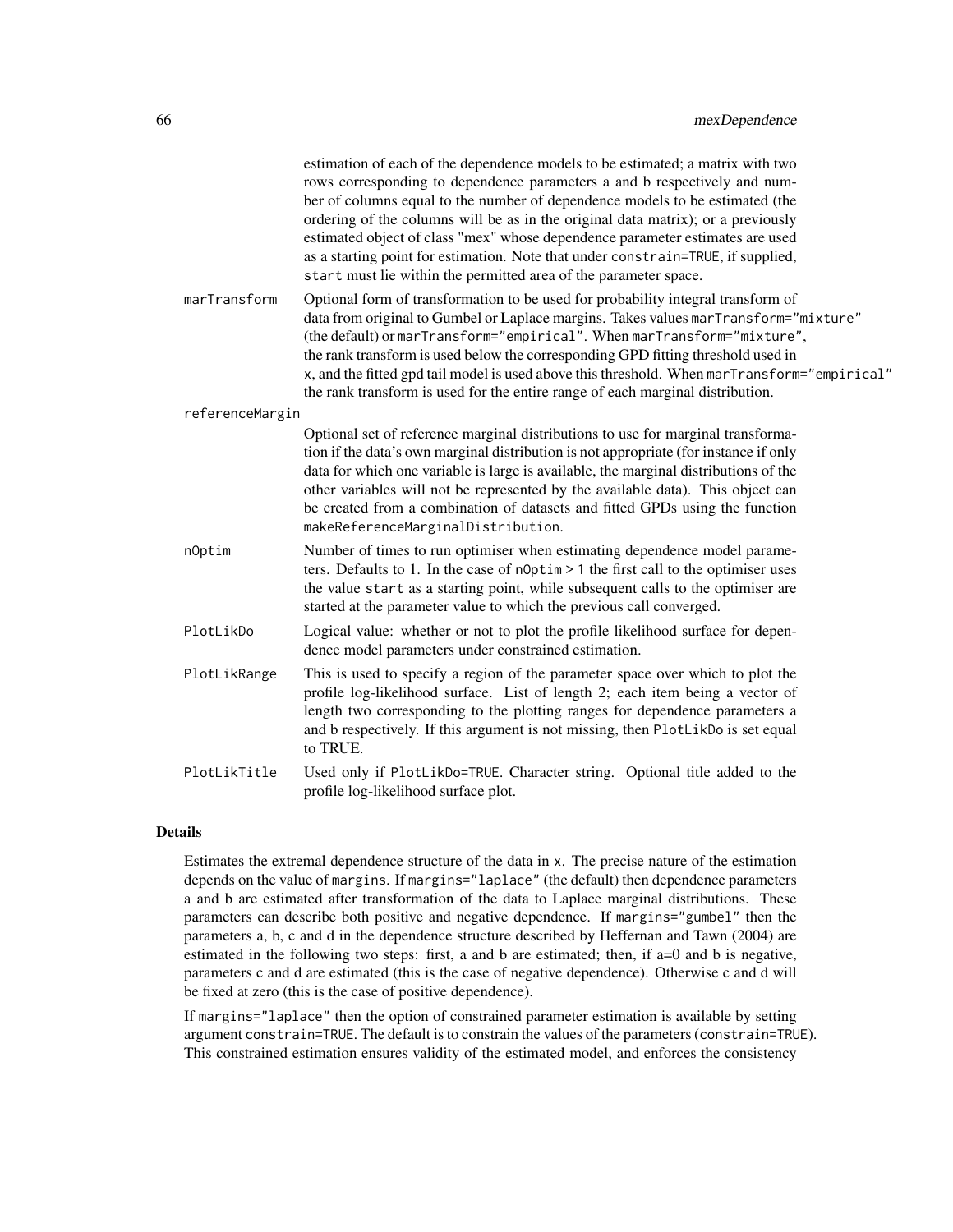estimation of each of the dependence models to be estimated; a matrix with two rows corresponding to dependence parameters a and b respectively and number of columns equal to the number of dependence models to be estimated (the ordering of the columns will be as in the original data matrix); or a previously estimated object of class "mex" whose dependence parameter estimates are used as a starting point for estimation. Note that under `constrain=TRUE`, if supplied, `start` must lie within the permitted area of the parameter space.

`marTransform`
: Optional form of transformation to be used for probability integral transform of data from original to Gumbel or Laplace margins. Takes values `marTransform="mixture"` (the default) or `marTransform="empirical"`. When `marTransform="mixture"`, the rank transform is used below the corresponding GPD fitting threshold used in `x`, and the fitted gpd tail model is used above this threshold. When `marTransform="empirical"` the rank transform is used for the entire range of each marginal distribution.

`referenceMargin`
: Optional set of reference marginal distributions to use for marginal transformation if the data's own marginal distribution is not appropriate (for instance if only data for which one variable is large is available, the marginal distributions of the other variables will not be represented by the available data). This object can be created from a combination of datasets and fitted GPDs using the function `makeReferenceMarginalDistribution`.

`nOptim`
: Number of times to run optimiser when estimating dependence model parameters. Defaults to 1. In the case of `nOptim > 1` the first call to the optimiser uses the value `start` as a starting point, while subsequent calls to the optimiser are started at the parameter value to which the previous call converged.

`PlotLikDo`
: Logical value: whether or not to plot the profile likelihood surface for dependence model parameters under constrained estimation.

`PlotLikRange`
: This is used to specify a region of the parameter space over which to plot the profile log-likelihood surface. List of length 2; each item being a vector of length two corresponding to the plotting ranges for dependence parameters a and b respectively. If this argument is not missing, then `PlotLikDo` is set equal to TRUE.

`PlotLikTitle`
: Used only if `PlotLikDo=TRUE`. Character string. Optional title added to the profile log-likelihood surface plot.

## Details

Estimates the extremal dependence structure of the data in `x`. The precise nature of the estimation depends on the value of `margins`. If `margins="laplace"` (the default) then dependence parameters a and b are estimated after transformation of the data to Laplace marginal distributions. These parameters can describe both positive and negative dependence. If `margins="gumbel"` then the parameters a, b, c and d in the dependence structure described by Heffernan and Tawn (2004) are estimated in the following two steps: first, a and b are estimated; then, if a=0 and b is negative, parameters c and d are estimated (this is the case of negative dependence). Otherwise c and d will be fixed at zero (this is the case of positive dependence).

If `margins="laplace"` then the option of constrained parameter estimation is available by setting argument `constrain=TRUE`. The default is to constrain the values of the parameters (`constrain=TRUE`). This constrained estimation ensures validity of the estimated model, and enforces the consistency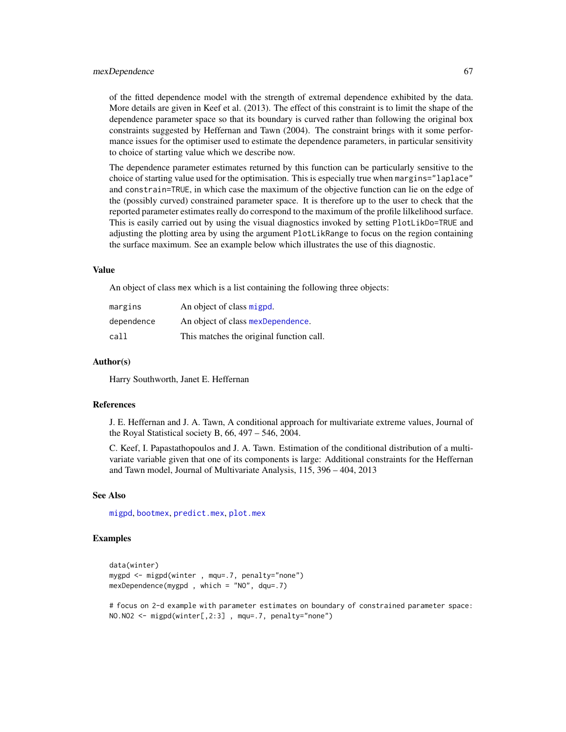of the fitted dependence model with the strength of extremal dependence exhibited by the data. More details are given in Keef et al. (2013). The effect of this constraint is to limit the shape of the dependence parameter space so that its boundary is curved rather than following the original box constraints suggested by Heffernan and Tawn (2004). The constraint brings with it some performance issues for the optimiser used to estimate the dependence parameters, in particular sensitivity to choice of starting value which we describe now.

The dependence parameter estimates returned by this function can be particularly sensitive to the choice of starting value used for the optimisation. This is especially true when `margins="laplace"` and `constrain=TRUE`, in which case the maximum of the objective function can lie on the edge of the (possibly curved) constrained parameter space. It is therefore up to the user to check that the reported parameter estimates really do correspond to the maximum of the profile lilkelihood surface. This is easily carried out by using the visual diagnostics invoked by setting `PlotLikDo=TRUE` and adjusting the plotting area by using the argument `PlotLikRange` to focus on the region containing the surface maximum. See an example below which illustrates the use of this diagnostic.

### Value

An object of class mex which is a list containing the following three objects:

| | |
|---|---|
| `margins` | An object of class `migpd`. |
| `dependence` | An object of class `mexDependence`. |
| `call` | This matches the original function call. |

### Author(s)

Harry Southworth, Janet E. Heffernan

### References

J. E. Heffernan and J. A. Tawn, A conditional approach for multivariate extreme values, Journal of the Royal Statistical society B, 66, 497 – 546, 2004.

C. Keef, I. Papastathopoulos and J. A. Tawn. Estimation of the conditional distribution of a multivariate variable given that one of its components is large: Additional constraints for the Heffernan and Tawn model, Journal of Multivariate Analysis, 115, 396 – 404, 2013

### See Also

`migpd`, `bootmex`, `predict.mex`, `plot.mex`

### Examples

```
data(winter)
mygpd <- migpd(winter , mqu=.7, penalty="none")
mexDependence(mygpd , which = "NO", dqu=.7)

# focus on 2-d example with parameter estimates on boundary of constrained parameter space:
NO.NO2 <- migpd(winter[,2:3] , mqu=.7, penalty="none")
```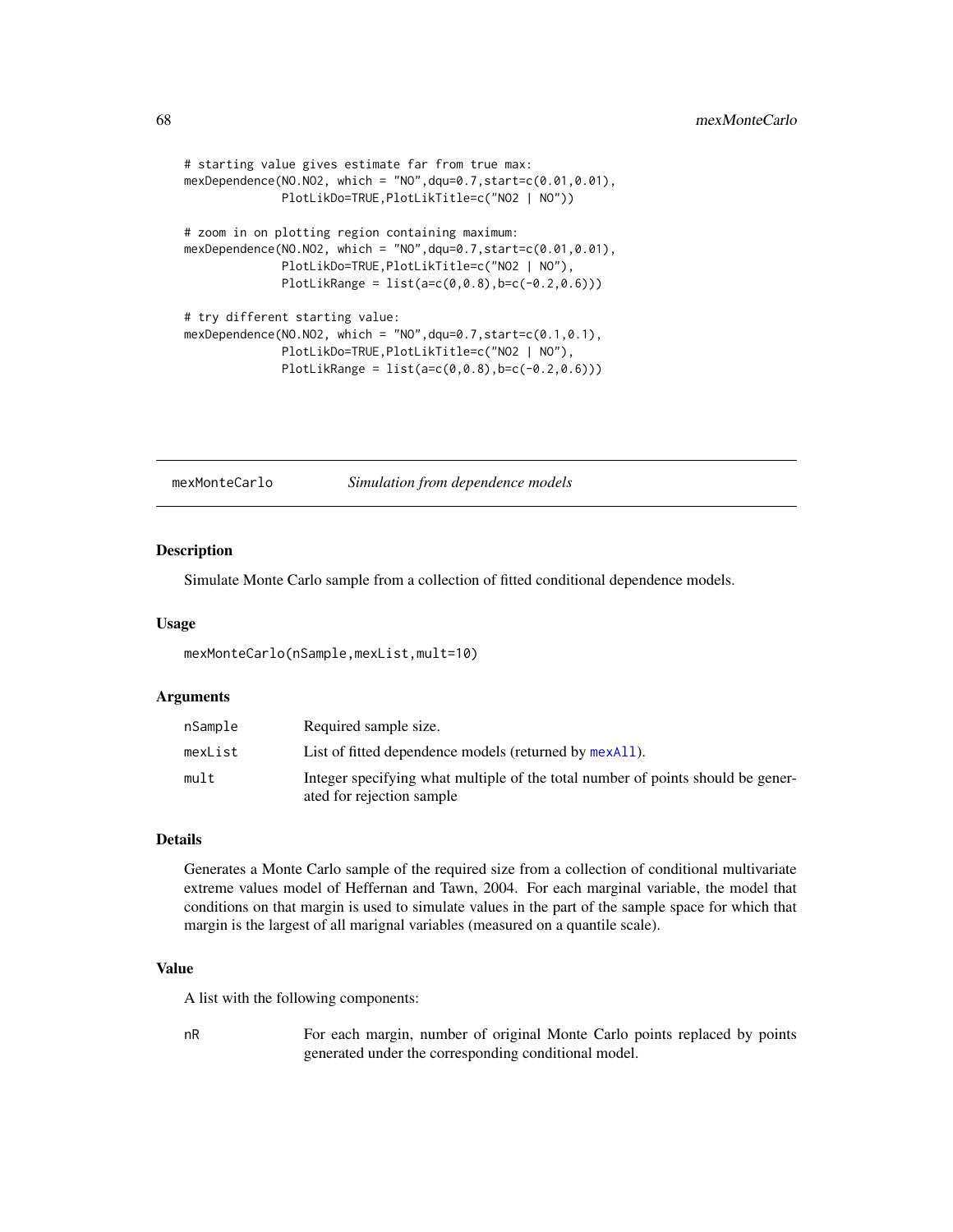```
# starting value gives estimate far from true max:
mexDependence(NO.NO2, which = "NO",dqu=0.7,start=c(0.01,0.01),
              PlotLikDo=TRUE,PlotLikTitle=c("NO2 | NO"))

# zoom in on plotting region containing maximum:
mexDependence(NO.NO2, which = "NO",dqu=0.7,start=c(0.01,0.01),
              PlotLikDo=TRUE,PlotLikTitle=c("NO2 | NO"),
              PlotLikRange = list(a=c(0,0.8),b=c(-0.2,0.6)))

# try different starting value:
mexDependence(NO.NO2, which = "NO",dqu=0.7,start=c(0.1,0.1),
              PlotLikDo=TRUE,PlotLikTitle=c("NO2 | NO"),
              PlotLikRange = list(a=c(0,0.8),b=c(-0.2,0.6)))
```

---

## mexMonteCarlo — *Simulation from dependence models*

### Description

Simulate Monte Carlo sample from a collection of fitted conditional dependence models.

### Usage

```
mexMonteCarlo(nSample,mexList,mult=10)
```

### Arguments

| | |
|---|---|
| nSample | Required sample size. |
| mexList | List of fitted dependence models (returned by mexAll). |
| mult | Integer specifying what multiple of the total number of points should be generated for rejection sample |

### Details

Generates a Monte Carlo sample of the required size from a collection of conditional multivariate extreme values model of Heffernan and Tawn, 2004. For each marginal variable, the model that conditions on that margin is used to simulate values in the part of the sample space for which that margin is the largest of all marignal variables (measured on a quantile scale).

### Value

A list with the following components:

| | |
|---|---|
| nR | For each margin, number of original Monte Carlo points replaced by points generated under the corresponding conditional model. |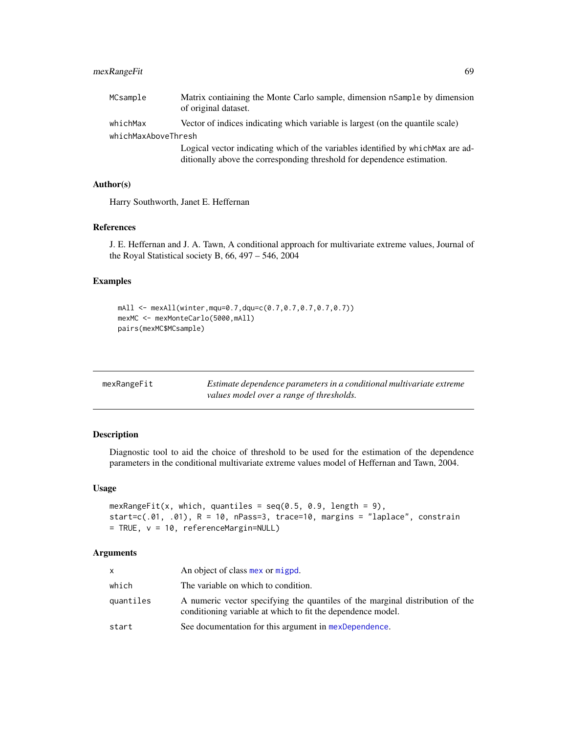| | |
|---|---|
| MCsample | Matrix contiaining the Monte Carlo sample, dimension nSample by dimension of original dataset. |
| whichMax | Vector of indices indicating which variable is largest (on the quantile scale) |
| whichMaxAboveThresh | Logical vector indicating which of the variables identified by whichMax are additionally above the corresponding threshold for dependence estimation. |

### Author(s)

Harry Southworth, Janet E. Heffernan

### References

J. E. Heffernan and J. A. Tawn, A conditional approach for multivariate extreme values, Journal of the Royal Statistical society B, 66, 497 – 546, 2004

### Examples

```
mAll <- mexAll(winter,mqu=0.7,dqu=c(0.7,0.7,0.7,0.7,0.7))
mexMC <- mexMonteCarlo(5000,mAll)
pairs(mexMC$MCsample)
```

---

## mexRangeFit

*Estimate dependence parameters in a conditional multivariate extreme values model over a range of thresholds.*

---

### Description

Diagnostic tool to aid the choice of threshold to be used for the estimation of the dependence parameters in the conditional multivariate extreme values model of Heffernan and Tawn, 2004.

### Usage

```
mexRangeFit(x, which, quantiles = seq(0.5, 0.9, length = 9),
start=c(.01, .01), R = 10, nPass=3, trace=10, margins = "laplace", constrain
= TRUE, v = 10, referenceMargin=NULL)
```

### Arguments

| | |
|---|---|
| x | An object of class mex or migpd. |
| which | The variable on which to condition. |
| quantiles | A numeric vector specifying the quantiles of the marginal distribution of the conditioning variable at which to fit the dependence model. |
| start | See documentation for this argument in mexDependence. |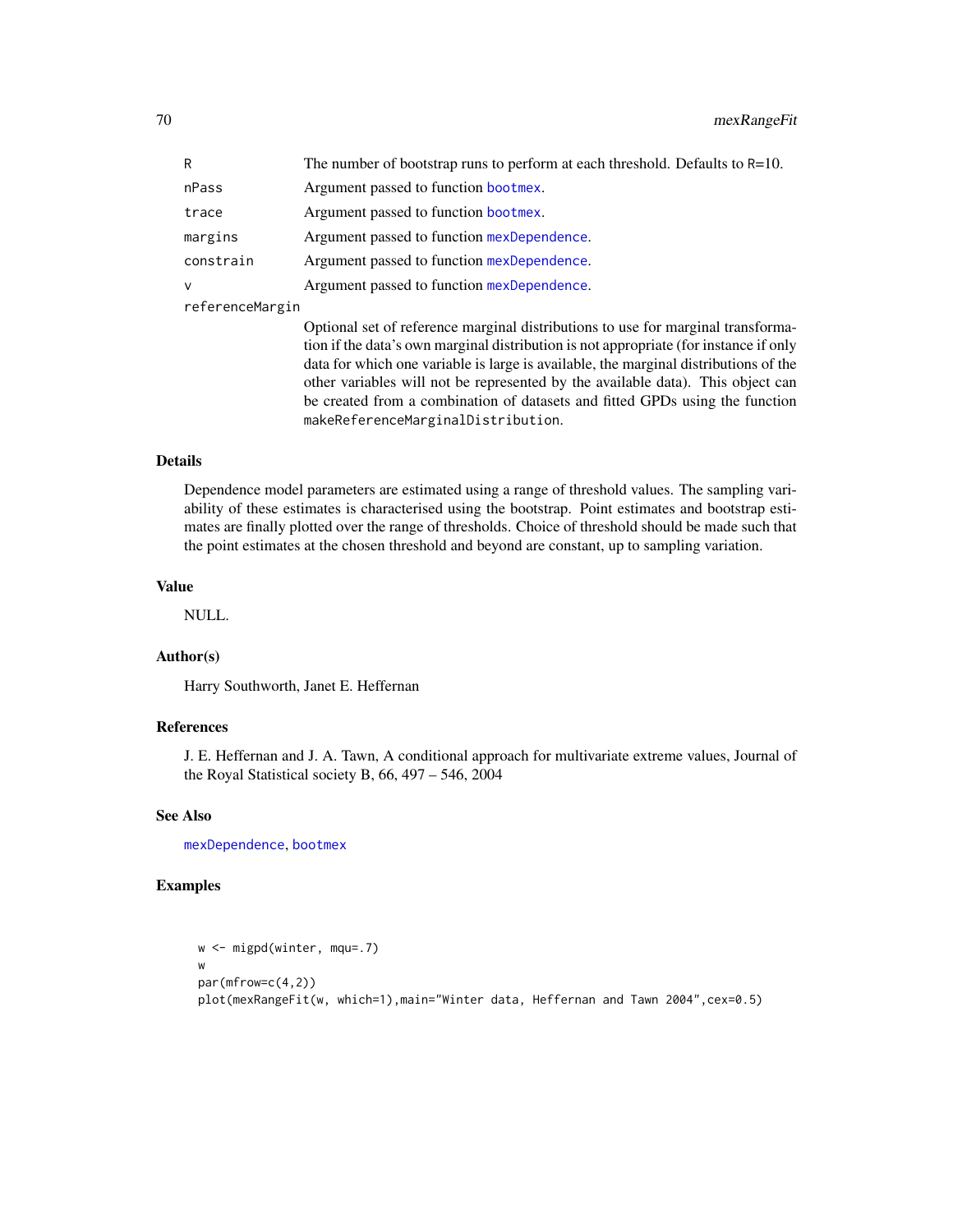| | |
|---|---|
| `R` | The number of bootstrap runs to perform at each threshold. Defaults to R=10. |
| `nPass` | Argument passed to function `bootmex`. |
| `trace` | Argument passed to function `bootmex`. |
| `margins` | Argument passed to function `mexDependence`. |
| `constrain` | Argument passed to function `mexDependence`. |
| `v` | Argument passed to function `mexDependence`. |
| `referenceMargin` | Optional set of reference marginal distributions to use for marginal transformation if the data's own marginal distribution is not appropriate (for instance if only data for which one variable is large is available, the marginal distributions of the other variables will not be represented by the available data). This object can be created from a combination of datasets and fitted GPDs using the function `makeReferenceMarginalDistribution`. |

## Details

Dependence model parameters are estimated using a range of threshold values. The sampling variability of these estimates is characterised using the bootstrap. Point estimates and bootstrap estimates are finally plotted over the range of thresholds. Choice of threshold should be made such that the point estimates at the chosen threshold and beyond are constant, up to sampling variation.

## Value

NULL.

## Author(s)

Harry Southworth, Janet E. Heffernan

## References

J. E. Heffernan and J. A. Tawn, A conditional approach for multivariate extreme values, Journal of the Royal Statistical society B, 66, 497 – 546, 2004

## See Also

`mexDependence`, `bootmex`

## Examples

```
w <- migpd(winter, mqu=.7)
w
par(mfrow=c(4,2))
plot(mexRangeFit(w, which=1),main="Winter data, Heffernan and Tawn 2004",cex=0.5)
```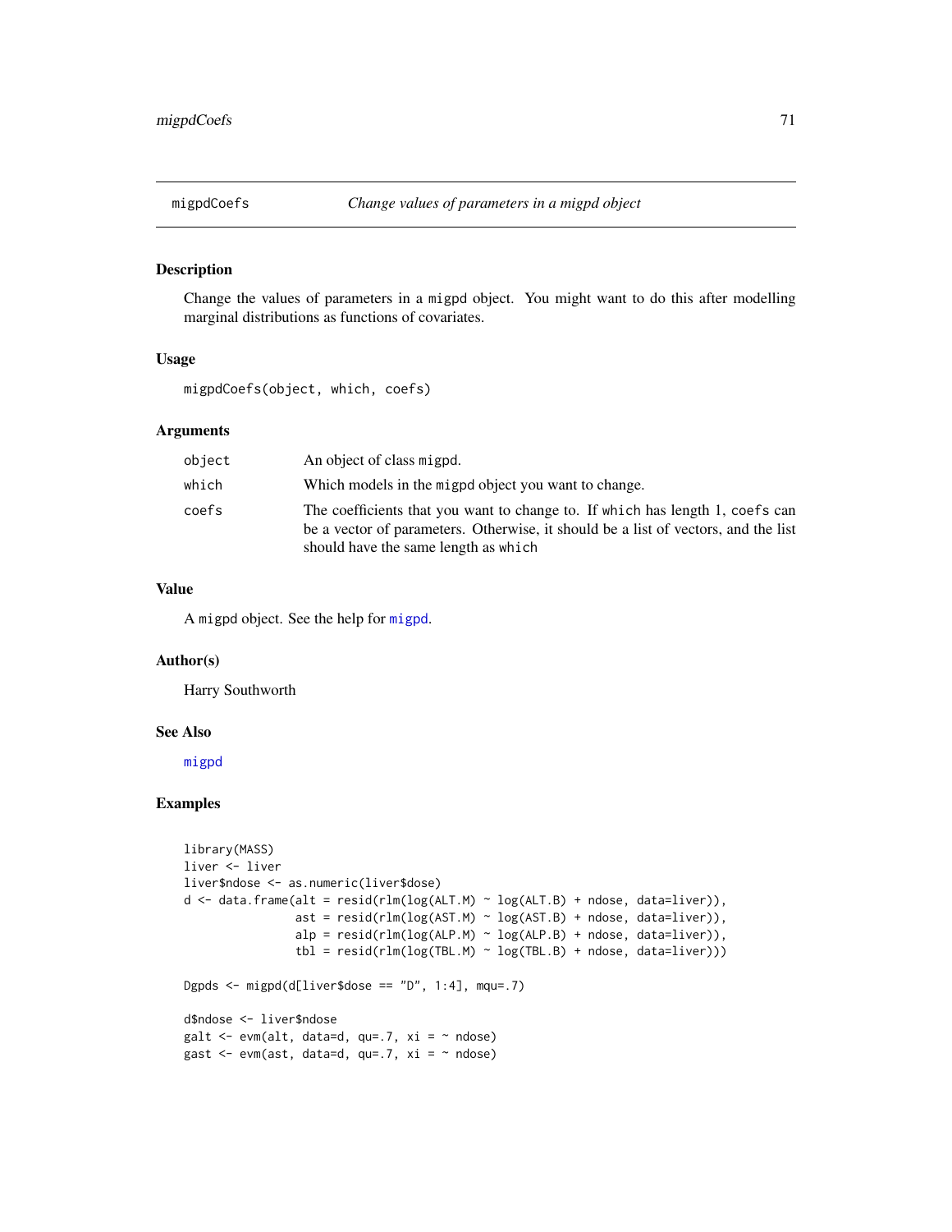# migpdCoefs — *Change values of parameters in a migpd object*

## Description

Change the values of parameters in a migpd object. You might want to do this after modelling marginal distributions as functions of covariates.

## Usage

```
migpdCoefs(object, which, coefs)
```

## Arguments

| | |
|---|---|
| object | An object of class migpd. |
| which | Which models in the migpd object you want to change. |
| coefs | The coefficients that you want to change to. If which has length 1, coefs can be a vector of parameters. Otherwise, it should be a list of vectors, and the list should have the same length as which |

## Value

A migpd object. See the help for migpd.

## Author(s)

Harry Southworth

## See Also

migpd

## Examples

```
library(MASS)
liver <- liver
liver$ndose <- as.numeric(liver$dose)
d <- data.frame(alt = resid(rlm(log(ALT.M) ~ log(ALT.B) + ndose, data=liver)),
                ast = resid(rlm(log(AST.M) ~ log(AST.B) + ndose, data=liver)),
                alp = resid(rlm(log(ALP.M) ~ log(ALP.B) + ndose, data=liver)),
                tbl = resid(rlm(log(TBL.M) ~ log(TBL.B) + ndose, data=liver)))

Dgpds <- migpd(d[liver$dose == "D", 1:4], mqu=.7)

d$ndose <- liver$ndose
galt <- evm(alt, data=d, qu=.7, xi = ~ ndose)
gast <- evm(ast, data=d, qu=.7, xi = ~ ndose)
```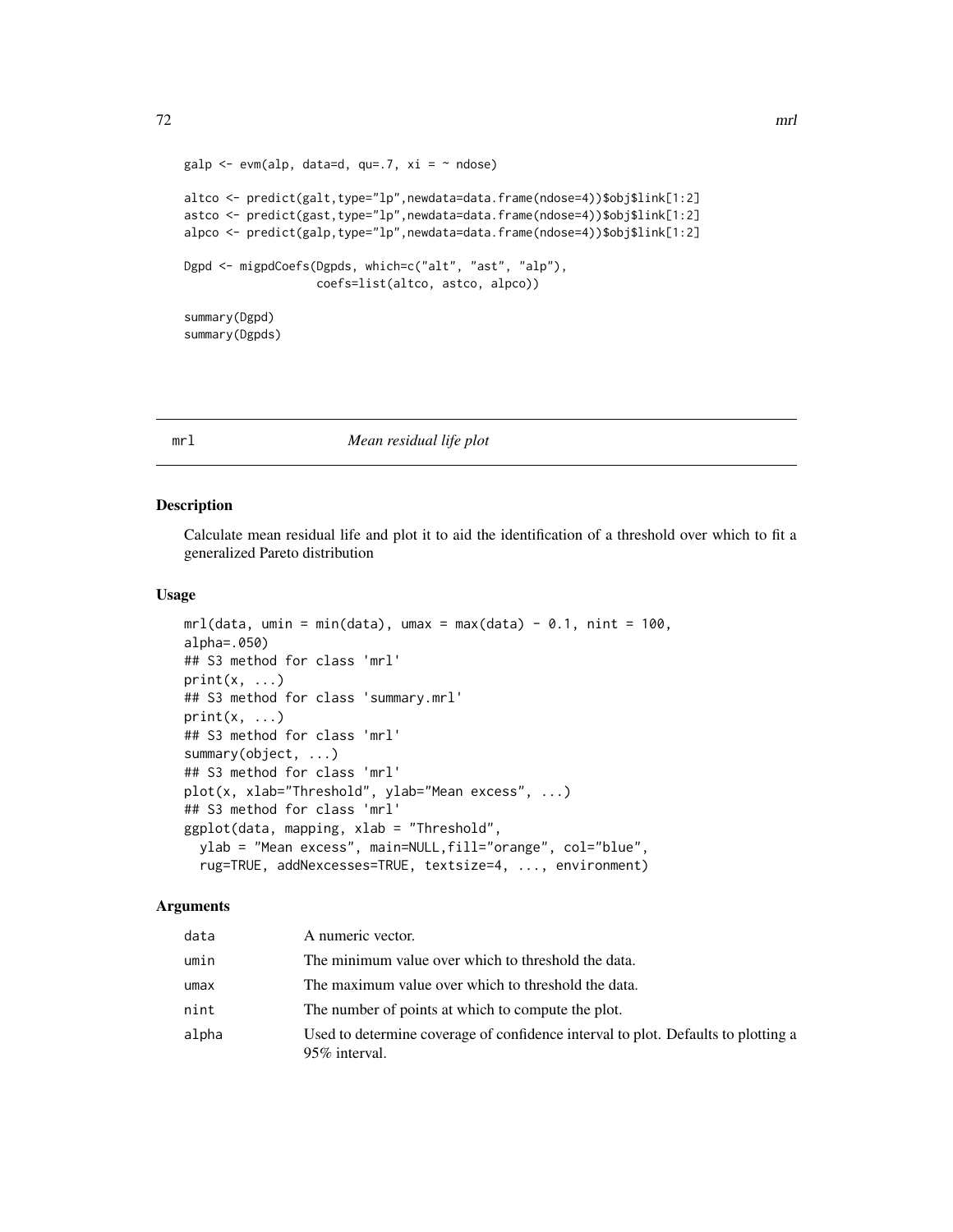```
galp <- evm(alp, data=d, qu=.7, xi = ~ ndose)

altco <- predict(galt,type="lp",newdata=data.frame(ndose=4))$obj$link[1:2]
astco <- predict(gast,type="lp",newdata=data.frame(ndose=4))$obj$link[1:2]
alpco <- predict(galp,type="lp",newdata=data.frame(ndose=4))$obj$link[1:2]

Dgpd <- migpdCoefs(Dgpds, which=c("alt", "ast", "alp"),
                   coefs=list(altco, astco, alpco))

summary(Dgpd)
summary(Dgpds)
```

---

## mrl *Mean residual life plot*

### Description

Calculate mean residual life and plot it to aid the identification of a threshold over which to fit a generalized Pareto distribution

### Usage

```
mrl(data, umin = min(data), umax = max(data) - 0.1, nint = 100,
alpha=.050)
## S3 method for class 'mrl'
print(x, ...)
## S3 method for class 'summary.mrl'
print(x, ...)
## S3 method for class 'mrl'
summary(object, ...)
## S3 method for class 'mrl'
plot(x, xlab="Threshold", ylab="Mean excess", ...)
## S3 method for class 'mrl'
ggplot(data, mapping, xlab = "Threshold",
  ylab = "Mean excess", main=NULL,fill="orange", col="blue",
  rug=TRUE, addNexcesses=TRUE, textsize=4, ..., environment)
```

### Arguments

| | |
|---|---|
| data | A numeric vector. |
| umin | The minimum value over which to threshold the data. |
| umax | The maximum value over which to threshold the data. |
| nint | The number of points at which to compute the plot. |
| alpha | Used to determine coverage of confidence interval to plot. Defaults to plotting a 95% interval. |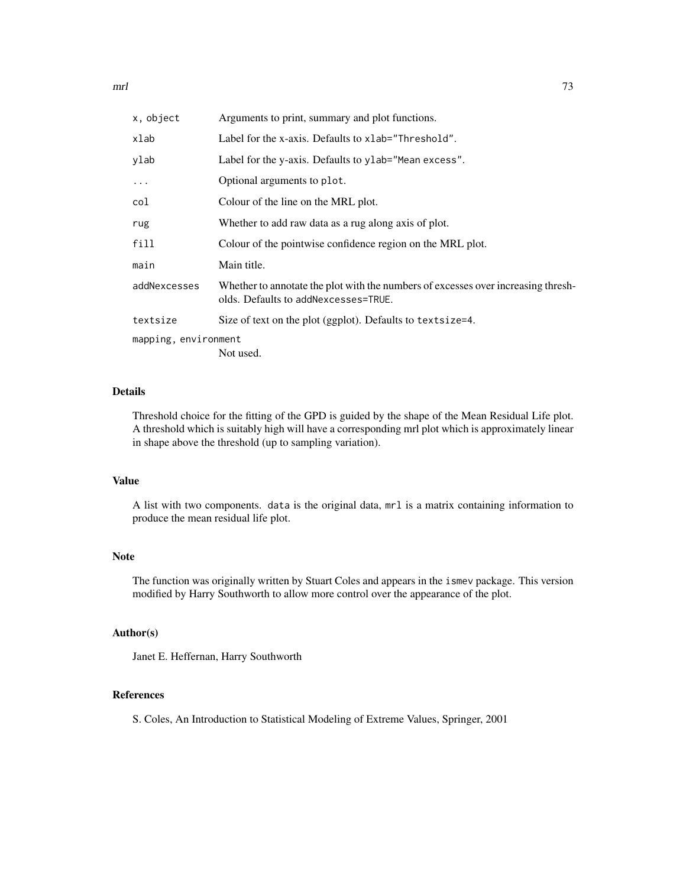| | |
|---|---|
| `x, object` | Arguments to print, summary and plot functions. |
| `xlab` | Label for the x-axis. Defaults to `xlab="Threshold"`. |
| `ylab` | Label for the y-axis. Defaults to `ylab="Mean excess"`. |
| `...` | Optional arguments to `plot`. |
| `col` | Colour of the line on the MRL plot. |
| `rug` | Whether to add raw data as a rug along axis of plot. |
| `fill` | Colour of the pointwise confidence region on the MRL plot. |
| `main` | Main title. |
| `addNexcesses` | Whether to annotate the plot with the numbers of excesses over increasing thresholds. Defaults to `addNexcesses=TRUE`. |
| `textsize` | Size of text on the plot (ggplot). Defaults to `textsize=4`. |
| `mapping, environment` | Not used. |

## Details

Threshold choice for the fitting of the GPD is guided by the shape of the Mean Residual Life plot. A threshold which is suitably high will have a corresponding mrl plot which is approximately linear in shape above the threshold (up to sampling variation).

## Value

A list with two components. `data` is the original data, `mrl` is a matrix containing information to produce the mean residual life plot.

## Note

The function was originally written by Stuart Coles and appears in the `ismev` package. This version modified by Harry Southworth to allow more control over the appearance of the plot.

## Author(s)

Janet E. Heffernan, Harry Southworth

## References

S. Coles, An Introduction to Statistical Modeling of Extreme Values, Springer, 2001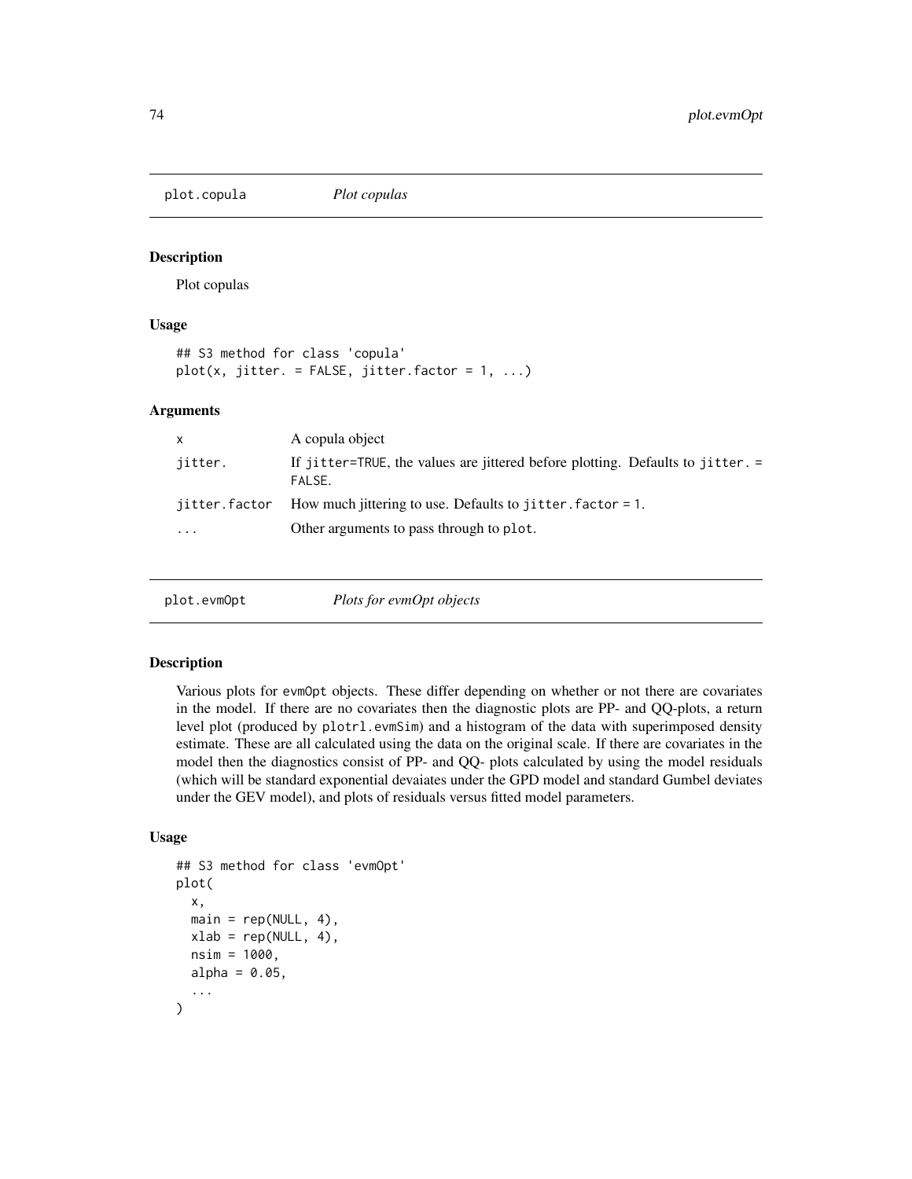## plot.copula *Plot copulas*

### Description

Plot copulas

### Usage

```
## S3 method for class 'copula'
plot(x, jitter. = FALSE, jitter.factor = 1, ...)
```

### Arguments

| | |
|---|---|
| x | A copula object |
| jitter. | If jitter=TRUE, the values are jittered before plotting. Defaults to jitter. = FALSE. |
| jitter.factor | How much jittering to use. Defaults to jitter.factor = 1. |
| ... | Other arguments to pass through to plot. |

## plot.evmOpt *Plots for evmOpt objects*

### Description

Various plots for evmOpt objects. These differ depending on whether or not there are covariates in the model. If there are no covariates then the diagnostic plots are PP- and QQ-plots, a return level plot (produced by plotrl.evmSim) and a histogram of the data with superimposed density estimate. These are all calculated using the data on the original scale. If there are covariates in the model then the diagnostics consist of PP- and QQ- plots calculated by using the model residuals (which will be standard exponential devaiates under the GPD model and standard Gumbel deviates under the GEV model), and plots of residuals versus fitted model parameters.

### Usage

```
## S3 method for class 'evmOpt'
plot(
  x,
  main = rep(NULL, 4),
  xlab = rep(NULL, 4),
  nsim = 1000,
  alpha = 0.05,
  ...
)
```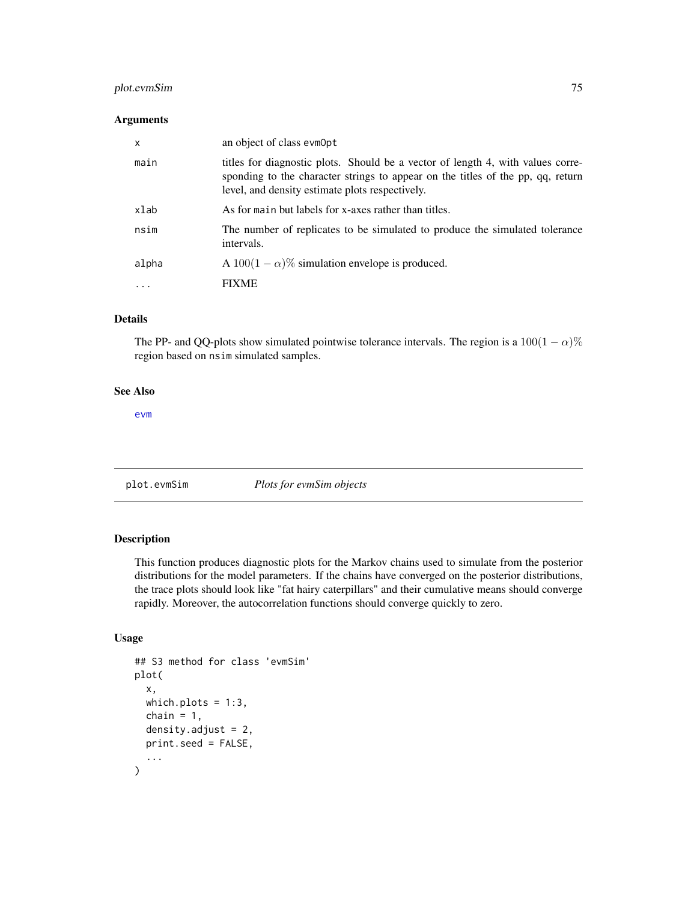### Arguments

| | |
|---|---|
| x | an object of class evmOpt |
| main | titles for diagnostic plots. Should be a vector of length 4, with values corresponding to the character strings to appear on the titles of the pp, qq, return level, and density estimate plots respectively. |
| xlab | As for main but labels for x-axes rather than titles. |
| nsim | The number of replicates to be simulated to produce the simulated tolerance intervals. |
| alpha | A $100(1-\alpha)\%$ simulation envelope is produced. |
| ... | FIXME |

### Details

The PP- and QQ-plots show simulated pointwise tolerance intervals. The region is a $100(1-\alpha)\%$ region based on nsim simulated samples.

### See Also

evm

---

## plot.evmSim    *Plots for evmSim objects*

### Description

This function produces diagnostic plots for the Markov chains used to simulate from the posterior distributions for the model parameters. If the chains have converged on the posterior distributions, the trace plots should look like "fat hairy caterpillars" and their cumulative means should converge rapidly. Moreover, the autocorrelation functions should converge quickly to zero.

### Usage

```
## S3 method for class 'evmSim'
plot(
  x,
  which.plots = 1:3,
  chain = 1,
  density.adjust = 2,
  print.seed = FALSE,
  ...
)
```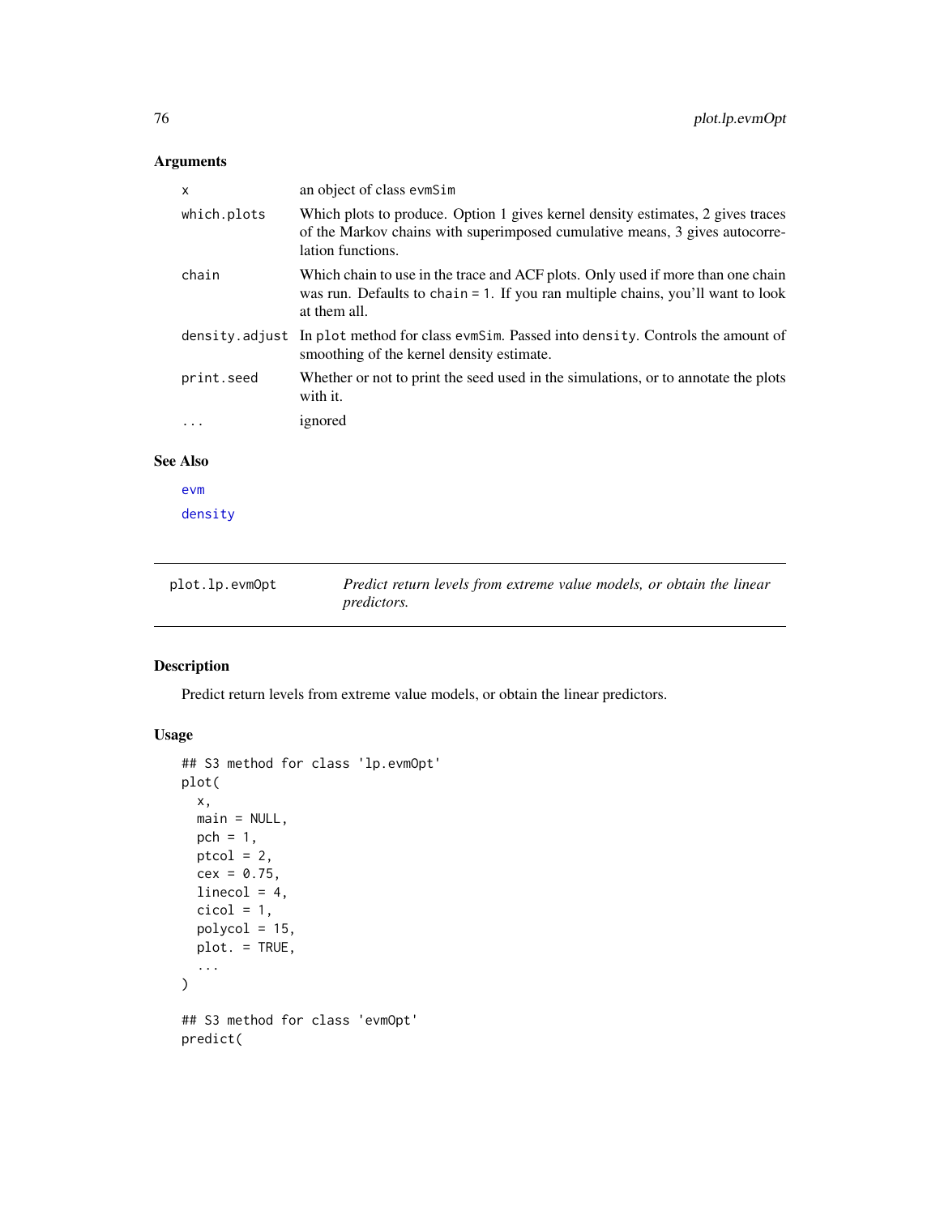## Arguments

| | |
|---|---|
| x | an object of class `evmSim` |
| which.plots | Which plots to produce. Option 1 gives kernel density estimates, 2 gives traces of the Markov chains with superimposed cumulative means, 3 gives autocorrelation functions. |
| chain | Which chain to use in the trace and ACF plots. Only used if more than one chain was run. Defaults to `chain = 1`. If you ran multiple chains, you'll want to look at them all. |
| density.adjust | In `plot` method for class `evmSim`. Passed into `density`. Controls the amount of smoothing of the kernel density estimate. |
| print.seed | Whether or not to print the seed used in the simulations, or to annotate the plots with it. |
| ... | ignored |

## See Also

evm

density

---

`plot.lp.evmOpt` *Predict return levels from extreme value models, or obtain the linear predictors.*

---

## Description

Predict return levels from extreme value models, or obtain the linear predictors.

## Usage

```
## S3 method for class 'lp.evmOpt'
plot(
  x,
  main = NULL,
  pch = 1,
  ptcol = 2,
  cex = 0.75,
  linecol = 4,
  cicol = 1,
  polycol = 15,
  plot. = TRUE,
  ...
)

## S3 method for class 'evmOpt'
predict(
```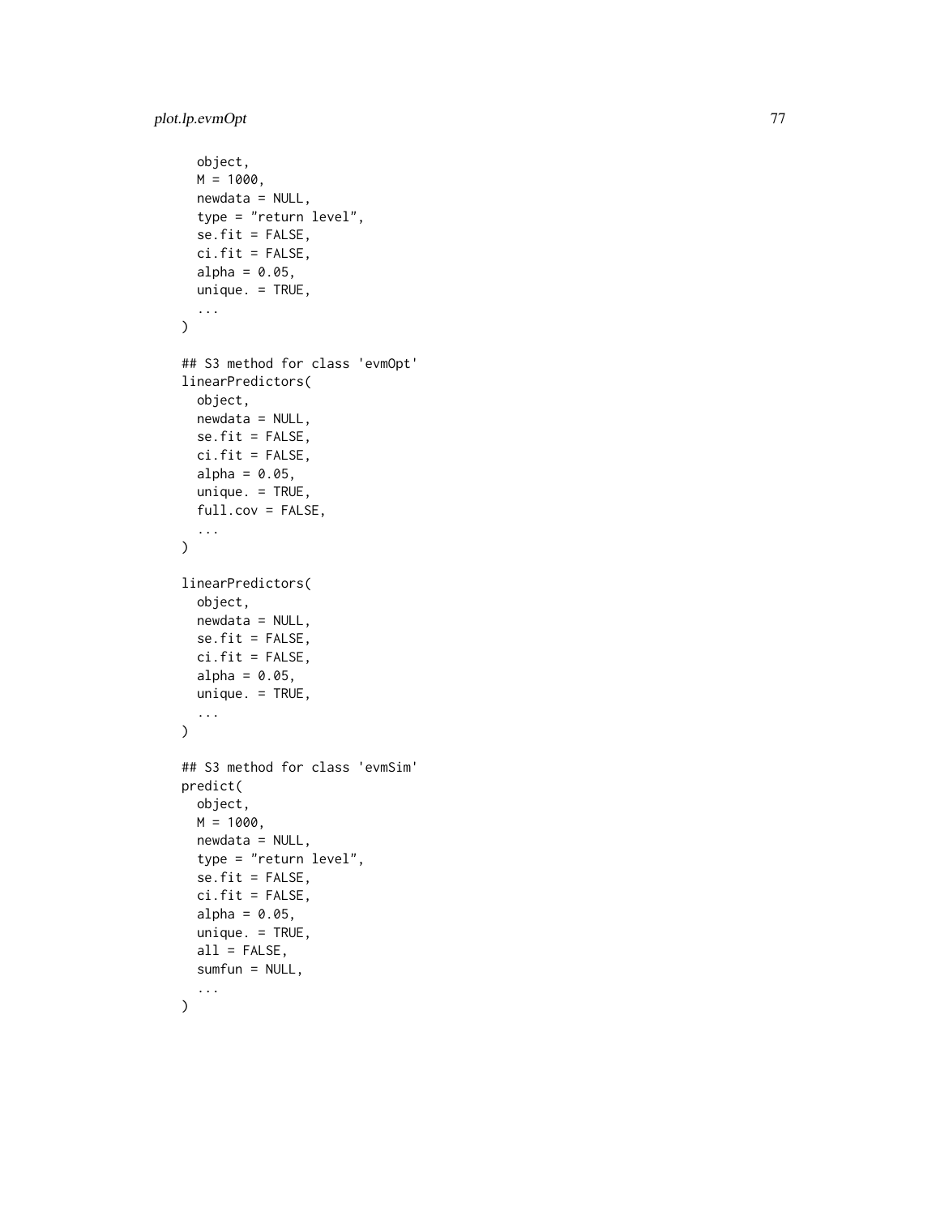```
  object,
  M = 1000,
  newdata = NULL,
  type = "return level",
  se.fit = FALSE,
  ci.fit = FALSE,
  alpha = 0.05,
  unique. = TRUE,
  ...
)

## S3 method for class 'evmOpt'
linearPredictors(
  object,
  newdata = NULL,
  se.fit = FALSE,
  ci.fit = FALSE,
  alpha = 0.05,
  unique. = TRUE,
  full.cov = FALSE,
  ...
)

linearPredictors(
  object,
  newdata = NULL,
  se.fit = FALSE,
  ci.fit = FALSE,
  alpha = 0.05,
  unique. = TRUE,
  ...
)

## S3 method for class 'evmSim'
predict(
  object,
  M = 1000,
  newdata = NULL,
  type = "return level",
  se.fit = FALSE,
  ci.fit = FALSE,
  alpha = 0.05,
  unique. = TRUE,
  all = FALSE,
  sumfun = NULL,
  ...
)
```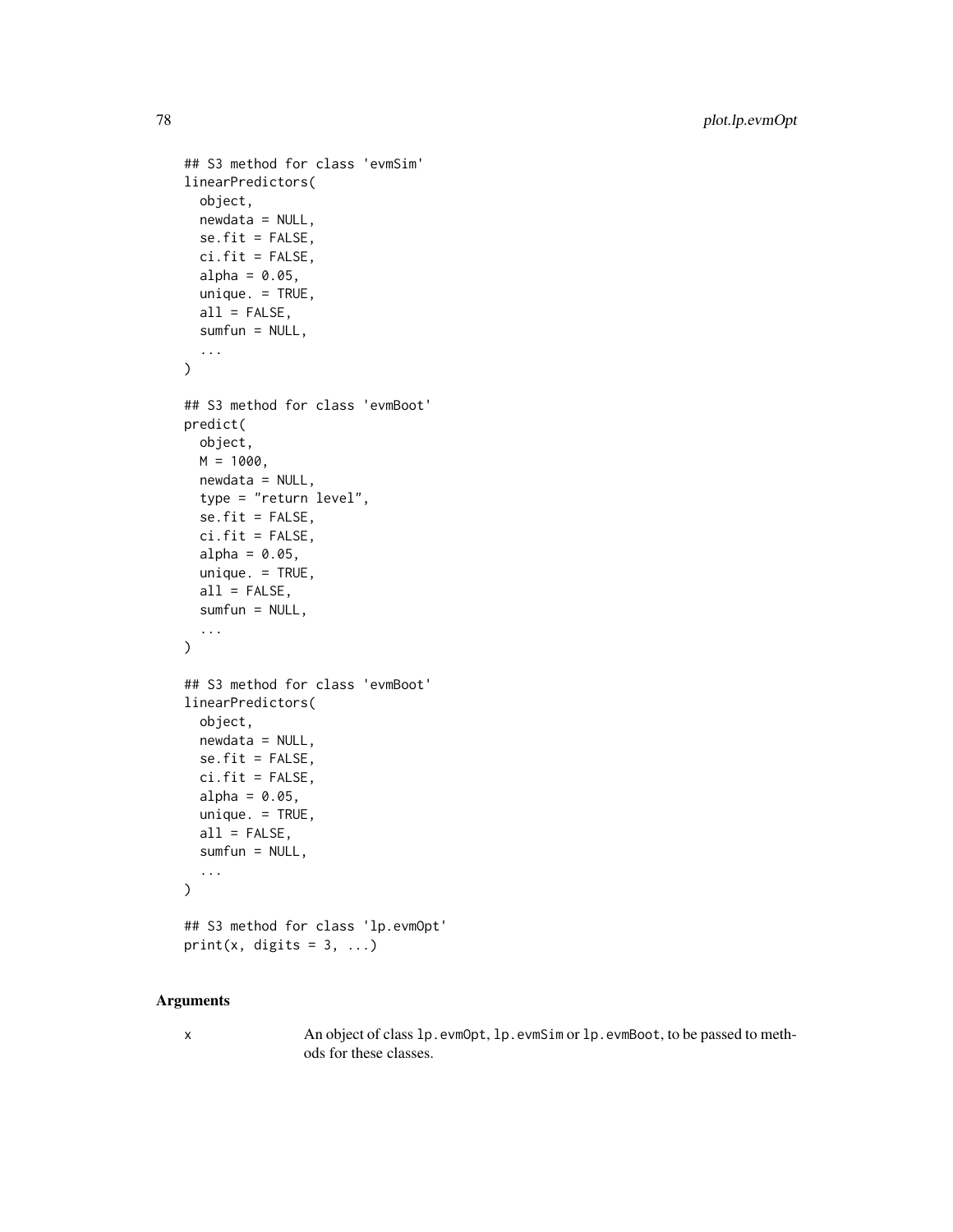```
## S3 method for class 'evmSim'
linearPredictors(
  object,
  newdata = NULL,
  se.fit = FALSE,
  ci.fit = FALSE,
  alpha = 0.05,
  unique. = TRUE,
  all = FALSE,
  sumfun = NULL,
  ...
)

## S3 method for class 'evmBoot'
predict(
  object,
  M = 1000,
  newdata = NULL,
  type = "return level",
  se.fit = FALSE,
  ci.fit = FALSE,
  alpha = 0.05,
  unique. = TRUE,
  all = FALSE,
  sumfun = NULL,
  ...
)

## S3 method for class 'evmBoot'
linearPredictors(
  object,
  newdata = NULL,
  se.fit = FALSE,
  ci.fit = FALSE,
  alpha = 0.05,
  unique. = TRUE,
  all = FALSE,
  sumfun = NULL,
  ...
)

## S3 method for class 'lp.evmOpt'
print(x, digits = 3, ...)
```

## Arguments

x	An object of class `lp.evmOpt`, `lp.evmSim` or `lp.evmBoot`, to be passed to methods for these classes.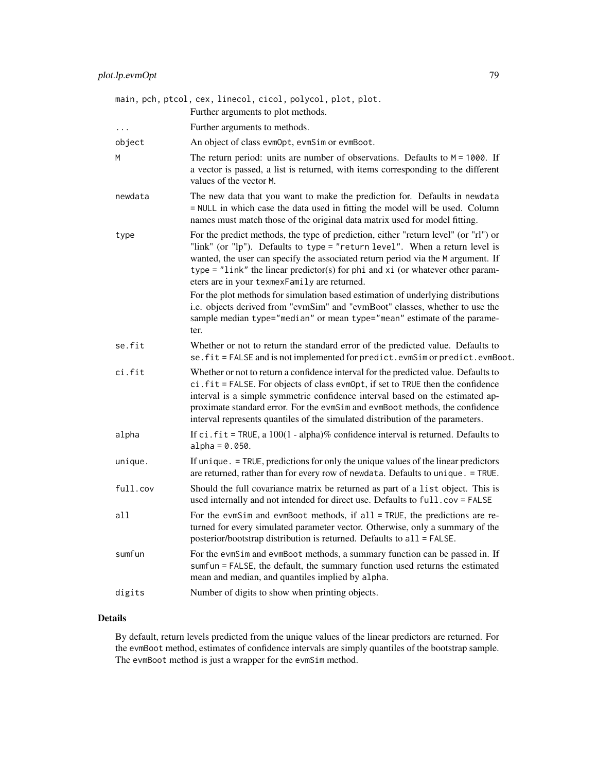main, pch, ptcol, cex, linecol, cicol, polycol, plot, plot.
: Further arguments to plot methods.

`...`
: Further arguments to methods.

`object`
: An object of class `evmOpt`, `evmSim` or `evmBoot`.

`M`
: The return period: units are number of observations. Defaults to `M = 1000`. If a vector is passed, a list is returned, with items corresponding to the different values of the vector `M`.

`newdata`
: The new data that you want to make the prediction for. Defaults in `newdata = NULL` in which case the data used in fitting the model will be used. Column names must match those of the original data matrix used for model fitting.

`type`
: For the predict methods, the type of prediction, either "return level" (or "rl") or "link" (or "lp"). Defaults to `type = "return level"`. When a return level is wanted, the user can specify the associated return period via the `M` argument. If `type = "link"` the linear predictor(s) for `phi` and `xi` (or whatever other parameters are in your `texmexFamily` are returned.

  For the plot methods for simulation based estimation of underlying distributions i.e. objects derived from "evmSim" and "evmBoot" classes, whether to use the sample median `type="median"` or mean `type="mean"` estimate of the parameter.

`se.fit`
: Whether or not to return the standard error of the predicted value. Defaults to `se.fit = FALSE` and is not implemented for `predict.evmSim` or `predict.evmBoot`.

`ci.fit`
: Whether or not to return a confidence interval for the predicted value. Defaults to `ci.fit = FALSE`. For objects of class `evmOpt`, if set to `TRUE` then the confidence interval is a simple symmetric confidence interval based on the estimated approximate standard error. For the `evmSim` and `evmBoot` methods, the confidence interval represents quantiles of the simulated distribution of the parameters.

`alpha`
: If `ci.fit = TRUE`, a 100(1 - alpha)% confidence interval is returned. Defaults to `alpha = 0.050`.

`unique.`
: If `unique. = TRUE`, predictions for only the unique values of the linear predictors are returned, rather than for every row of `newdata`. Defaults to `unique. = TRUE`.

`full.cov`
: Should the full covariance matrix be returned as part of a `list` object. This is used internally and not intended for direct use. Defaults to `full.cov = FALSE`

`all`
: For the `evmSim` and `evmBoot` methods, if `all = TRUE`, the predictions are returned for every simulated parameter vector. Otherwise, only a summary of the posterior/bootstrap distribution is returned. Defaults to `all = FALSE`.

`sumfun`
: For the `evmSim` and `evmBoot` methods, a summary function can be passed in. If `sumfun = FALSE`, the default, the summary function used returns the estimated mean and median, and quantiles implied by `alpha`.

`digits`
: Number of digits to show when printing objects.

## Details

By default, return levels predicted from the unique values of the linear predictors are returned. For the `evmBoot` method, estimates of confidence intervals are simply quantiles of the bootstrap sample. The `evmBoot` method is just a wrapper for the `evmSim` method.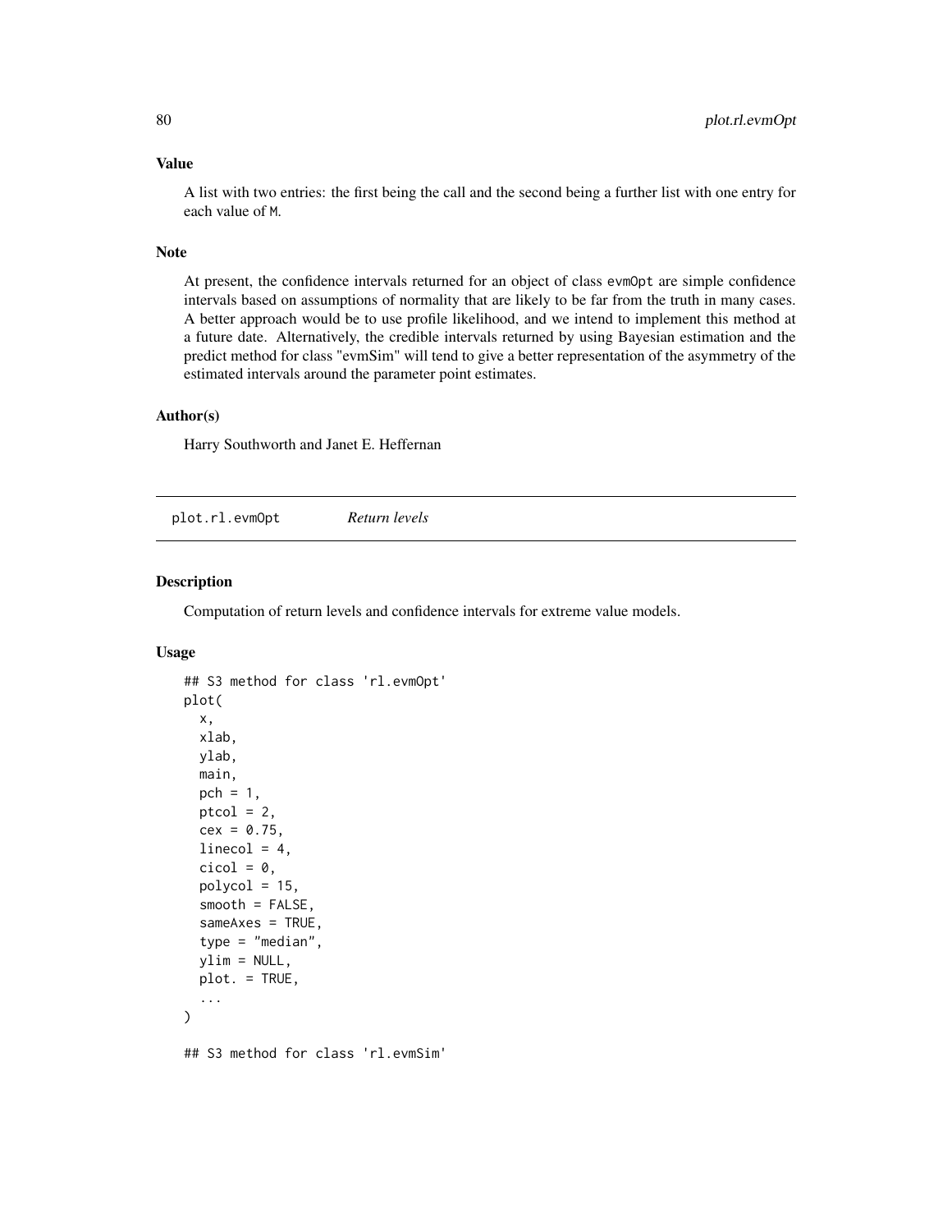### Value

A list with two entries: the first being the call and the second being a further list with one entry for each value of M.

### Note

At present, the confidence intervals returned for an object of class evmOpt are simple confidence intervals based on assumptions of normality that are likely to be far from the truth in many cases. A better approach would be to use profile likelihood, and we intend to implement this method at a future date. Alternatively, the credible intervals returned by using Bayesian estimation and the predict method for class "evmSim" will tend to give a better representation of the asymmetry of the estimated intervals around the parameter point estimates.

### Author(s)

Harry Southworth and Janet E. Heffernan

---

## plot.rl.evmOpt *Return levels*

---

### Description

Computation of return levels and confidence intervals for extreme value models.

### Usage

```
## S3 method for class 'rl.evmOpt'
plot(
  x,
  xlab,
  ylab,
  main,
  pch = 1,
  ptcol = 2,
  cex = 0.75,
  linecol = 4,
  cicol = 0,
  polycol = 15,
  smooth = FALSE,
  sameAxes = TRUE,
  type = "median",
  ylim = NULL,
  plot. = TRUE,
  ...
)

## S3 method for class 'rl.evmSim'
```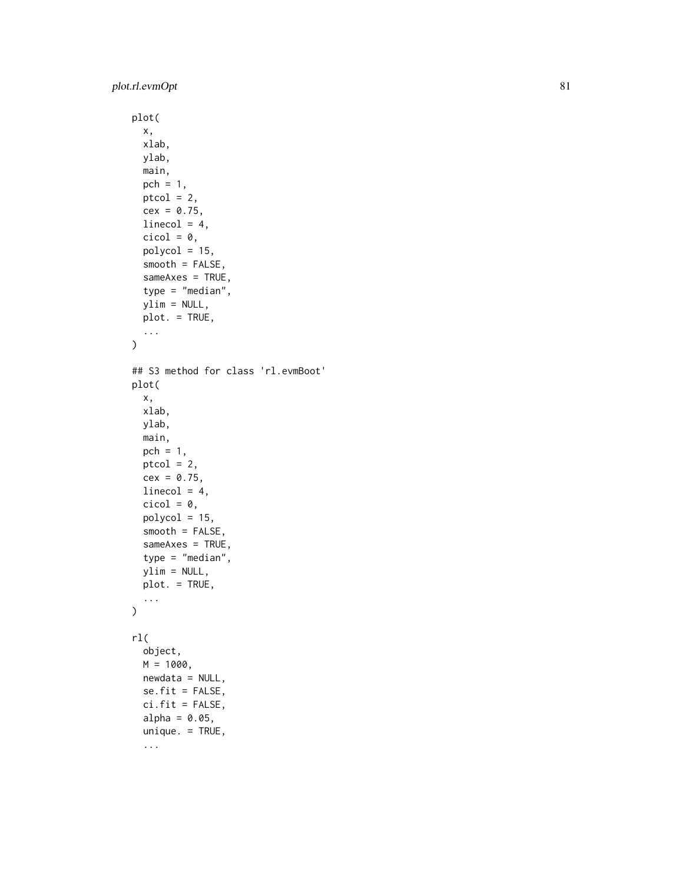```
plot(
  x,
  xlab,
  ylab,
  main,
  pch = 1,
  ptcol = 2,
  cex = 0.75,
  linecol = 4,
  cicol = 0,
  polycol = 15,
  smooth = FALSE,
  sameAxes = TRUE,
  type = "median",
  ylim = NULL,
  plot. = TRUE,
  ...
)

## S3 method for class 'rl.evmBoot'
plot(
  x,
  xlab,
  ylab,
  main,
  pch = 1,
  ptcol = 2,
  cex = 0.75,
  linecol = 4,
  cicol = 0,
  polycol = 15,
  smooth = FALSE,
  sameAxes = TRUE,
  type = "median",
  ylim = NULL,
  plot. = TRUE,
  ...
)

rl(
  object,
  M = 1000,
  newdata = NULL,
  se.fit = FALSE,
  ci.fit = FALSE,
  alpha = 0.05,
  unique. = TRUE,
  ...
```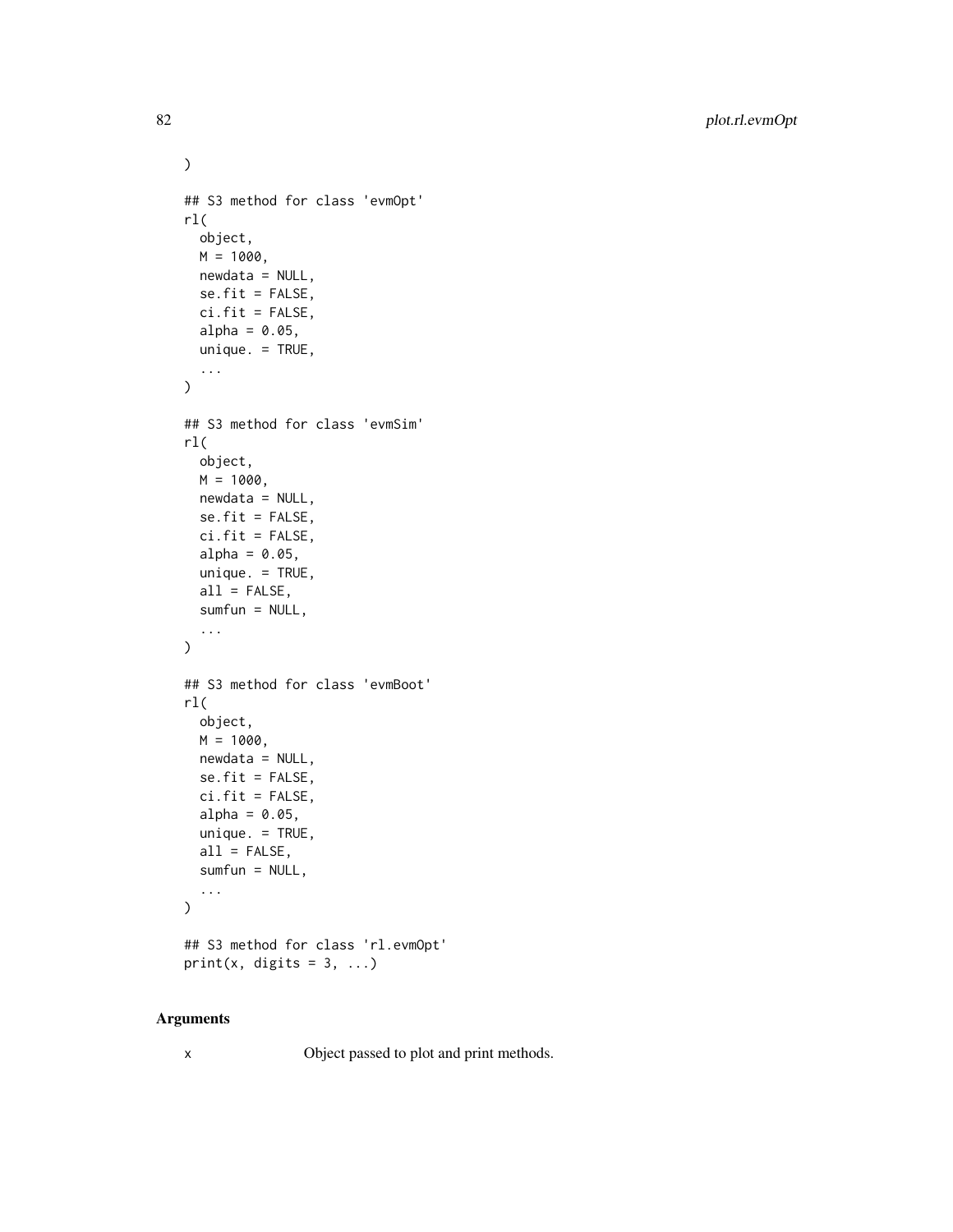```
)

## S3 method for class 'evmOpt'
rl(
  object,
  M = 1000,
  newdata = NULL,
  se.fit = FALSE,
  ci.fit = FALSE,
  alpha = 0.05,
  unique. = TRUE,
  ...
)

## S3 method for class 'evmSim'
rl(
  object,
  M = 1000,
  newdata = NULL,
  se.fit = FALSE,
  ci.fit = FALSE,
  alpha = 0.05,
  unique. = TRUE,
  all = FALSE,
  sumfun = NULL,
  ...
)

## S3 method for class 'evmBoot'
rl(
  object,
  M = 1000,
  newdata = NULL,
  se.fit = FALSE,
  ci.fit = FALSE,
  alpha = 0.05,
  unique. = TRUE,
  all = FALSE,
  sumfun = NULL,
  ...
)

## S3 method for class 'rl.evmOpt'
print(x, digits = 3, ...)
```

### Arguments

| | |
|---|---|
| x | Object passed to plot and print methods. |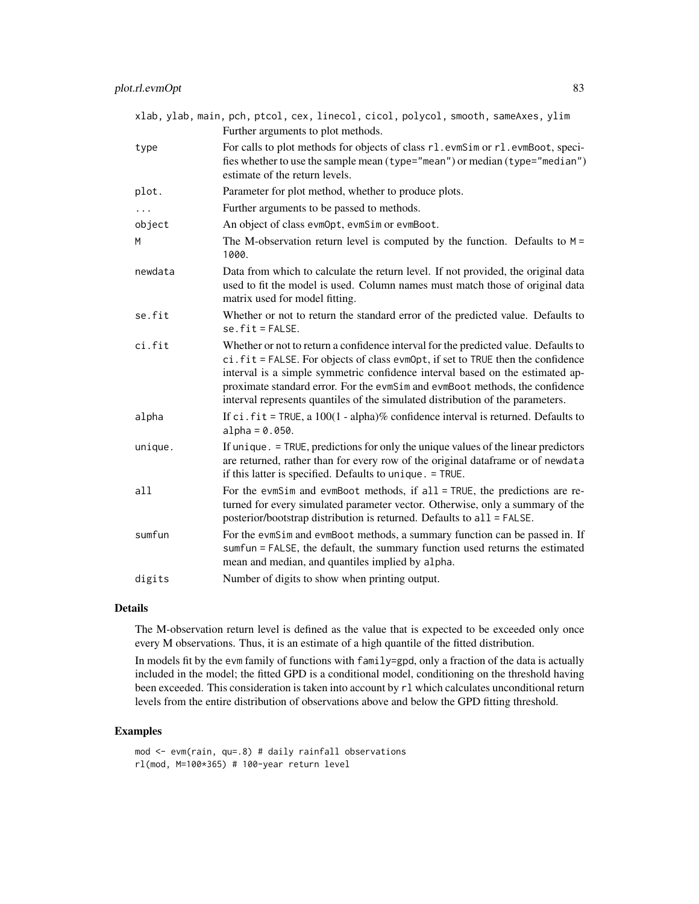| | |
|---|---|
| xlab, ylab, main, pch, ptcol, cex, linecol, cicol, polycol, smooth, sameAxes, ylim | Further arguments to plot methods. |
| type | For calls to plot methods for objects of class rl.evmSim or rl.evmBoot, specifies whether to use the sample mean (type="mean") or median (type="median") estimate of the return levels. |
| plot. | Parameter for plot method, whether to produce plots. |
| ... | Further arguments to be passed to methods. |
| object | An object of class evmOpt, evmSim or evmBoot. |
| M | The M-observation return level is computed by the function. Defaults to M = 1000. |
| newdata | Data from which to calculate the return level. If not provided, the original data used to fit the model is used. Column names must match those of original data matrix used for model fitting. |
| se.fit | Whether or not to return the standard error of the predicted value. Defaults to se.fit = FALSE. |
| ci.fit | Whether or not to return a confidence interval for the predicted value. Defaults to ci.fit = FALSE. For objects of class evmOpt, if set to TRUE then the confidence interval is a simple symmetric confidence interval based on the estimated approximate standard error. For the evmSim and evmBoot methods, the confidence interval represents quantiles of the simulated distribution of the parameters. |
| alpha | If ci.fit = TRUE, a 100(1 - alpha)% confidence interval is returned. Defaults to alpha = 0.050. |
| unique. | If unique. = TRUE, predictions for only the unique values of the linear predictors are returned, rather than for every row of the original dataframe or of newdata if this latter is specified. Defaults to unique. = TRUE. |
| all | For the evmSim and evmBoot methods, if all = TRUE, the predictions are returned for every simulated parameter vector. Otherwise, only a summary of the posterior/bootstrap distribution is returned. Defaults to all = FALSE. |
| sumfun | For the evmSim and evmBoot methods, a summary function can be passed in. If sumfun = FALSE, the default, the summary function used returns the estimated mean and median, and quantiles implied by alpha. |
| digits | Number of digits to show when printing output. |

## Details

The M-observation return level is defined as the value that is expected to be exceeded only once every M observations. Thus, it is an estimate of a high quantile of the fitted distribution.

In models fit by the evm family of functions with family=gpd, only a fraction of the data is actually included in the model; the fitted GPD is a conditional model, conditioning on the threshold having been exceeded. This consideration is taken into account by rl which calculates unconditional return levels from the entire distribution of observations above and below the GPD fitting threshold.

## Examples

```
mod <- evm(rain, qu=.8) # daily rainfall observations
rl(mod, M=100*365) # 100-year return level
```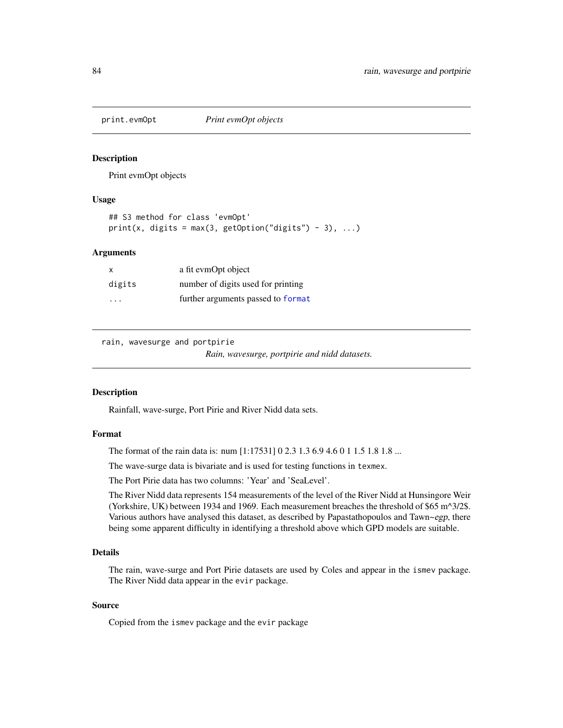## print.evmOpt — *Print evmOpt objects*

### Description

Print evmOpt objects

### Usage

```
## S3 method for class 'evmOpt'
print(x, digits = max(3, getOption("digits") - 3), ...)
```

### Arguments

| | |
|---|---|
| x | a fit evmOpt object |
| digits | number of digits used for printing |
| ... | further arguments passed to format |

## rain, wavesurge and portpirie — *Rain, wavesurge, portpirie and nidd datasets.*

### Description

Rainfall, wave-surge, Port Pirie and River Nidd data sets.

### Format

The format of the rain data is: num [1:17531] 0 2.3 1.3 6.9 4.6 0 1 1.5 1.8 1.8 ...

The wave-surge data is bivariate and is used for testing functions in texmex.

The Port Pirie data has two columns: 'Year' and 'SeaLevel'.

The River Nidd data represents 154 measurements of the level of the River Nidd at Hunsingore Weir (Yorkshire, UK) between 1934 and 1969. Each measurement breaches the threshold of $65 m^3/2$. Various authors have analysed this dataset, as described by Papastathopoulos and Tawn~*egp*, there being some apparent difficulty in identifying a threshold above which GPD models are suitable.

### Details

The rain, wave-surge and Port Pirie datasets are used by Coles and appear in the ismev package. The River Nidd data appear in the evir package.

### Source

Copied from the ismev package and the evir package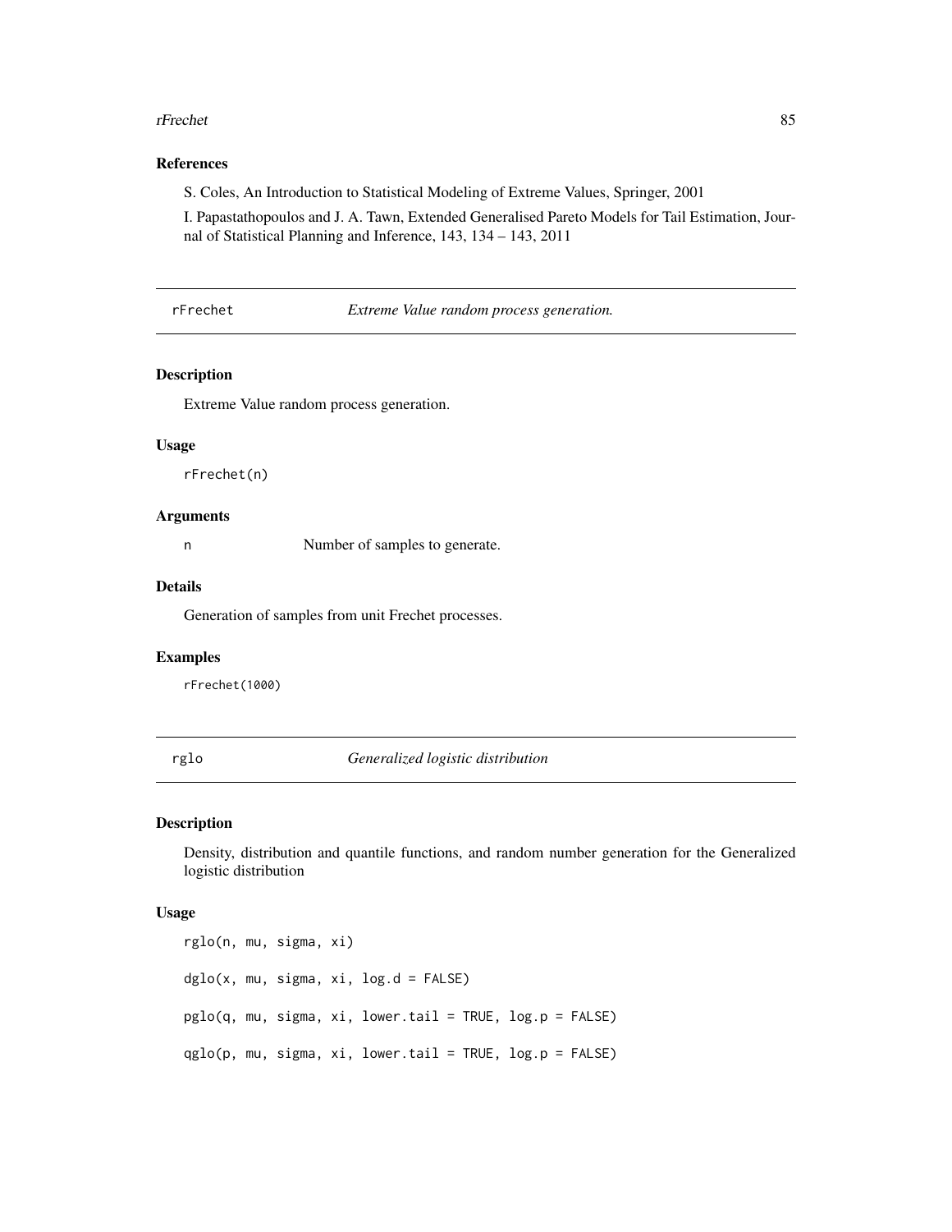## References

S. Coles, An Introduction to Statistical Modeling of Extreme Values, Springer, 2001

I. Papastathopoulos and J. A. Tawn, Extended Generalised Pareto Models for Tail Estimation, Journal of Statistical Planning and Inference, 143, 134 – 143, 2011

---

# rFrechet — *Extreme Value random process generation.*

## Description

Extreme Value random process generation.

## Usage

```
rFrechet(n)
```

## Arguments

`n` Number of samples to generate.

## Details

Generation of samples from unit Frechet processes.

## Examples

```
rFrechet(1000)
```

---

# rglo — *Generalized logistic distribution*

## Description

Density, distribution and quantile functions, and random number generation for the Generalized logistic distribution

## Usage

```
rglo(n, mu, sigma, xi)

dglo(x, mu, sigma, xi, log.d = FALSE)

pglo(q, mu, sigma, xi, lower.tail = TRUE, log.p = FALSE)

qglo(p, mu, sigma, xi, lower.tail = TRUE, log.p = FALSE)
```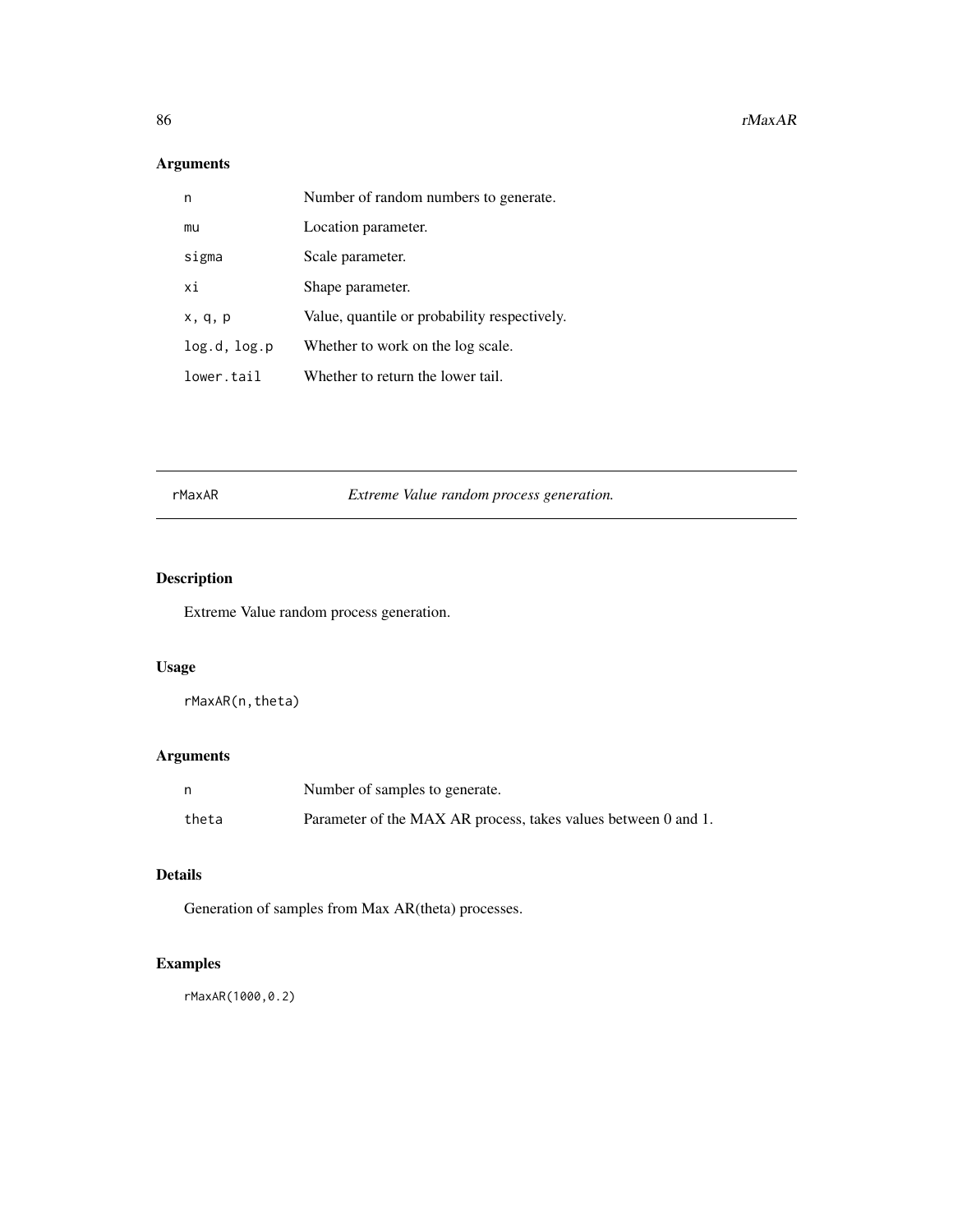## Arguments

| | |
|---|---|
| n | Number of random numbers to generate. |
| mu | Location parameter. |
| sigma | Scale parameter. |
| xi | Shape parameter. |
| x, q, p | Value, quantile or probability respectively. |
| log.d, log.p | Whether to work on the log scale. |
| lower.tail | Whether to return the lower tail. |

---

# rMaxAR — *Extreme Value random process generation.*

---

## Description

Extreme Value random process generation.

## Usage

```
rMaxAR(n,theta)
```

## Arguments

| | |
|---|---|
| n | Number of samples to generate. |
| theta | Parameter of the MAX AR process, takes values between 0 and 1. |

## Details

Generation of samples from Max AR(theta) processes.

## Examples

```
rMaxAR(1000,0.2)
```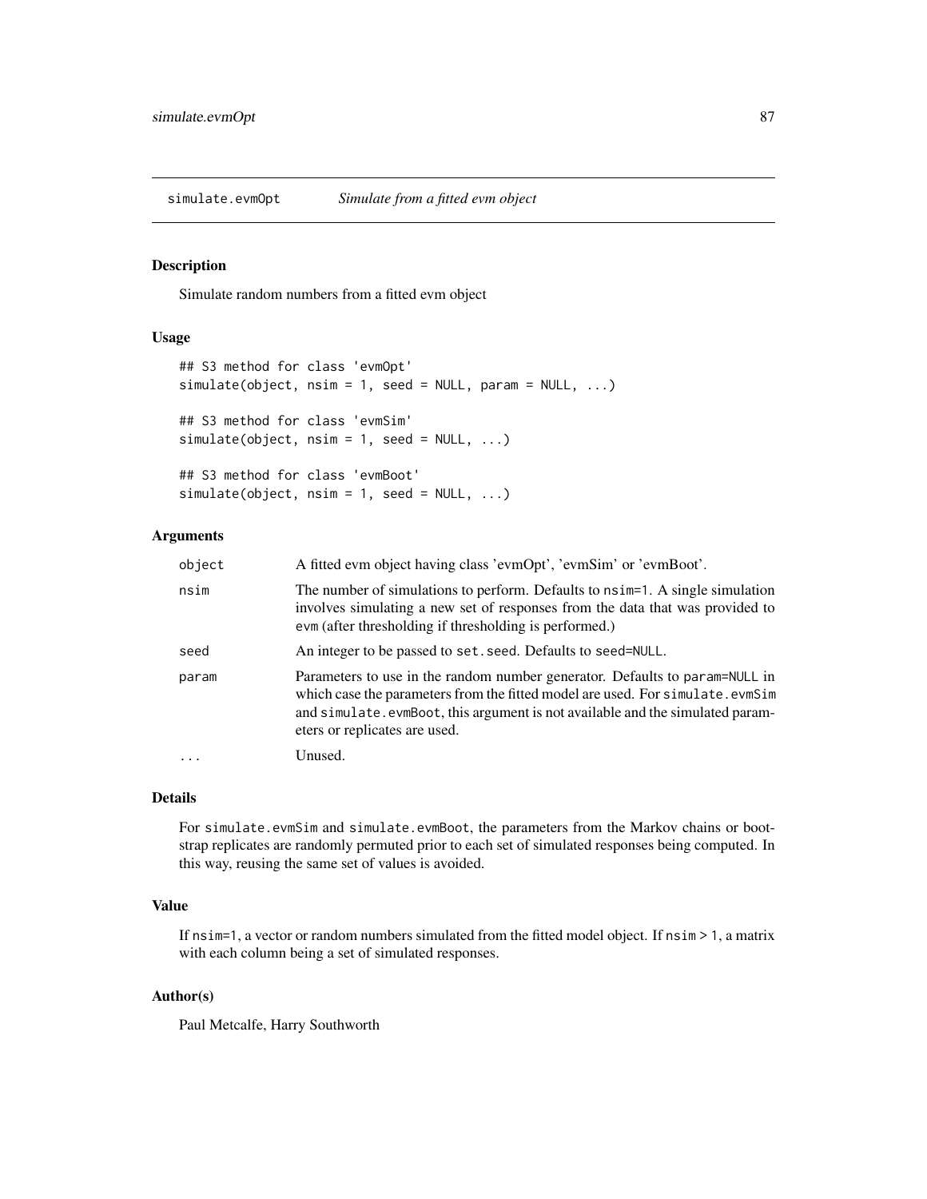## simulate.evmOpt — *Simulate from a fitted evm object*

### Description

Simulate random numbers from a fitted evm object

### Usage

```
## S3 method for class 'evmOpt'
simulate(object, nsim = 1, seed = NULL, param = NULL, ...)

## S3 method for class 'evmSim'
simulate(object, nsim = 1, seed = NULL, ...)

## S3 method for class 'evmBoot'
simulate(object, nsim = 1, seed = NULL, ...)
```

### Arguments

| | |
|---|---|
| `object` | A fitted evm object having class 'evmOpt', 'evmSim' or 'evmBoot'. |
| `nsim` | The number of simulations to perform. Defaults to `nsim=1`. A single simulation involves simulating a new set of responses from the data that was provided to `evm` (after thresholding if thresholding is performed.) |
| `seed` | An integer to be passed to `set.seed`. Defaults to `seed=NULL`. |
| `param` | Parameters to use in the random number generator. Defaults to `param=NULL` in which case the parameters from the fitted model are used. For `simulate.evmSim` and `simulate.evmBoot`, this argument is not available and the simulated parameters or replicates are used. |
| `...` | Unused. |

### Details

For `simulate.evmSim` and `simulate.evmBoot`, the parameters from the Markov chains or bootstrap replicates are randomly permuted prior to each set of simulated responses being computed. In this way, reusing the same set of values is avoided.

### Value

If `nsim=1`, a vector or random numbers simulated from the fitted model object. If `nsim > 1`, a matrix with each column being a set of simulated responses.

### Author(s)

Paul Metcalfe, Harry Southworth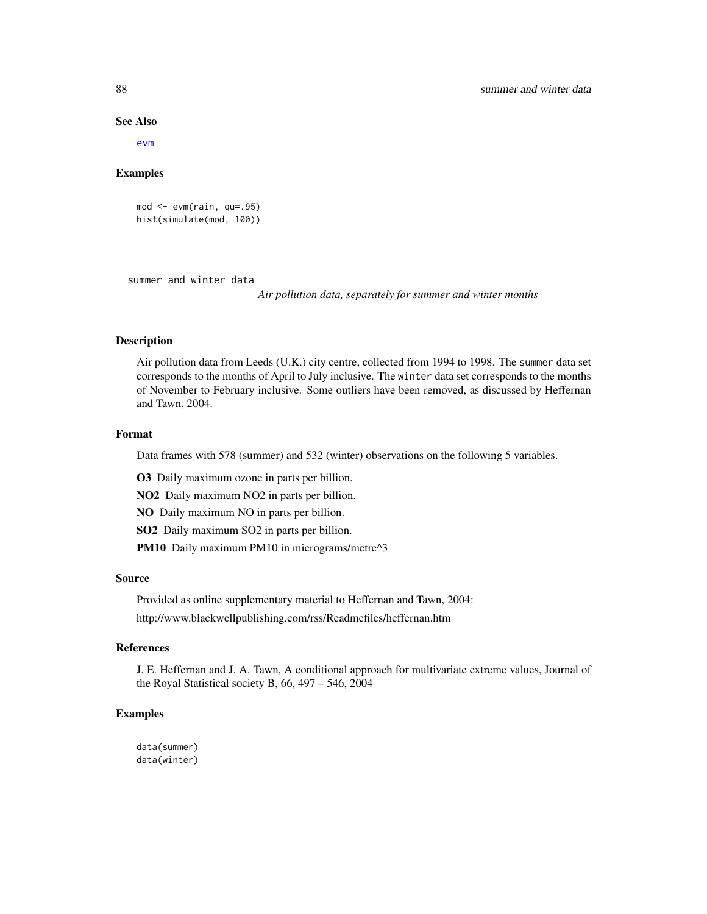### See Also

evm

### Examples

```
mod <- evm(rain, qu=.95)
hist(simulate(mod, 100))
```

---

## summer and winter data

*Air pollution data, separately for summer and winter months*

---

### Description

Air pollution data from Leeds (U.K.) city centre, collected from 1994 to 1998. The `summer` data set corresponds to the months of April to July inclusive. The `winter` data set corresponds to the months of November to February inclusive. Some outliers have been removed, as discussed by Heffernan and Tawn, 2004.

### Format

Data frames with 578 (summer) and 532 (winter) observations on the following 5 variables.

**O3** Daily maximum ozone in parts per billion.

**NO2** Daily maximum NO2 in parts per billion.

**NO** Daily maximum NO in parts per billion.

**SO2** Daily maximum SO2 in parts per billion.

**PM10** Daily maximum PM10 in micrograms/metre^3

### Source

Provided as online supplementary material to Heffernan and Tawn, 2004:

http://www.blackwellpublishing.com/rss/Readmefiles/heffernan.htm

### References

J. E. Heffernan and J. A. Tawn, A conditional approach for multivariate extreme values, Journal of the Royal Statistical society B, 66, 497 – 546, 2004

### Examples

```
data(summer)
data(winter)
```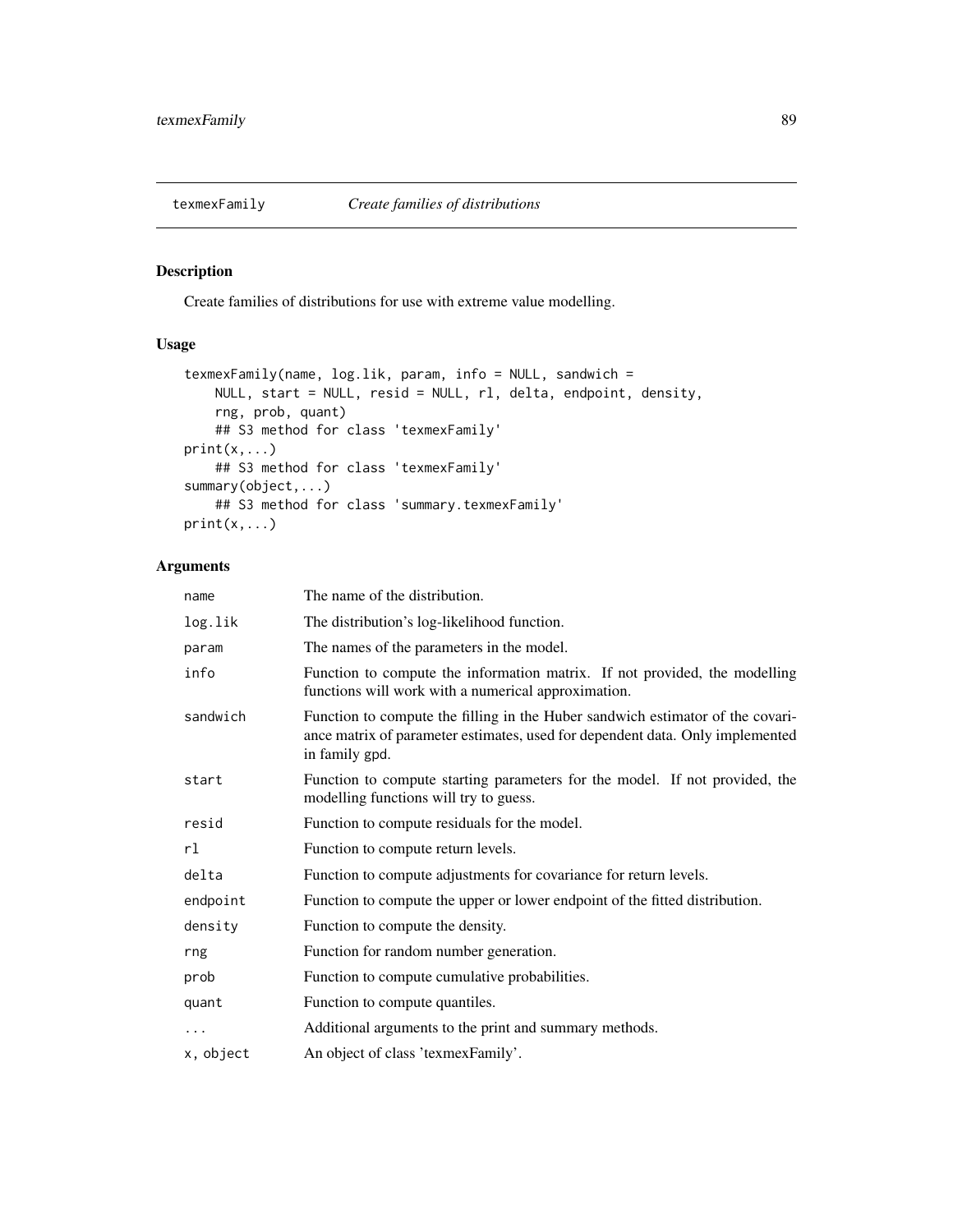## texmexFamily *Create families of distributions*

### Description

Create families of distributions for use with extreme value modelling.

### Usage

```
texmexFamily(name, log.lik, param, info = NULL, sandwich =
    NULL, start = NULL, resid = NULL, rl, delta, endpoint, density,
    rng, prob, quant)
    ## S3 method for class 'texmexFamily'
print(x,...)
    ## S3 method for class 'texmexFamily'
summary(object,...)
    ## S3 method for class 'summary.texmexFamily'
print(x,...)
```

### Arguments

| | |
|---|---|
| `name` | The name of the distribution. |
| `log.lik` | The distribution's log-likelihood function. |
| `param` | The names of the parameters in the model. |
| `info` | Function to compute the information matrix. If not provided, the modelling functions will work with a numerical approximation. |
| `sandwich` | Function to compute the filling in the Huber sandwich estimator of the covariance matrix of parameter estimates, used for dependent data. Only implemented in family gpd. |
| `start` | Function to compute starting parameters for the model. If not provided, the modelling functions will try to guess. |
| `resid` | Function to compute residuals for the model. |
| `rl` | Function to compute return levels. |
| `delta` | Function to compute adjustments for covariance for return levels. |
| `endpoint` | Function to compute the upper or lower endpoint of the fitted distribution. |
| `density` | Function to compute the density. |
| `rng` | Function for random number generation. |
| `prob` | Function to compute cumulative probabilities. |
| `quant` | Function to compute quantiles. |
| `...` | Additional arguments to the print and summary methods. |
| `x, object` | An object of class 'texmexFamily'. |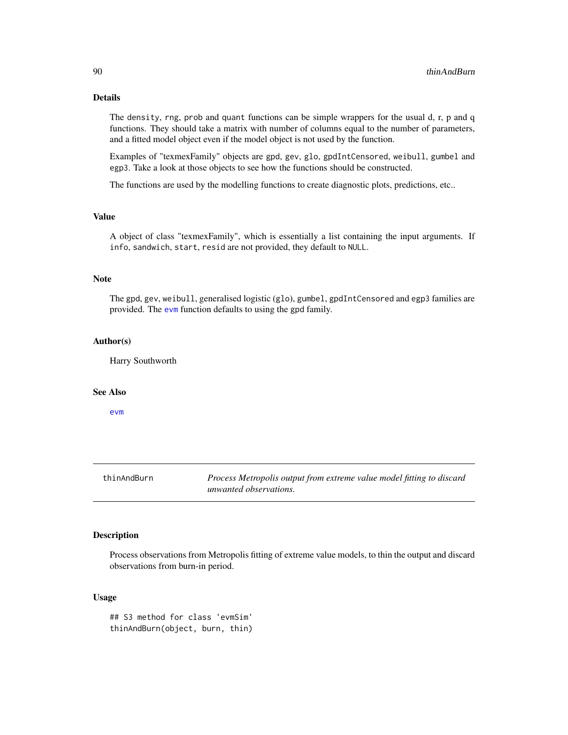### Details

The density, rng, prob and quant functions can be simple wrappers for the usual d, r, p and q functions. They should take a matrix with number of columns equal to the number of parameters, and a fitted model object even if the model object is not used by the function.

Examples of "texmexFamily" objects are gpd, gev, glo, gpdIntCensored, weibull, gumbel and egp3. Take a look at those objects to see how the functions should be constructed.

The functions are used by the modelling functions to create diagnostic plots, predictions, etc..

### Value

A object of class "texmexFamily", which is essentially a list containing the input arguments. If info, sandwich, start, resid are not provided, they default to NULL.

### Note

The gpd, gev, weibull, generalised logistic (glo), gumbel, gpdIntCensored and egp3 families are provided. The evm function defaults to using the gpd family.

### Author(s)

Harry Southworth

### See Also

evm

---

## thinAndBurn — *Process Metropolis output from extreme value model fitting to discard unwanted observations.*

---

### Description

Process observations from Metropolis fitting of extreme value models, to thin the output and discard observations from burn-in period.

### Usage

```
## S3 method for class 'evmSim'
thinAndBurn(object, burn, thin)
```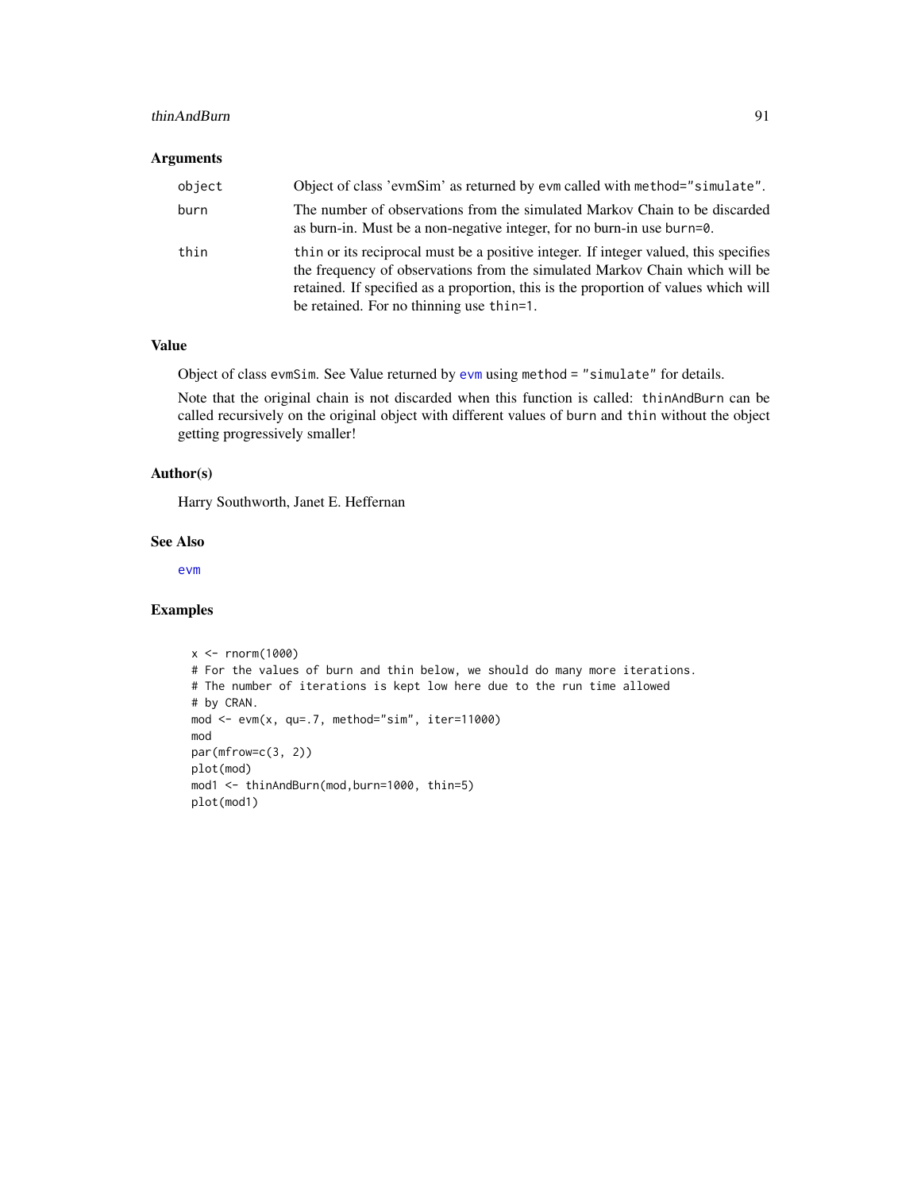## Arguments

| | |
|---|---|
| `object` | Object of class 'evmSim' as returned by `evm` called with `method="simulate"`. |
| `burn` | The number of observations from the simulated Markov Chain to be discarded as burn-in. Must be a non-negative integer, for no burn-in use `burn=0`. |
| `thin` | `thin` or its reciprocal must be a positive integer. If integer valued, this specifies the frequency of observations from the simulated Markov Chain which will be retained. If specified as a proportion, this is the proportion of values which will be retained. For no thinning use `thin=1`. |

## Value

Object of class `evmSim`. See Value returned by `evm` using `method = "simulate"` for details.

Note that the original chain is not discarded when this function is called: `thinAndBurn` can be called recursively on the original object with different values of `burn` and `thin` without the object getting progressively smaller!

## Author(s)

Harry Southworth, Janet E. Heffernan

## See Also

`evm`

## Examples

```
x <- rnorm(1000)
# For the values of burn and thin below, we should do many more iterations.
# The number of iterations is kept low here due to the run time allowed
# by CRAN.
mod <- evm(x, qu=.7, method="sim", iter=11000)
mod
par(mfrow=c(3, 2))
plot(mod)
mod1 <- thinAndBurn(mod,burn=1000, thin=5)
plot(mod1)
```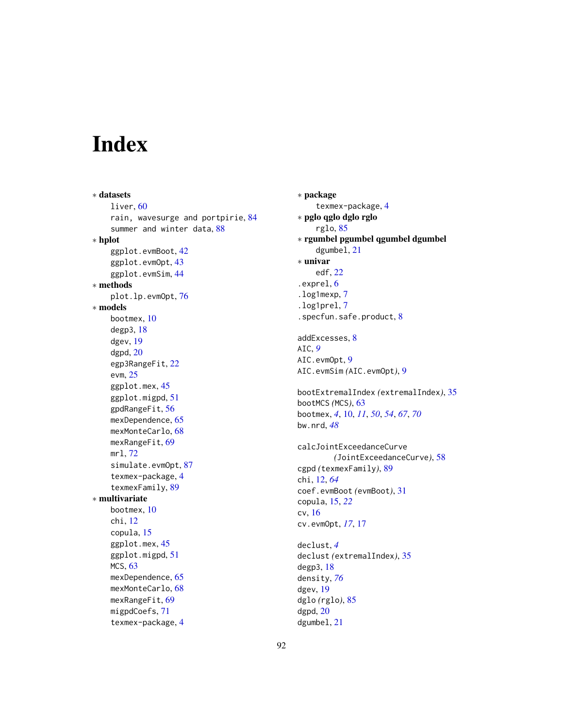# Index

∗ **datasets**
  liver, 60
  rain, wavesurge and portpirie, 84
  summer and winter data, 88

∗ **hplot**
  ggplot.evmBoot, 42
  ggplot.evmOpt, 43
  ggplot.evmSim, 44

∗ **methods**
  plot.lp.evmOpt, 76

∗ **models**
  bootmex, 10
  degp3, 18
  dgev, 19
  dgpd, 20
  egp3RangeFit, 22
  evm, 25
  ggplot.mex, 45
  ggplot.migpd, 51
  gpdRangeFit, 56
  mexDependence, 65
  mexMonteCarlo, 68
  mexRangeFit, 69
  mrl, 72
  simulate.evmOpt, 87
  texmex-package, 4
  texmexFamily, 89

∗ **multivariate**
  bootmex, 10
  chi, 12
  copula, 15
  ggplot.mex, 45
  ggplot.migpd, 51
  MCS, 63
  mexDependence, 65
  mexMonteCarlo, 68
  mexRangeFit, 69
  migpdCoefs, 71
  texmex-package, 4

∗ **package**
  texmex-package, 4

∗ **pglo qglo dglo rglo**
  rglo, 85

∗ **rgumbel pgumbel qgumbel dgumbel**
  dgumbel, 21

∗ **univar**
  edf, 22

.exprel, 6
.log1mexp, 7
.log1prel, 7
.specfun.safe.product, 8

addExcesses, 8
AIC, *9*
AIC.evmOpt, 9
AIC.evmSim *(*AIC.evmOpt*)*, 9

bootExtremalIndex *(*extremalIndex*)*, 35
bootMCS *(*MCS*)*, 63
bootmex, *4*, 10, *11*, *50*, *54*, *67*, *70*
bw.nrd, *48*

calcJointExceedanceCurve *(*JointExceedanceCurve*)*, 58
cgpd *(*texmexFamily*)*, 89
chi, 12, *64*
coef.evmBoot *(*evmBoot*)*, 31
copula, 15, *22*
cv, 16
cv.evmOpt, *17*, 17

declust, *4*
declust *(*extremalIndex*)*, 35
degp3, 18
density, *76*
dgev, 19
dglo *(*rglo*)*, 85
dgpd, 20
dgumbel, 21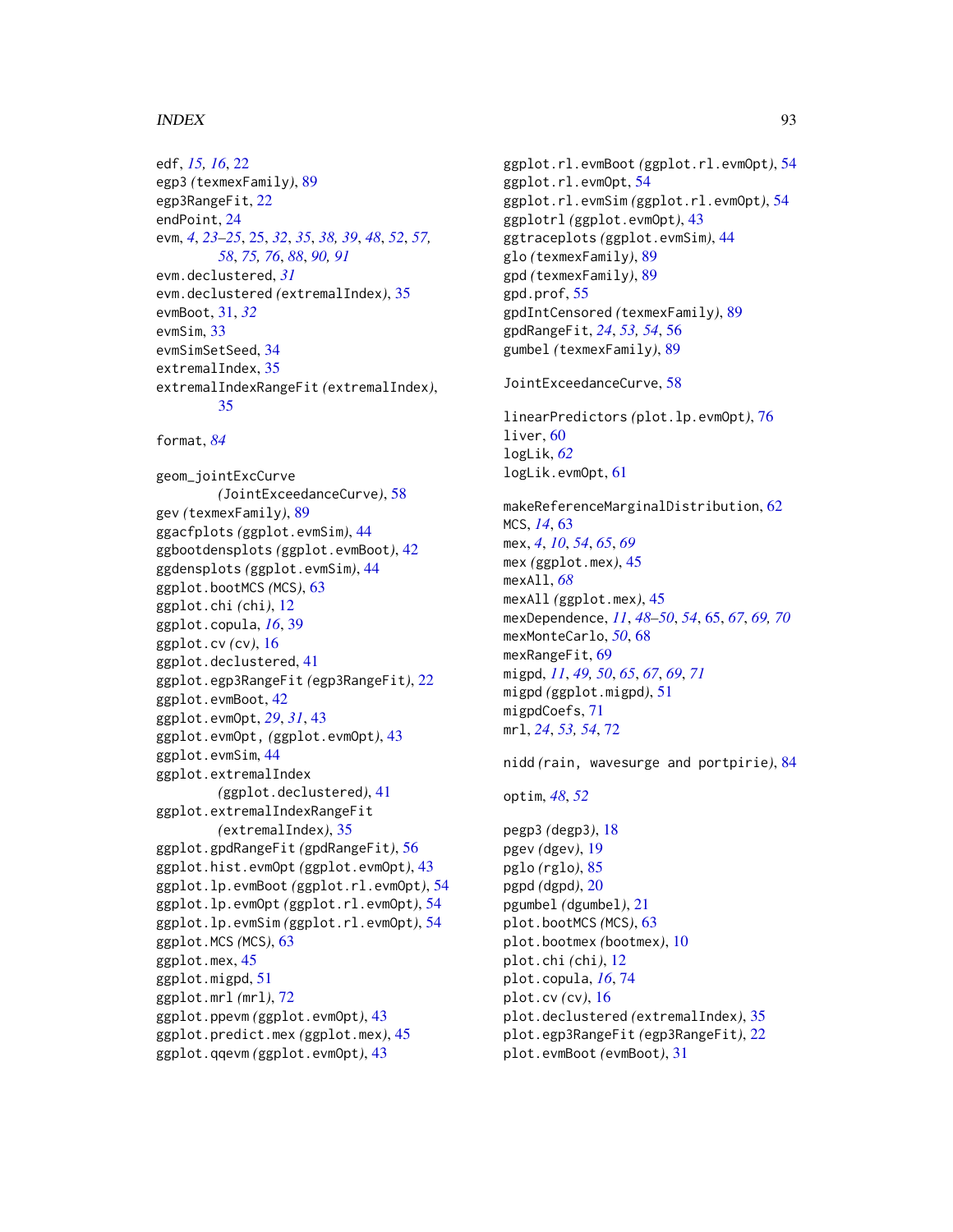edf, *15, 16*, 22
egp3 *(texmexFamily)*, 89
egp3RangeFit, 22
endPoint, 24
evm, *4*, *23–25*, 25, *32*, *35*, *38, 39*, *48*, *52*, *57, 58*, *75, 76*, *88*, *90, 91*
evm.declustered, *31*
evm.declustered *(extremalIndex)*, 35
evmBoot, 31, *32*
evmSim, 33
evmSimSetSeed, 34
extremalIndex, 35
extremalIndexRangeFit *(extremalIndex)*, 35

format, *84*

geom_jointExcCurve *(JointExceedanceCurve)*, 58
gev *(texmexFamily)*, 89
ggacfplots *(ggplot.evmSim)*, 44
ggbootdensplots *(ggplot.evmBoot)*, 42
ggdensplots *(ggplot.evmSim)*, 44
ggplot.bootMCS *(MCS)*, 63
ggplot.chi *(chi)*, 12
ggplot.copula, *16*, 39
ggplot.cv *(cv)*, 16
ggplot.declustered, 41
ggplot.egp3RangeFit *(egp3RangeFit)*, 22
ggplot.evmBoot, 42
ggplot.evmOpt, *29*, *31*, 43
ggplot.evmOpt, *(ggplot.evmOpt)*, 43
ggplot.evmSim, 44
ggplot.extremalIndex *(ggplot.declustered)*, 41
ggplot.extremalIndexRangeFit *(extremalIndex)*, 35
ggplot.gpdRangeFit *(gpdRangeFit)*, 56
ggplot.hist.evmOpt *(ggplot.evmOpt)*, 43
ggplot.lp.evmBoot *(ggplot.rl.evmOpt)*, 54
ggplot.lp.evmOpt *(ggplot.rl.evmOpt)*, 54
ggplot.lp.evmSim *(ggplot.rl.evmOpt)*, 54
ggplot.MCS *(MCS)*, 63
ggplot.mex, 45
ggplot.migpd, 51
ggplot.mrl *(mrl)*, 72
ggplot.ppevm *(ggplot.evmOpt)*, 43
ggplot.predict.mex *(ggplot.mex)*, 45
ggplot.qqevm *(ggplot.evmOpt)*, 43
ggplot.rl.evmBoot *(ggplot.rl.evmOpt)*, 54
ggplot.rl.evmOpt, 54
ggplot.rl.evmSim *(ggplot.rl.evmOpt)*, 54
ggplotrl *(ggplot.evmOpt)*, 43
ggtraceplots *(ggplot.evmSim)*, 44
glo *(texmexFamily)*, 89
gpd *(texmexFamily)*, 89
gpd.prof, 55
gpdIntCensored *(texmexFamily)*, 89
gpdRangeFit, *24*, *53, 54*, 56
gumbel *(texmexFamily)*, 89

JointExceedanceCurve, 58

linearPredictors *(plot.lp.evmOpt)*, 76
liver, 60
logLik, *62*
logLik.evmOpt, 61

makeReferenceMarginalDistribution, 62
MCS, *14*, 63
mex, *4*, *10*, *54*, *65*, *69*
mex *(ggplot.mex)*, 45
mexAll, *68*
mexAll *(ggplot.mex)*, 45
mexDependence, *11*, *48–50*, *54*, 65, *67*, *69, 70*
mexMonteCarlo, *50*, 68
mexRangeFit, 69
migpd, *11*, *49*, *50*, *65*, *67*, *69*, *71*
migpd *(ggplot.migpd)*, 51
migpdCoefs, 71
mrl, *24*, *53, 54*, 72

nidd *(rain, wavesurge and portpirie)*, 84

optim, *48*, *52*

pegp3 *(degp3)*, 18
pgev *(dgev)*, 19
pglo *(rglo)*, 85
pgpd *(dgpd)*, 20
pgumbel *(dgumbel)*, 21
plot.bootMCS *(MCS)*, 63
plot.bootmex *(bootmex)*, 10
plot.chi *(chi)*, 12
plot.copula, *16*, 74
plot.cv *(cv)*, 16
plot.declustered *(extremalIndex)*, 35
plot.egp3RangeFit *(egp3RangeFit)*, 22
plot.evmBoot *(evmBoot)*, 31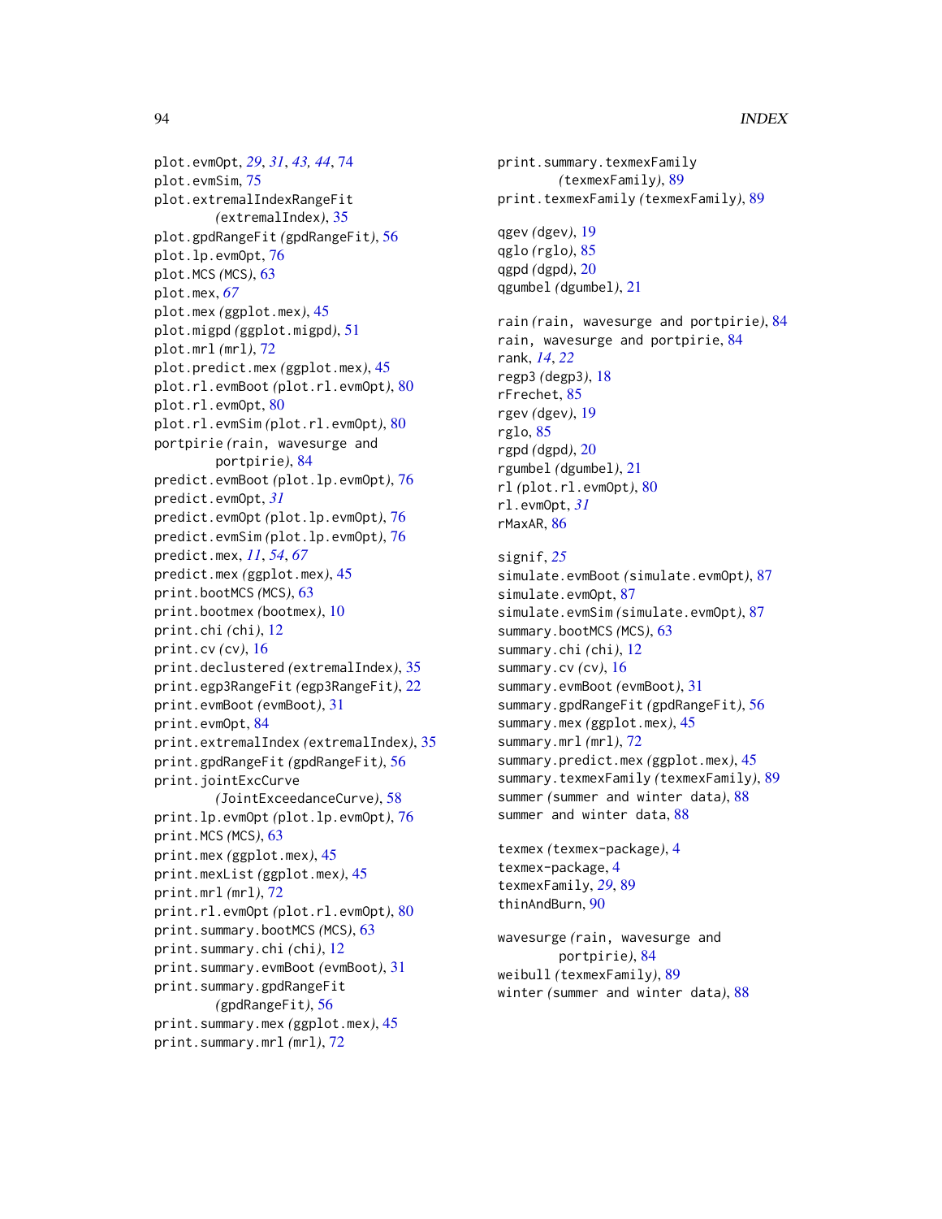plot.evmOpt, *29*, *31*, *43, 44*, 74
plot.evmSim, 75
plot.extremalIndexRangeFit (extremalIndex), 35
plot.gpdRangeFit (gpdRangeFit), 56
plot.lp.evmOpt, 76
plot.MCS (MCS), 63
plot.mex, *67*
plot.mex (ggplot.mex), 45
plot.migpd (ggplot.migpd), 51
plot.mrl (mrl), 72
plot.predict.mex (ggplot.mex), 45
plot.rl.evmBoot (plot.rl.evmOpt), 80
plot.rl.evmOpt, 80
plot.rl.evmSim (plot.rl.evmOpt), 80
portpirie (rain, wavesurge and portpirie), 84
predict.evmBoot (plot.lp.evmOpt), 76
predict.evmOpt, *31*
predict.evmOpt (plot.lp.evmOpt), 76
predict.evmSim (plot.lp.evmOpt), 76
predict.mex, *11*, *54*, *67*
predict.mex (ggplot.mex), 45
print.bootMCS (MCS), 63
print.bootmex (bootmex), 10
print.chi (chi), 12
print.cv (cv), 16
print.declustered (extremalIndex), 35
print.egp3RangeFit (egp3RangeFit), 22
print.evmBoot (evmBoot), 31
print.evmOpt, 84
print.extremalIndex (extremalIndex), 35
print.gpdRangeFit (gpdRangeFit), 56
print.jointExcCurve (JointExceedanceCurve), 58
print.lp.evmOpt (plot.lp.evmOpt), 76
print.MCS (MCS), 63
print.mex (ggplot.mex), 45
print.mexList (ggplot.mex), 45
print.mrl (mrl), 72
print.rl.evmOpt (plot.rl.evmOpt), 80
print.summary.bootMCS (MCS), 63
print.summary.chi (chi), 12
print.summary.evmBoot (evmBoot), 31
print.summary.gpdRangeFit (gpdRangeFit), 56
print.summary.mex (ggplot.mex), 45
print.summary.mrl (mrl), 72
print.summary.texmexFamily (texmexFamily), 89
print.texmexFamily (texmexFamily), 89

qgev (dgev), 19
qglo (rglo), 85
qgpd (dgpd), 20
qgumbel (dgumbel), 21

rain (rain, wavesurge and portpirie), 84
rain, wavesurge and portpirie, 84
rank, *14*, *22*
regp3 (degp3), 18
rFrechet, 85
rgev (dgev), 19
rglo, 85
rgpd (dgpd), 20
rgumbel (dgumbel), 21
rl (plot.rl.evmOpt), 80
rl.evmOpt, *31*
rMaxAR, 86

signif, *25*
simulate.evmBoot (simulate.evmOpt), 87
simulate.evmOpt, 87
simulate.evmSim (simulate.evmOpt), 87
summary.bootMCS (MCS), 63
summary.chi (chi), 12
summary.cv (cv), 16
summary.evmBoot (evmBoot), 31
summary.gpdRangeFit (gpdRangeFit), 56
summary.mex (ggplot.mex), 45
summary.mrl (mrl), 72
summary.predict.mex (ggplot.mex), 45
summary.texmexFamily (texmexFamily), 89
summer (summer and winter data), 88
summer and winter data, 88

texmex (texmex-package), 4
texmex-package, 4
texmexFamily, *29*, 89
thinAndBurn, 90

wavesurge (rain, wavesurge and portpirie), 84
weibull (texmexFamily), 89
winter (summer and winter data), 88